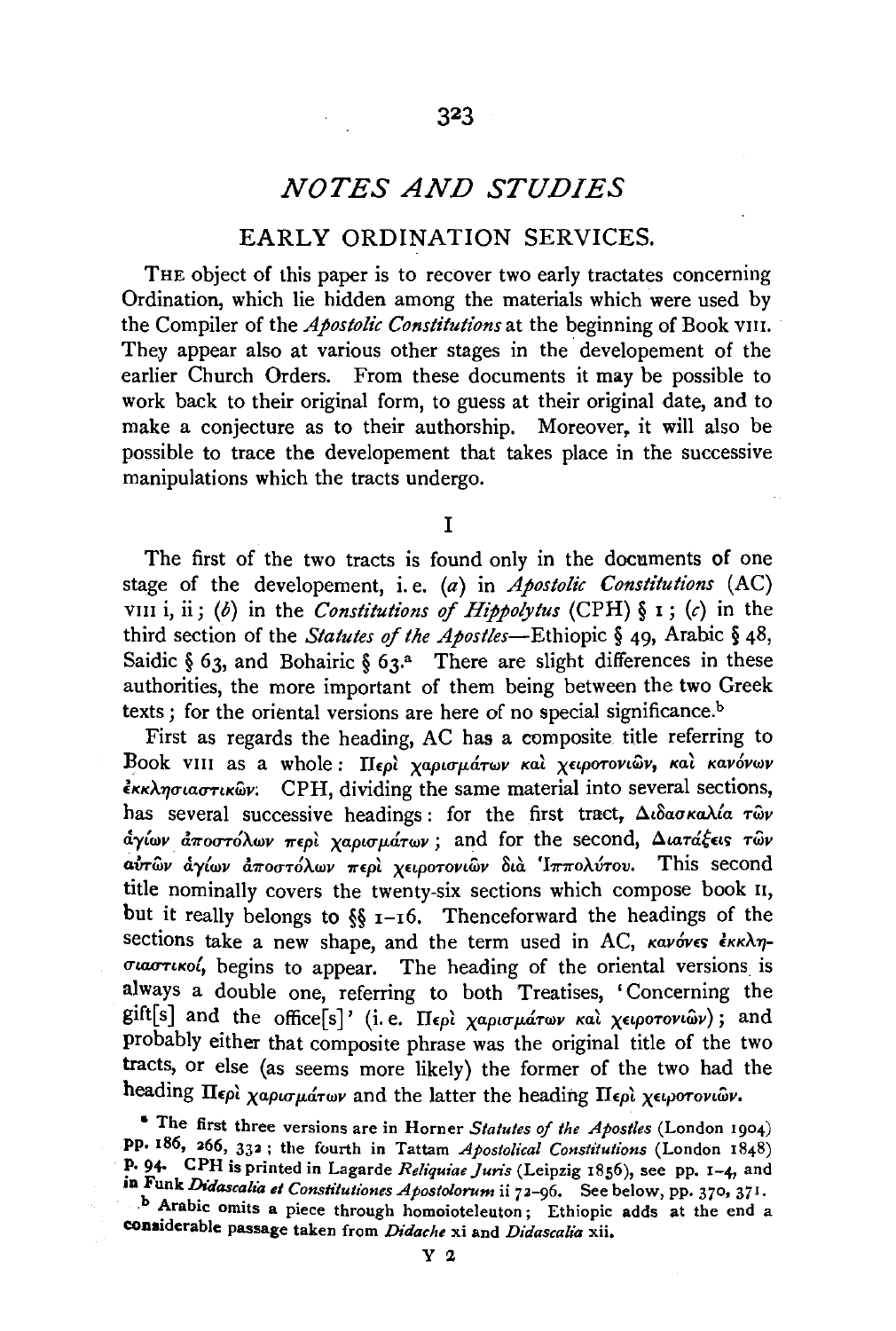# NOTES AND STUDIES

## EARLY ORDINATION SERVICES.

THE object of this paper is to recover two early tractates concerning Ordination, which lie hidden among the materials which were used by the Compiler of the *Apostolic Constitutions* at the beginning of Book VIII. They appear also at various other stages in the developement of the earlier Church Orders. From these documents it may be possible to work back to their original form, to guess at their original date, and to make a conjecture as to their authorship. Moreover, it will also be possible to trace the developement that takes place in the successive manipulations which the tracts undergo.

### I

The first of the two tracts is found only in the documents of one stage of the developement, i.e. (*a*) in *Apostolic Constitutions* (AC) VIII i, ii; (*b*) in the *Constitutions of Hippolytus* (CPH) § 1; (*c*) in the third section of the *Statutes of the Apostles*—Ethiopic § 49, Arabic § 48, Saidic § 63, and Bohairic § 63.[a] There are slight differences in these authorities, the more important of them being between the two Greek texts; for the oriental versions are here of no special significance.[b]

First as regards the heading, AC has a composite title referring to Book VIII as a whole: Περὶ χαρισμάτων καὶ χειροτονιῶν, καὶ κανόνων ἐκκλησιαστικῶν. CPH, dividing the same material into several sections, has several successive headings: for the first tract, Διδασκαλία τῶν ἁγίων ἀποστόλων περὶ χαρισμάτων; and for the second, Διατάξεις τῶν αὐτῶν ἁγίων ἀποστόλων περὶ χειροτονιῶν διὰ Ἱππολύτου. This second title nominally covers the twenty-six sections which compose book II, but it really belongs to §§ 1–16. Thenceforward the headings of the sections take a new shape, and the term used in AC, κανόνες ἐκκλησιαστικοί, begins to appear. The heading of the oriental versions is always a double one, referring to both Treatises, 'Concerning the gift[s] and the office[s]' (i.e. Περὶ χαρισμάτων καὶ χειροτονιῶν); and probably either that composite phrase was the original title of the two tracts, or else (as seems more likely) the former of the two had the heading Περὶ χαρισμάτων and the latter the heading Περὶ χειροτονιῶν.

[a] The first three versions are in Horner *Statutes of the Apostles* (London 1904) pp. 186, 266, 332; the fourth in Tattam *Apostolical Constitutions* (London 1848) p. 94. CPH is printed in Lagarde *Reliquiae Juris* (Leipzig 1856), see pp. 1–4, and in Funk *Didascalia et Constitutiones Apostolorum* ii 72–96. See below, pp. 370, 371.

[b] Arabic omits a piece through homoioteleuton; Ethiopic adds at the end a considerable passage taken from *Didache* xi and *Didascalia* xii.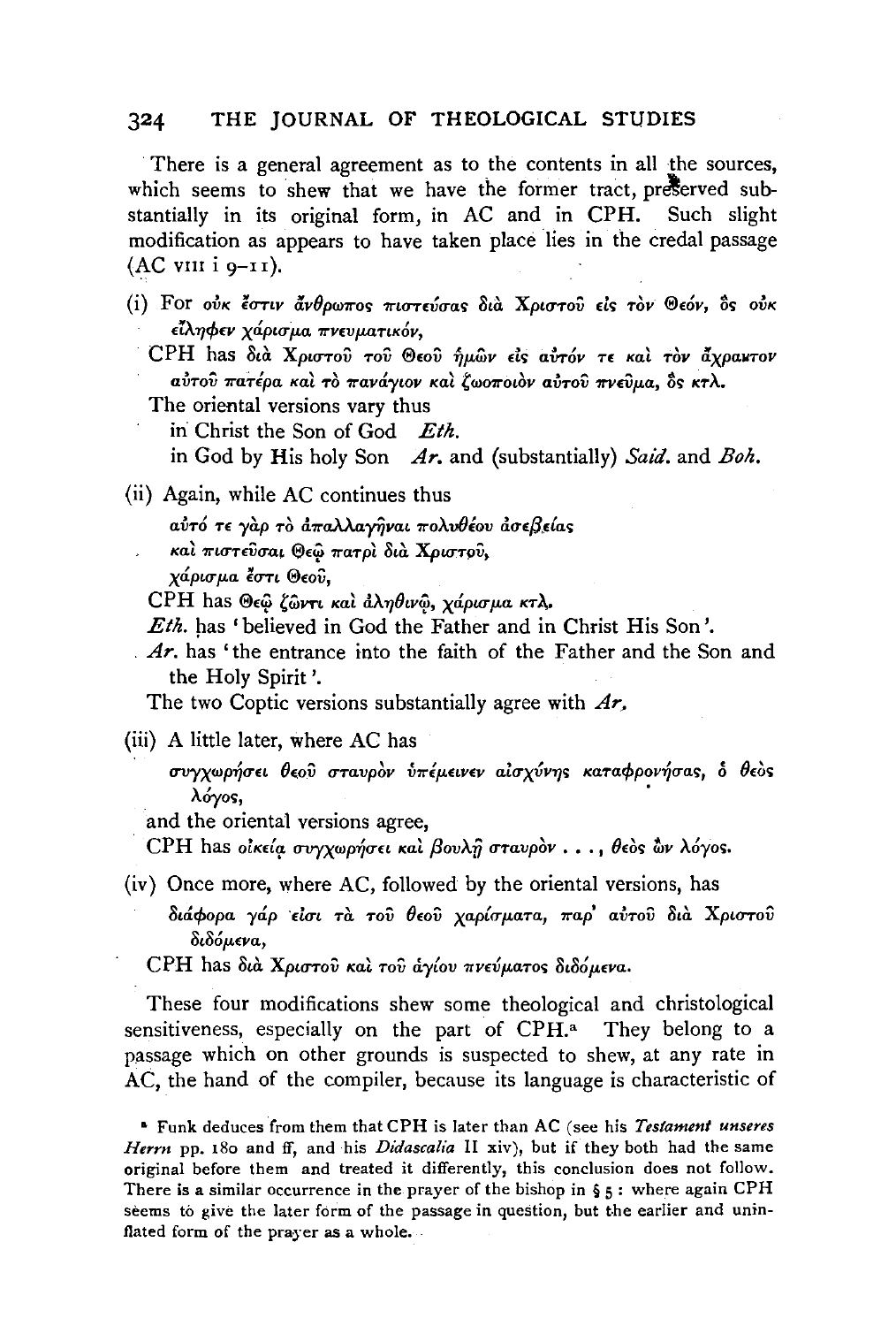There is a general agreement as to the contents in all the sources, which seems to shew that we have the former tract, preserved substantially in its original form, in AC and in CPH. Such slight modification as appears to have taken place lies in the credal passage (AC VIII i 9–11).

(i) For οὐκ ἔστιν ἄνθρωπος πιστεύσας διὰ Χριστοῦ εἰς τὸν Θεόν, ὃς οὐκ εἴληφεν χάρισμα πνευματικόν,

CPH has διὰ Χριστοῦ τοῦ Θεοῦ ἡμῶν εἰς αὐτόν τε καὶ τὸν ἄχραντον αὐτοῦ πατέρα καὶ τὸ πανάγιον καὶ ζωοποιὸν αὐτοῦ πνεῦμα, ὃς κτλ.

The oriental versions vary thus

in Christ the Son of God *Eth.*

in God by His holy Son *Ar.* and (substantially) *Said.* and *Boh.*

(ii) Again, while AC continues thus

αὐτό τε γὰρ τὸ ἀπαλλαγῆναι πολυθέου ἀσεβείας
καὶ πιστεῦσαι Θεῷ πατρὶ διὰ Χριστοῦ,
χάρισμα ἔστι Θεοῦ,

CPH has Θεῷ ζῶντι καὶ ἀληθινῷ, χάρισμα κτλ.

*Eth.* has 'believed in God the Father and in Christ His Son'.

*Ar.* has 'the entrance into the faith of the Father and the Son and the Holy Spirit'.

The two Coptic versions substantially agree with *Ar.*

(iii) A little later, where AC has

συγχωρήσει θεοῦ σταυρὸν ὑπέμεινεν αἰσχύνης καταφρονήσας, ὁ θεὸς λόγος,

and the oriental versions agree,

CPH has οἰκείᾳ συγχωρήσει καὶ βουλῇ σταυρὸν . . . , θεὸς ὢν λόγος.

(iv) Once more, where AC, followed by the oriental versions, has

διάφορα γάρ εἰσι τὰ τοῦ θεοῦ χαρίσματα, παρ' αὐτοῦ διὰ Χριστοῦ διδόμενα,

CPH has διὰ Χριστοῦ καὶ τοῦ ἁγίου πνεύματος διδόμενα.

These four modifications shew some theological and christological sensitiveness, especially on the part of CPH.[a] They belong to a passage which on other grounds is suspected to shew, at any rate in AC, the hand of the compiler, because its language is characteristic of

[a] Funk deduces from them that CPH is later than AC (see his *Testament unseres Herrn* pp. 180 and ff, and his *Didascalia* II xiv), but if they both had the same original before them and treated it differently, this conclusion does not follow. There is a similar occurrence in the prayer of the bishop in § 5: where again CPH seems to give the later form of the passage in question, but the earlier and uninflated form of the prayer as a whole.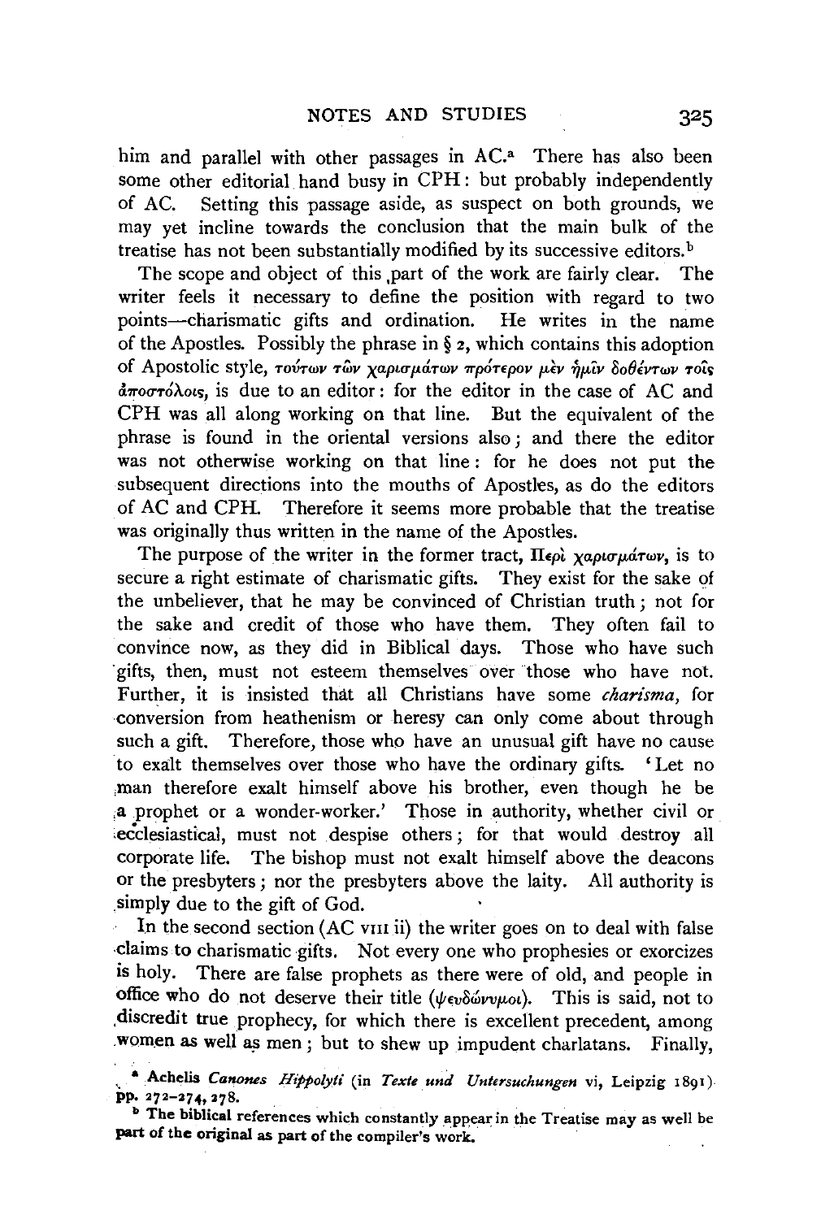him and parallel with other passages in AC.[a] There has also been some other editorial hand busy in CPH: but probably independently of AC. Setting this passage aside, as suspect on both grounds, we may yet incline towards the conclusion that the main bulk of the treatise has not been substantially modified by its successive editors.[b]

The scope and object of this part of the work are fairly clear. The writer feels it necessary to define the position with regard to two points—charismatic gifts and ordination. He writes in the name of the Apostles. Possibly the phrase in § 2, which contains this adoption of Apostolic style, τούτων τῶν χαρισμάτων πρότερον μὲν ἡμῖν δοθέντων τοῖς ἀποστόλοις, is due to an editor: for the editor in the case of AC and CPH was all along working on that line. But the equivalent of the phrase is found in the oriental versions also; and there the editor was not otherwise working on that line: for he does not put the subsequent directions into the mouths of Apostles, as do the editors of AC and CPH. Therefore it seems more probable that the treatise was originally thus written in the name of the Apostles.

The purpose of the writer in the former tract, Περὶ χαρισμάτων, is to secure a right estimate of charismatic gifts. They exist for the sake of the unbeliever, that he may be convinced of Christian truth; not for the sake and credit of those who have them. They often fail to convince now, as they did in Biblical days. Those who have such gifts, then, must not esteem themselves over those who have not. Further, it is insisted that all Christians have some *charisma*, for conversion from heathenism or heresy can only come about through such a gift. Therefore, those who have an unusual gift have no cause to exalt themselves over those who have the ordinary gifts. 'Let no man therefore exalt himself above his brother, even though he be a prophet or a wonder-worker.' Those in authority, whether civil or ecclesiastical, must not despise others; for that would destroy all corporate life. The bishop must not exalt himself above the deacons or the presbyters; nor the presbyters above the laity. All authority is simply due to the gift of God.

In the second section (AC VIII ii) the writer goes on to deal with false claims to charismatic gifts. Not every one who prophesies or exorcizes is holy. There are false prophets as there were of old, and people in office who do not deserve their title (ψευδώνυμοι). This is said, not to discredit true prophecy, for which there is excellent precedent, among women as well as men; but to shew up impudent charlatans. Finally,

[a] Achelis *Canones Hippolyti* (in *Texte und Untersuchungen* vi, Leipzig 1891) pp. 272–274, 278.

[b] The biblical references which constantly appear in the Treatise may as well be part of the original as part of the compiler's work.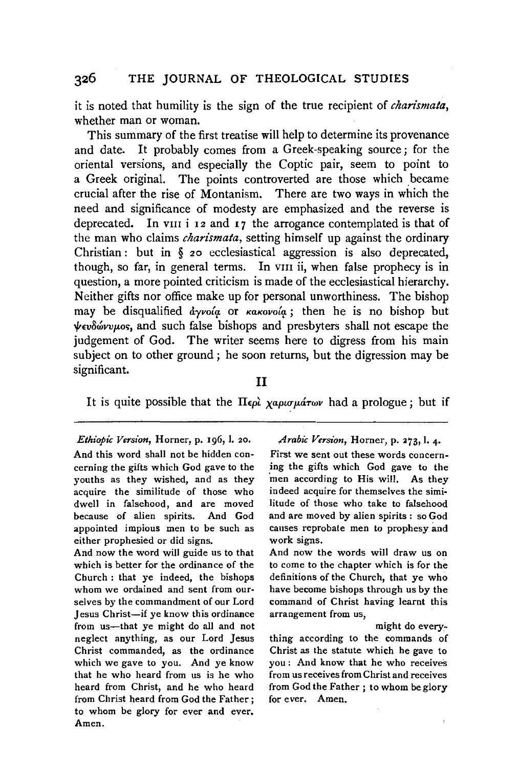it is noted that humility is the sign of the true recipient of *charismata*, whether man or woman.

This summary of the first treatise will help to determine its provenance and date. It probably comes from a Greek-speaking source; for the oriental versions, and especially the Coptic pair, seem to point to a Greek original. The points controverted are those which became crucial after the rise of Montanism. There are two ways in which the need and significance of modesty are emphasized and the reverse is deprecated. In VIII i 12 and 17 the arrogance contemplated is that of the man who claims *charismata*, setting himself up against the ordinary Christian: but in § 20 ecclesiastical aggression is also deprecated, though, so far, in general terms. In VIII ii, when false prophecy is in question, a more pointed criticism is made of the ecclesiastical hierarchy. Neither gifts nor office make up for personal unworthiness. The bishop may be disqualified ἀγνοίᾳ or κακονοίᾳ; then he is no bishop but ψευδώνυμος, and such false bishops and presbyters shall not escape the judgement of God. The writer seems here to digress from his main subject on to other ground; he soon returns, but the digression may be significant.

## II

It is quite possible that the Περὶ χαρισμάτων had a prologue; but if

---

*Ethiopic Version*, Horner, p. 196, l. 20.

And this word shall not be hidden concerning the gifts which God gave to the youths as they wished, and as they acquire the similitude of those who dwell in falsehood, and are moved because of alien spirits. And God appointed impious men to be such as either prophesied or did signs.

And now the word will guide us to that which is better for the ordinance of the Church: that ye indeed, the bishops whom we ordained and sent from ourselves by the commandment of our Lord Jesus Christ—if ye know this ordinance from us—that ye might do all and not neglect anything, as our Lord Jesus Christ commanded, as the ordinance which we gave to you. And ye know that he who heard from us is he who heard from Christ, and he who heard from Christ heard from God the Father; to whom be glory for ever and ever. Amen.

*Arabic Version*, Horner, p. 273, l. 4.

First we sent out these words concerning the gifts which God gave to the men according to His will. As they indeed acquire for themselves the similitude of those who take to falsehood and are moved by alien spirits: so God causes reprobate men to prophesy and work signs.

And now the words will draw us on to come to the chapter which is for the definitions of the Church, that ye who have become bishops through us by the command of Christ having learnt this arrangement from us,

might do everything according to the commands of Christ as the statute which he gave to you: And know that he who receives from us receives from Christ and receives from God the Father; to whom be glory for ever. Amen.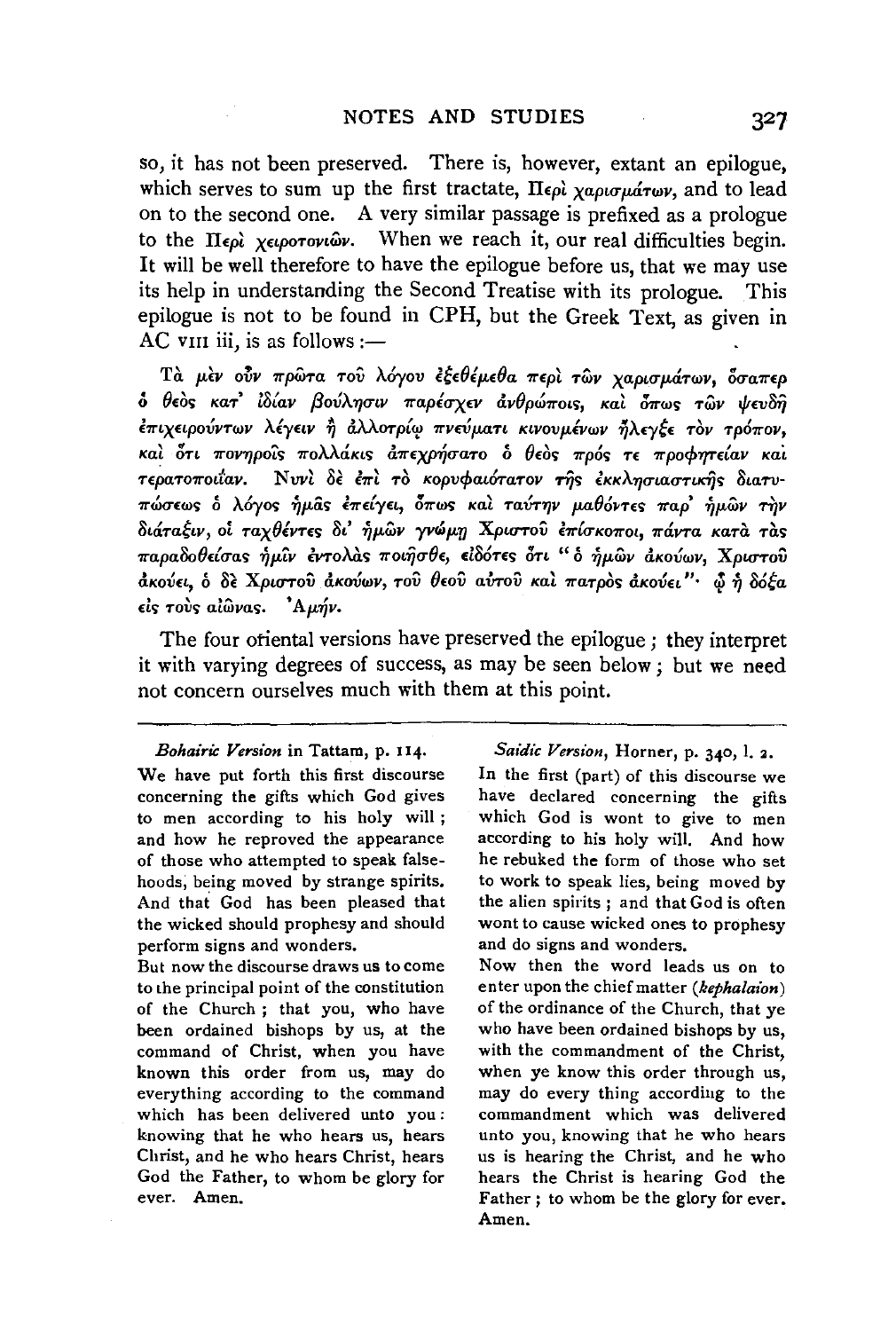so, it has not been preserved. There is, however, extant an epilogue, which serves to sum up the first tractate, Περὶ χαρισμάτων, and to lead on to the second one. A very similar passage is prefixed as a prologue to the Περὶ χειροτονιῶν. When we reach it, our real difficulties begin. It will be well therefore to have the epilogue before us, that we may use its help in understanding the Second Treatise with its prologue. This epilogue is not to be found in CPH, but the Greek Text, as given in AC VIII iii, is as follows:—

Τὰ μὲν οὖν πρῶτα τοῦ λόγου ἐξεθέμεθα περὶ τῶν χαρισμάτων, ὅσαπερ ὁ θεὸς κατ' ἰδίαν βούλησιν παρέσχεν ἀνθρώποις, καὶ ὅπως τῶν ψευδῆ ἐπιχειρούντων λέγειν ἢ ἀλλοτρίῳ πνεύματι κινουμένων ἤλεγξε τὸν τρόπον, καὶ ὅτι πονηροῖς πολλάκις ἀπεχρήσατο ὁ θεὸς πρός τε προφητείαν καὶ τερατοποιΐαν. Νυνὶ δὲ ἐπὶ τὸ κορυφαιότατον τῆς ἐκκλησιαστικῆς διατυπώσεως ὁ λόγος ἡμᾶς ἐπείγει, ὅπως καὶ ταύτην μαθόντες παρ' ἡμῶν τὴν διάταξιν, οἱ ταχθέντες δι' ἡμῶν γνώμῃ Χριστοῦ ἐπίσκοποι, πάντα κατὰ τὰς παραδοθείσας ἡμῖν ἐντολὰς ποιῆσθε, εἰδότες ὅτι "ὁ ἡμῶν ἀκούων, Χριστοῦ ἀκούει, ὁ δὲ Χριστοῦ ἀκούων, τοῦ θεοῦ αὐτοῦ καὶ πατρὸς ἀκούει"· ᾧ ἡ δόξα εἰς τοὺς αἰῶνας. Ἀμήν.

The four oriental versions have preserved the epilogue; they interpret it with varying degrees of success, as may be seen below; but we need not concern ourselves much with them at this point.

| *Bohairic Version* in Tattam, p. 114. | *Saidic Version*, Horner, p. 340, l. 2. |
|---|---|
| We have put forth this first discourse concerning the gifts which God gives to men according to his holy will; and how he reproved the appearance of those who attempted to speak falsehoods, being moved by strange spirits. And that God has been pleased that the wicked should prophesy and should perform signs and wonders. | In the first (part) of this discourse we have declared concerning the gifts which God is wont to give to men according to his holy will. And how he rebuked the form of those who set to work to speak lies, being moved by the alien spirits; and that God is often wont to cause wicked ones to prophesy and do signs and wonders. |
| But now the discourse draws us to come to the principal point of the constitution of the Church; that you, who have been ordained bishops by us, at the command of Christ, when you have known this order from us, may do everything according to the command which has been delivered unto you: knowing that he who hears us, hears Christ, and he who hears Christ, hears God the Father, to whom be glory for ever. Amen. | Now then the word leads us on to enter upon the chief matter (*kephalaion*) of the ordinance of the Church, that ye who have been ordained bishops by us, with the commandment of the Christ, when ye know this order through us, may do every thing according to the commandment which was delivered unto you, knowing that he who hears us is hearing the Christ, and he who hears the Christ is hearing God the Father; to whom be the glory for ever. Amen. |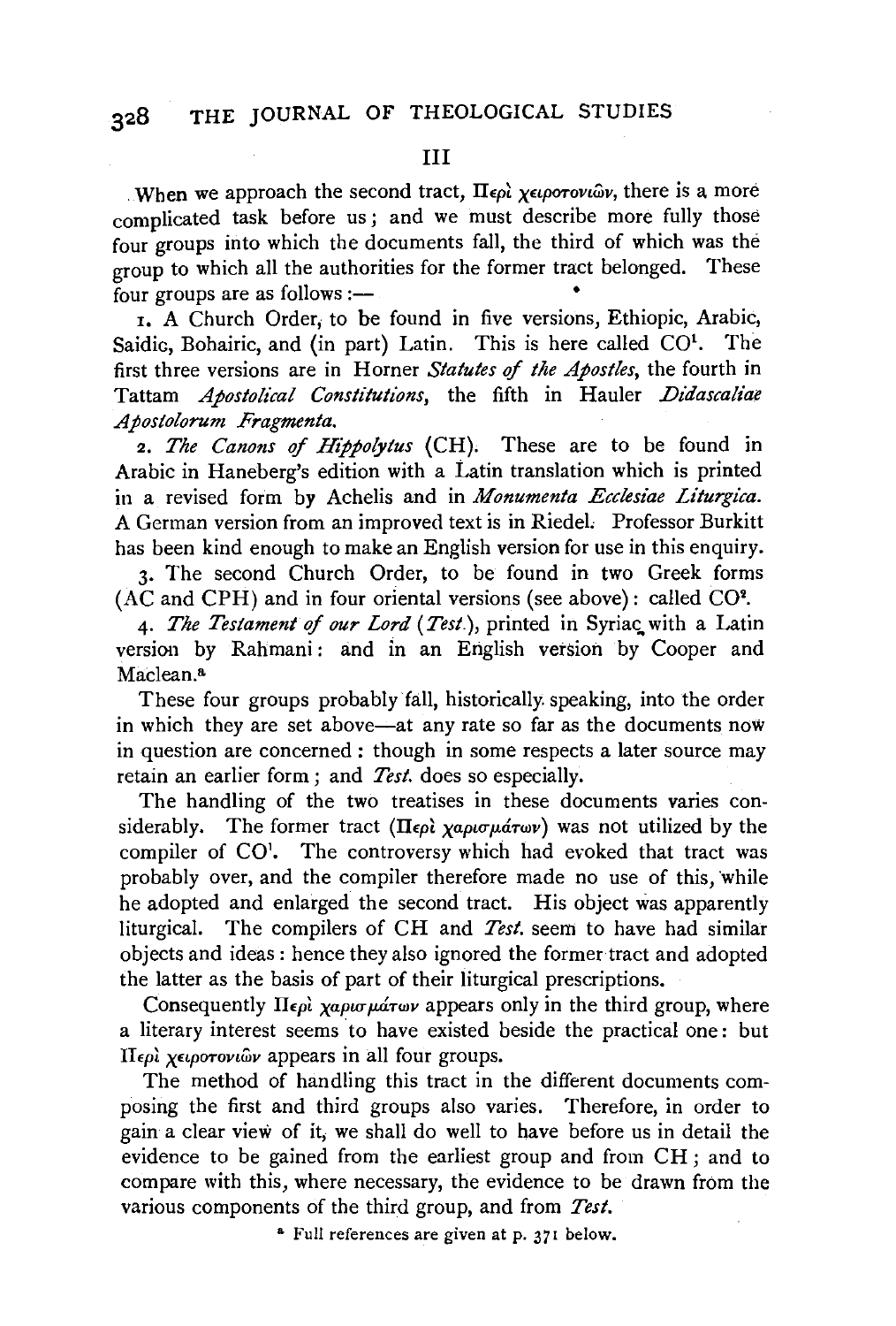## III

When we approach the second tract, Περὶ χειροτονιῶν, there is a more complicated task before us; and we must describe more fully those four groups into which the documents fall, the third of which was the group to which all the authorities for the former tract belonged. These four groups are as follows:—

1. A Church Order, to be found in five versions, Ethiopic, Arabic, Saidic, Bohairic, and (in part) Latin. This is here called CO[1]. The first three versions are in Horner *Statutes of the Apostles*, the fourth in Tattam *Apostolical Constitutions*, the fifth in Hauler *Didascaliae Apostolorum Fragmenta.*

2. *The Canons of Hippolytus* (CH). These are to be found in Arabic in Haneberg's edition with a Latin translation which is printed in a revised form by Achelis and in *Monumenta Ecclesiae Liturgica.* A German version from an improved text is in Riedel. Professor Burkitt has been kind enough to make an English version for use in this enquiry.

3. The second Church Order, to be found in two Greek forms (AC and CPH) and in four oriental versions (see above): called CO[2].

4. *The Testament of our Lord* (*Test.*), printed in Syriac with a Latin version by Rahmani: and in an English version by Cooper and Maclean.[a]

These four groups probably fall, historically speaking, into the order in which they are set above—at any rate so far as the documents now in question are concerned: though in some respects a later source may retain an earlier form; and *Test.* does so especially.

The handling of the two treatises in these documents varies considerably. The former tract (Περὶ χαρισμάτων) was not utilized by the compiler of CO[1]. The controversy which had evoked that tract was probably over, and the compiler therefore made no use of this, while he adopted and enlarged the second tract. His object was apparently liturgical. The compilers of CH and *Test.* seem to have had similar objects and ideas: hence they also ignored the former tract and adopted the latter as the basis of part of their liturgical prescriptions.

Consequently Περὶ χαρισμάτων appears only in the third group, where a literary interest seems to have existed beside the practical one: but Περὶ χειροτονιῶν appears in all four groups.

The method of handling this tract in the different documents composing the first and third groups also varies. Therefore, in order to gain a clear view of it, we shall do well to have before us in detail the evidence to be gained from the earliest group and from CH; and to compare with this, where necessary, the evidence to be drawn from the various components of the third group, and from *Test.*

[a] Full references are given at p. 371 below.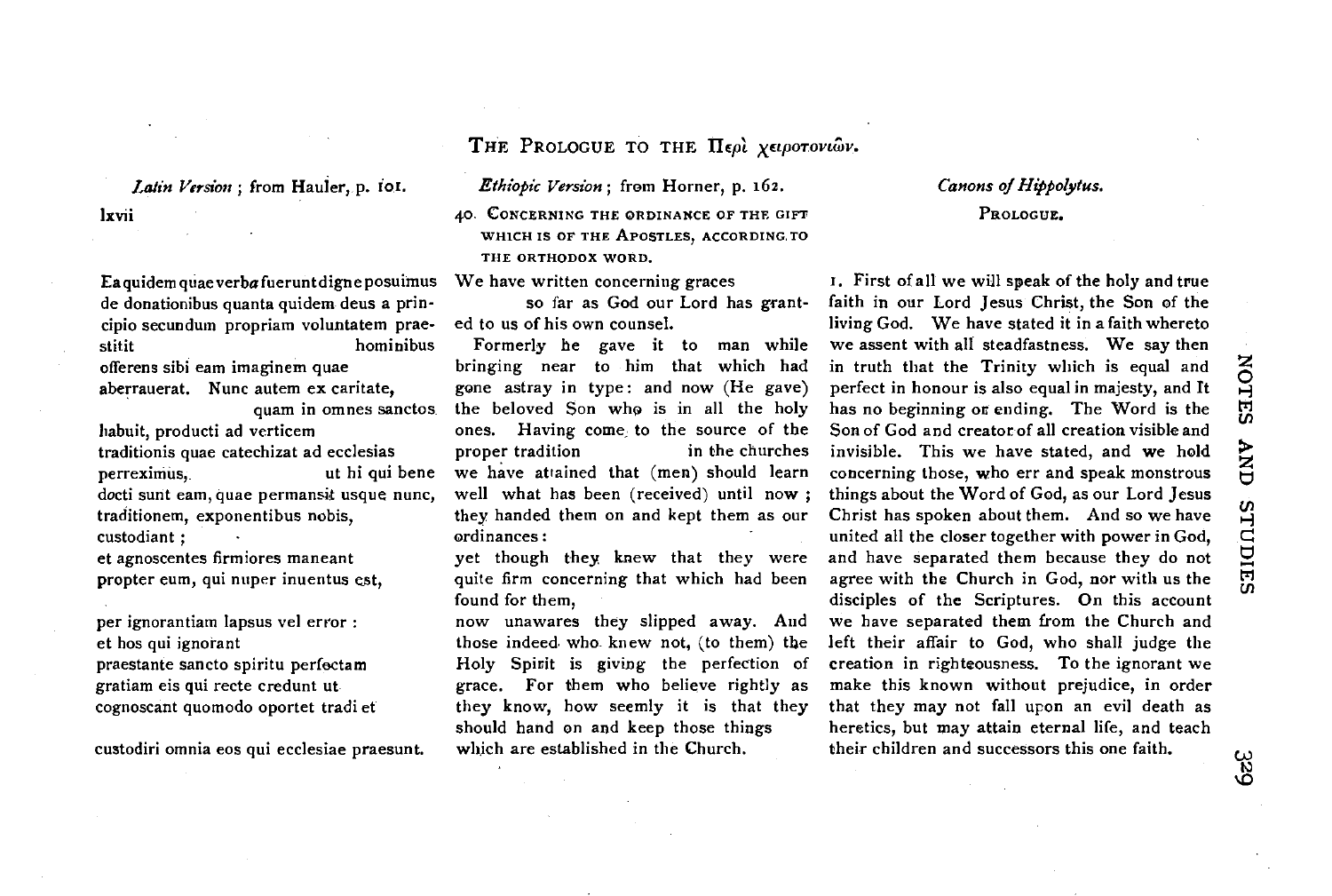# The Prologue to the Περὶ χειροτονιῶν.

## *Latin Version*; from Hauler, p. 101.

lxvii

Ea quidem quae verba fuerunt digne posuimus de donationibus quanta quidem deus a principio secundum propriam voluntatem praestitit hominibus offerens sibi eam imaginem quae aberrauerat. Nunc autem ex caritate, quam in omnes sanctos habuit, producti ad verticem traditionis quae catechizat ad ecclesias perreximus, ut hi qui bene docti sunt eam, quae permansit usque nunc, traditionem, exponentibus nobis, custodiant;
et agnoscentes firmiores maneant propter eum, qui nuper inuentus est,

per ignorantiam lapsus vel error:
et hos qui ignorant
praestante sancto spiritu perfectam gratiam eis qui recte credunt ut cognoscant quomodo oportet tradi et

custodiri omnia eos qui ecclesiae praesunt.

## *Ethiopic Version*; from Horner, p. 162.

40. Concerning the ordinance of the gift which is of the Apostles, according to the orthodox word.

We have written concerning graces so far as God our Lord has granted to us of his own counsel.

Formerly he gave it to man while bringing near to him that which had gone astray in type: and now (He gave) the beloved Son who is in all the holy ones. Having come to the source of the proper tradition in the churches we have attained that (men) should learn well what has been (received) until now; they handed them on and kept them as our ordinances:
yet though they knew that they were quite firm concerning that which had been found for them,
now unawares they slipped away. And those indeed who knew not, (to them) the Holy Spirit is giving the perfection of grace. For them who believe rightly as they know, how seemly it is that they should hand on and keep those things which are established in the Church.

## *Canons of Hippolytus*.

### Prologue.

1. First of all we will speak of the holy and true faith in our Lord Jesus Christ, the Son of the living God. We have stated it in a faith whereto we assent with all steadfastness. We say then in truth that the Trinity which is equal and perfect in honour is also equal in majesty, and It has no beginning or ending. The Word is the Son of God and creator of all creation visible and invisible. This we have stated, and we hold concerning those, who err and speak monstrous things about the Word of God, as our Lord Jesus Christ has spoken about them. And so we have united all the closer together with power in God, and have separated them because they do not agree with the Church in God, nor with us the disciples of the Scriptures. On this account we have separated them from the Church and left their affair to God, who shall judge the creation in righteousness. To the ignorant we make this known without prejudice, in order that they may not fall upon an evil death as heretics, but may attain eternal life, and teach their children and successors this one faith.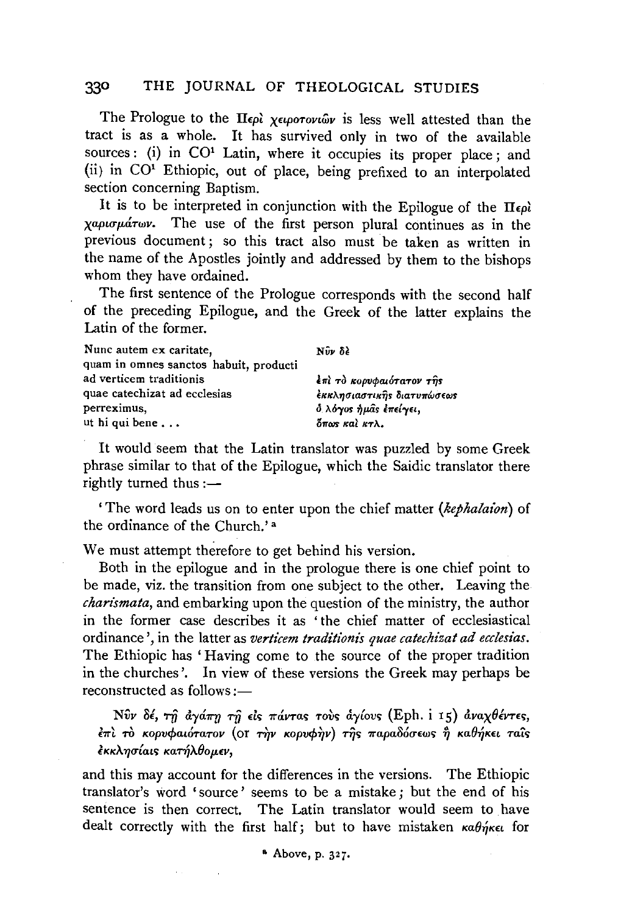The Prologue to the Περὶ χειροτονιῶν is less well attested than the tract is as a whole. It has survived only in two of the available sources: (i) in CO[1] Latin, where it occupies its proper place; and (ii) in CO[1] Ethiopic, out of place, being prefixed to an interpolated section concerning Baptism.

It is to be interpreted in conjunction with the Epilogue of the Περὶ χαρισμάτων. The use of the first person plural continues as in the previous document; so this tract also must be taken as written in the name of the Apostles jointly and addressed by them to the bishops whom they have ordained.

The first sentence of the Prologue corresponds with the second half of the preceding Epilogue, and the Greek of the latter explains the Latin of the former.

| | |
|---|---|
| Nunc autem ex caritate, | Νῦν δὲ |
| quam in omnes sanctos habuit, producti | |
| ad verticem traditionis | ἐπὶ τὸ κορυφαιότατον τῆς |
| quae catechizat ad ecclesias | ἐκκλησιαστικῆς διατυπώσεως |
| perreximus, | ὁ λόγος ἡμᾶς ἐπείγει, |
| ut hi qui bene . . . | ὅπως καὶ κτλ. |

It would seem that the Latin translator was puzzled by some Greek phrase similar to that of the Epilogue, which the Saidic translator there rightly turned thus:—

'The word leads us on to enter upon the chief matter (*kephalaion*) of the ordinance of the Church.'[a]

We must attempt therefore to get behind his version.

Both in the epilogue and in the prologue there is one chief point to be made, viz. the transition from one subject to the other. Leaving the *charismata*, and embarking upon the question of the ministry, the author in the former case describes it as 'the chief matter of ecclesiastical ordinance', in the latter as *verticem traditionis quae catechizat ad ecclesias*. The Ethiopic has 'Having come to the source of the proper tradition in the churches'. In view of these versions the Greek may perhaps be reconstructed as follows:—

Νῦν δέ, τῇ ἀγάπῃ τῇ εἰς πάντας τοὺς ἁγίους (Eph. i 15) ἀναχθέντες, ἐπὶ τὸ κορυφαιότατον (or τὴν κορυφὴν) τῆς παραδόσεως ἣ καθήκει ταῖς ἐκκλησίαις κατήλθομεν,

and this may account for the differences in the versions. The Ethiopic translator's word 'source' seems to be a mistake; but the end of his sentence is then correct. The Latin translator would seem to have dealt correctly with the first half; but to have mistaken καθήκει for

[a] Above, p. 327.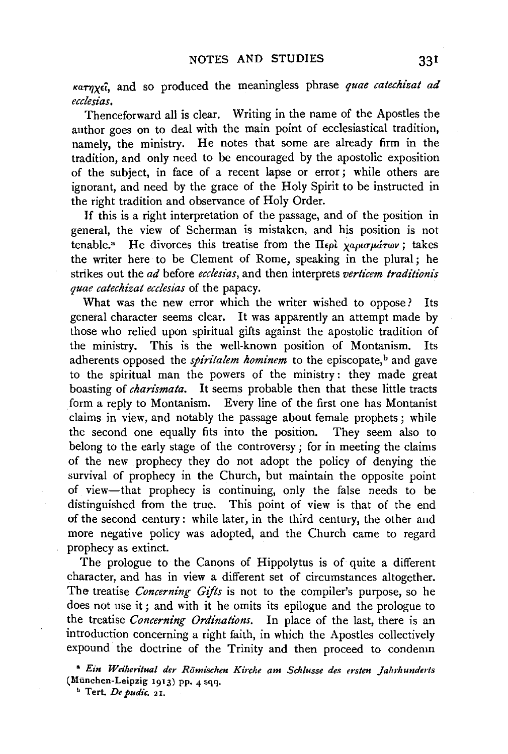κατηχεῖ, and so produced the meaningless phrase *quae catechizat ad ecclesias*.

Thenceforward all is clear. Writing in the name of the Apostles the author goes on to deal with the main point of ecclesiastical tradition, namely, the ministry. He notes that some are already firm in the tradition, and only need to be encouraged by the apostolic exposition of the subject, in face of a recent lapse or error; while others are ignorant, and need by the grace of the Holy Spirit to be instructed in the right tradition and observance of Holy Order.

If this is a right interpretation of the passage, and of the position in general, the view of Scherman is mistaken, and his position is not tenable.[a] He divorces this treatise from the Περὶ χαρισμάτων; takes the writer here to be Clement of Rome, speaking in the plural; he strikes out the *ad* before *ecclesias*, and then interprets *verticem traditionis quae catechizat ecclesias* of the papacy.

What was the new error which the writer wished to oppose? Its general character seems clear. It was apparently an attempt made by those who relied upon spiritual gifts against the apostolic tradition of the ministry. This is the well-known position of Montanism. Its adherents opposed the *spiritalem hominem* to the episcopate,[b] and gave to the spiritual man the powers of the ministry: they made great boasting of *charismata*. It seems probable then that these little tracts form a reply to Montanism. Every line of the first one has Montanist claims in view, and notably the passage about female prophets; while the second one equally fits into the position. They seem also to belong to the early stage of the controversy; for in meeting the claims of the new prophecy they do not adopt the policy of denying the survival of prophecy in the Church, but maintain the opposite point of view—that prophecy is continuing, only the false needs to be distinguished from the true. This point of view is that of the end of the second century: while later, in the third century, the other and more negative policy was adopted, and the Church came to regard prophecy as extinct.

The prologue to the Canons of Hippolytus is of quite a different character, and has in view a different set of circumstances altogether. The treatise *Concerning Gifts* is not to the compiler's purpose, so he does not use it; and with it he omits its epilogue and the prologue to the treatise *Concerning Ordinations*. In place of the last, there is an introduction concerning a right faith, in which the Apostles collectively expound the doctrine of the Trinity and then proceed to condemn

[a] *Ein Weiheritual der Römischen Kirche am Schlusse des ersten Jahrhunderts* (München-Leipzig 1913) pp. 4 sqq.

[b] Tert. *De pudic.* 21.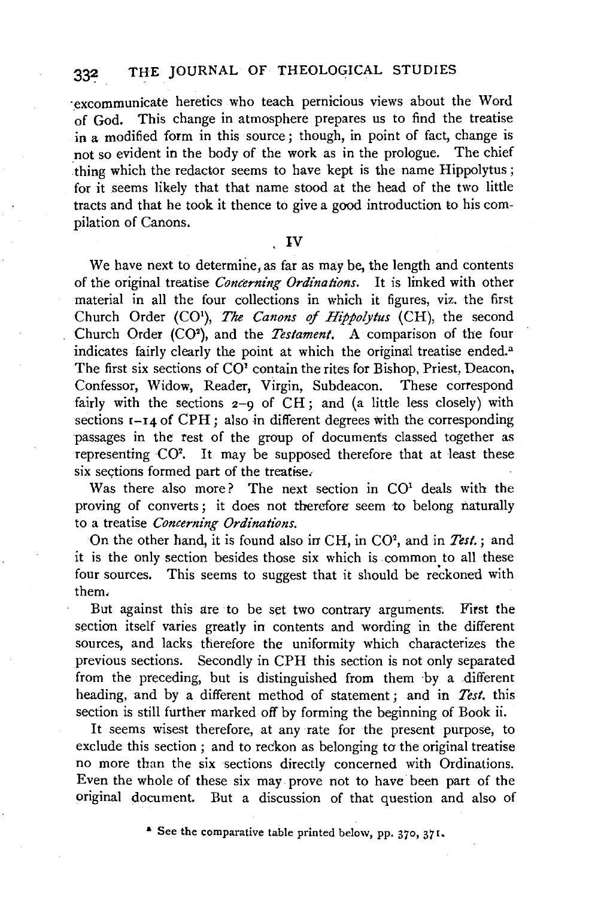excommunicate heretics who teach pernicious views about the Word of God. This change in atmosphere prepares us to find the treatise in a modified form in this source; though, in point of fact, change is not so evident in the body of the work as in the prologue. The chief thing which the redactor seems to have kept is the name Hippolytus; for it seems likely that that name stood at the head of the two little tracts and that he took it thence to give a good introduction to his compilation of Canons.

## IV

We have next to determine, as far as may be, the length and contents of the original treatise *Concerning Ordinations*. It is linked with other material in all the four collections in which it figures, viz. the first Church Order (CO[1]), *The Canons of Hippolytus* (CH), the second Church Order (CO[2]), and the *Testament*. A comparison of the four indicates fairly clearly the point at which the original treatise ended.[a] The first six sections of CO[1] contain the rites for Bishop, Priest, Deacon, Confessor, Widow, Reader, Virgin, Subdeacon. These correspond fairly with the sections 2–9 of CH; and (a little less closely) with sections 1–14 of CPH; also in different degrees with the corresponding passages in the rest of the group of documents classed together as representing CO[2]. It may be supposed therefore that at least these six sections formed part of the treatise.

Was there also more? The next section in CO[1] deals with the proving of converts; it does not therefore seem to belong naturally to a treatise *Concerning Ordinations*.

On the other hand, it is found also in CH, in CO[2], and in *Test.*; and it is the only section besides those six which is common to all these four sources. This seems to suggest that it should be reckoned with them.

But against this are to be set two contrary arguments. First the section itself varies greatly in contents and wording in the different sources, and lacks therefore the uniformity which characterizes the previous sections. Secondly in CPH this section is not only separated from the preceding, but is distinguished from them by a different heading, and by a different method of statement; and in *Test.* this section is still further marked off by forming the beginning of Book ii.

It seems wisest therefore, at any rate for the present purpose, to exclude this section; and to reckon as belonging to the original treatise no more than the six sections directly concerned with Ordinations. Even the whole of these six may prove not to have been part of the original document. But a discussion of that question and also of

[a] See the comparative table printed below, pp. 370, 371.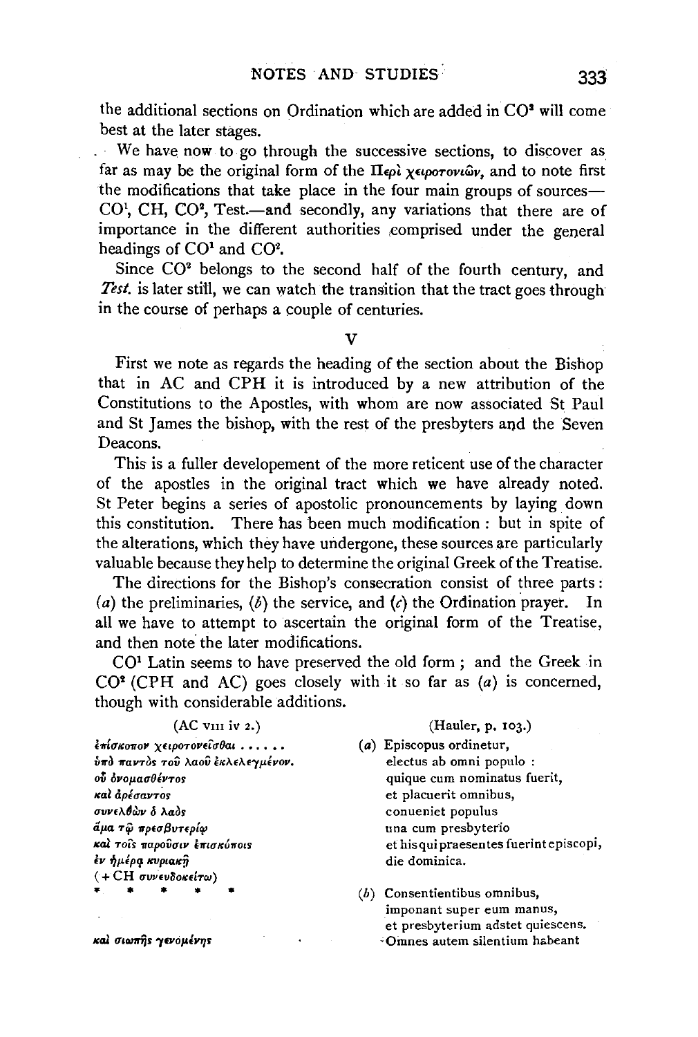the additional sections on Ordination which are added in CO[2] will come best at the later stages.

We have now to go through the successive sections, to discover as far as may be the original form of the Περὶ χειροτονιῶν, and to note first the modifications that take place in the four main groups of sources—CO[1], CH, CO[2], Test.—and secondly, any variations that there are of importance in the different authorities comprised under the general headings of CO[1] and CO[2].

Since CO[2] belongs to the second half of the fourth century, and *Test.* is later still, we can watch the transition that the tract goes through in the course of perhaps a couple of centuries.

## V

First we note as regards the heading of the section about the Bishop that in AC and CPH it is introduced by a new attribution of the Constitutions to the Apostles, with whom are now associated St Paul and St James the bishop, with the rest of the presbyters and the Seven Deacons.

This is a fuller developement of the more reticent use of the character of the apostles in the original tract which we have already noted. St Peter begins a series of apostolic pronouncements by laying down this constitution. There has been much modification: but in spite of the alterations, which they have undergone, these sources are particularly valuable because they help to determine the original Greek of the Treatise.

The directions for the Bishop's consecration consist of three parts: (*a*) the preliminaries, (*b*) the service, and (*c*) the Ordination prayer. In all we have to attempt to ascertain the original form of the Treatise, and then note the later modifications.

CO[1] Latin seems to have preserved the old form; and the Greek in CO[2] (CPH and AC) goes closely with it so far as (*a*) is concerned, though with considerable additions.

| (AC VIII iv 2.) | (Hauler, p. 103.) |
|---|---|
| ἐπίσκοπον χειροτονεῖσθαι . . . . . . | (*a*) Episcopus ordinetur, |
| ὑπὸ παντὸς τοῦ λαοῦ ἐκλελεγμένον. | electus ab omni populo : |
| οὗ ὀνομασθέντος | quique cum nominatus fuerit, |
| καὶ ἀρέσαντος | et placuerit omnibus, |
| συνελθὼν ὁ λαὸς | conueniet populus |
| ἅμα τῷ πρεσβυτερίῳ | una cum presbyterio |
| καὶ τοῖς παροῦσιν ἐπισκόποις | et his qui praesentes fuerint episcopi, |
| ἐν ἡμέρᾳ κυριακῇ | die dominica. |
| (+ CH συνευδοκείτω) | |
| \* \* \* \* \* | (*b*) Consentientibus omnibus, |
| | imponant super eum manus, |
| | et presbyterium adstet quiescens. |
| καὶ σιωπῆς γενομένης | Omnes autem silentium habeant |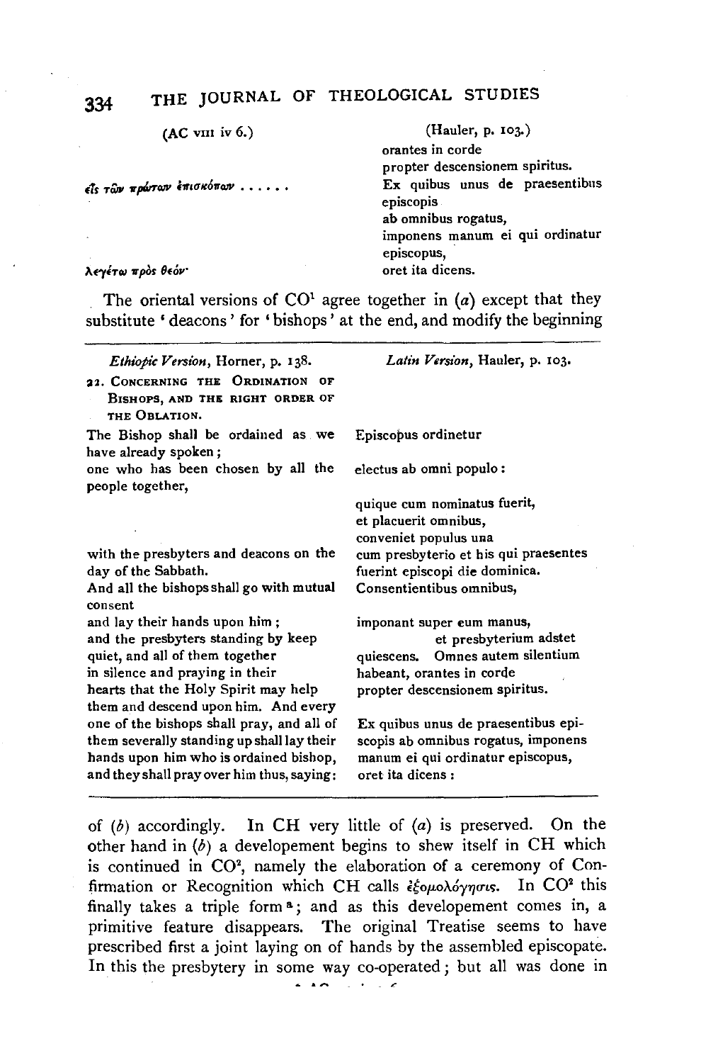| (AC VIII iv 6.) | (Hauler, p. 103.) |
| --- | --- |
| | orantes in corde propter descensionem spiritus. |
| εἷς τῶν πρώτων ἐπισκόπων . . . . . . | Ex quibus unus de praesentibus episcopis |
| | ab omnibus rogatus, |
| | imponens manum ei qui ordinatur episcopus, |
| λεγέτω πρὸς θεόν· | oret ita dicens. |

The oriental versions of CO[1] agree together in (*a*) except that they substitute 'deacons' for 'bishops' at the end, and modify the beginning of (*b*) accordingly. In CH very little of (*a*) is preserved. On the other hand in (*b*) a developement begins to shew itself in CH which is continued in CO[2], namely the elaboration of a ceremony of Confirmation or Recognition which CH calls ἐξομολόγησις. In CO[2] this finally takes a triple form[a]; and as this developement comes in, a primitive feature disappears. The original Treatise seems to have prescribed first a joint laying on of hands by the assembled episcopate. In this the presbytery in some way co-operated; but all was done in

| *Ethiopic Version*, Horner, p. 138. | *Latin Version*, Hauler, p. 103. |
| --- | --- |
| 22. CONCERNING THE ORDINATION OF BISHOPS, AND THE RIGHT ORDER OF THE OBLATION. | |
| The Bishop shall be ordained as we have already spoken; | Episcopus ordinetur |
| one who has been chosen by all the people together, | electus ab omni populo: |
| | quique cum nominatus fuerit, et placuerit omnibus, conveniet populus una |
| with the presbyters and deacons on the day of the Sabbath. | cum presbyterio et his qui praesentes fuerint episcopi die dominica. |
| And all the bishops shall go with mutual consent | Consentientibus omnibus, |
| and lay their hands upon him; | imponant super eum manus, |
| and the presbyters standing by keep quiet, and all of them together in silence and praying in their hearts that the Holy Spirit may help them and descend upon him. | et presbyterium adstet quiescens. Omnes autem silentium habeant, orantes in corde propter descensionem spiritus. |
| And every one of the bishops shall pray, and all of them severally standing up shall lay their hands upon him who is ordained bishop, and they shall pray over him thus, saying: | Ex quibus unus de praesentibus episcopis ab omnibus rogatus, imponens manum ei qui ordinatur episcopus, oret ita dicens: |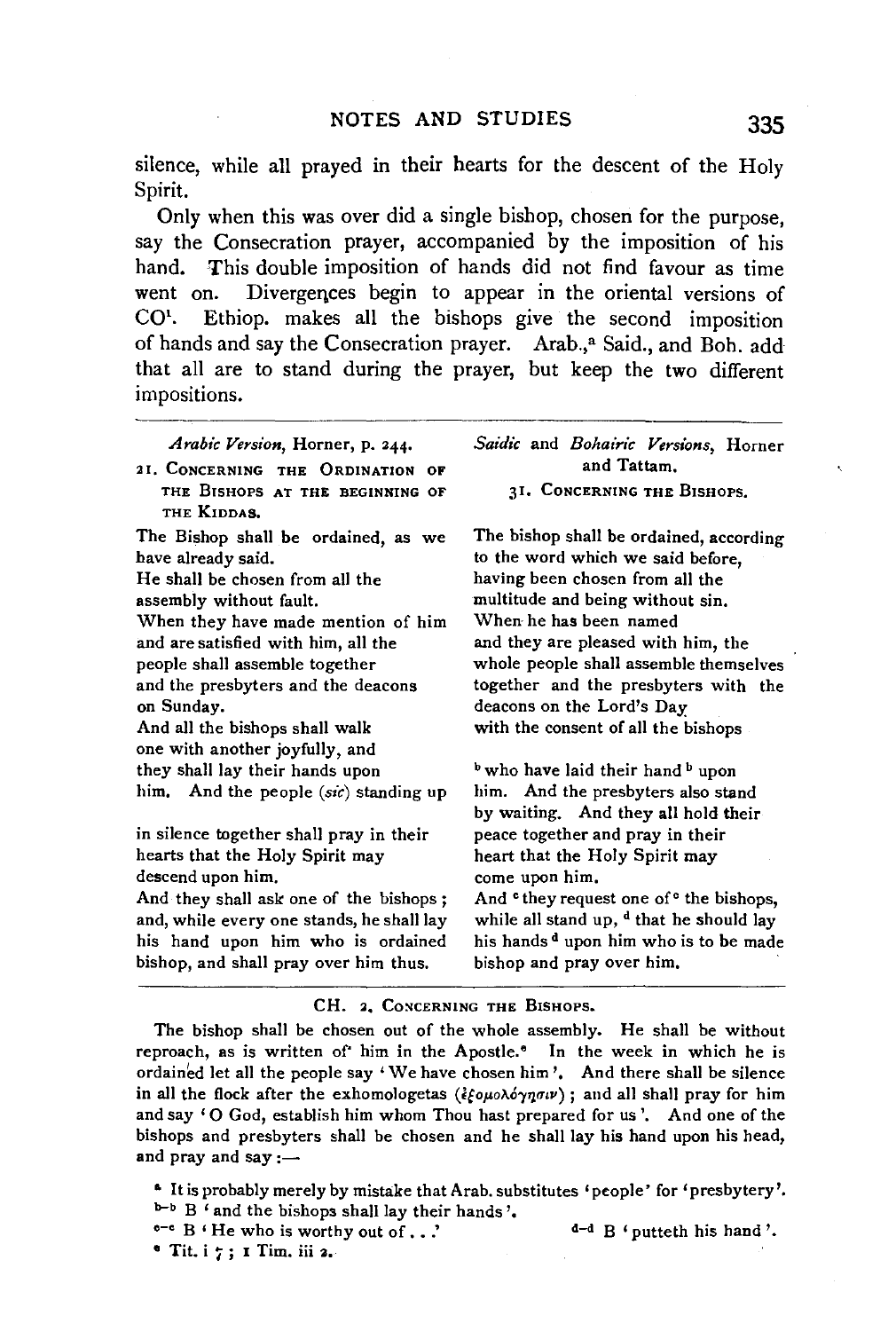silence, while all prayed in their hearts for the descent of the Holy Spirit.

Only when this was over did a single bishop, chosen for the purpose, say the Consecration prayer, accompanied by the imposition of his hand. This double imposition of hands did not find favour as time went on. Divergences begin to appear in the oriental versions of CO[1]. Ethiop. makes all the bishops give the second imposition of hands and say the Consecration prayer. Arab.,[a] Said., and Boh. add that all are to stand during the prayer, but keep the two different impositions.

| *Arabic Version*, Horner, p. 244. | *Saidic* and *Bohairic Versions*, Horner and Tattam. |
|---|---|
| 21. CONCERNING THE ORDINATION OF THE BISHOPS AT THE BEGINNING OF THE KIDDAS. | 31. CONCERNING THE BISHOPS. |
| The Bishop shall be ordained, as we have already said. | The bishop shall be ordained, according to the word which we said before, |
| He shall be chosen from all the assembly without fault. | having been chosen from all the multitude and being without sin. |
| When they have made mention of him and are satisfied with him, all the people shall assemble together and the presbyters and the deacons on Sunday. | When he has been named and they are pleased with him, the whole people shall assemble themselves together and the presbyters with the deacons on the Lord's Day |
| And all the bishops shall walk one with another joyfully, and they shall lay their hands upon him. And the people (*sic*) standing up | with the consent of all the bishops [b] who have laid their hand [b] upon him. And the presbyters also stand by waiting. |
| in silence together shall pray in their hearts that the Holy Spirit may descend upon him. | And they all hold their peace together and pray in their heart that the Holy Spirit may come upon him. |
| And they shall ask one of the bishops; and, while every one stands, he shall lay his hand upon him who is ordained bishop, and shall pray over him thus. | And [c] they request one of [c] the bishops, while all stand up, [d] that he should lay his hands [d] upon him who is to be made bishop and pray over him. |

CH. 2. CONCERNING THE BISHOPS.

The bishop shall be chosen out of the whole assembly. He shall be without reproach, as is written of him in the Apostle.[e] In the week in which he is ordained let all the people say 'We have chosen him'. And there shall be silence in all the flock after the exhomologetas (ἐξομολόγησιν); and all shall pray for him and say 'O God, establish him whom Thou hast prepared for us'. And one of the bishops and presbyters shall be chosen and he shall lay his hand upon his head, and pray and say:—

[a] It is probably merely by mistake that Arab. substitutes 'people' for 'presbytery'.

[b–b] B 'and the bishops shall lay their hands'.

[c–c] B 'He who is worthy out of . . .'

[d–d] B 'putteth his hand'.

[e] Tit. i 7; 1 Tim. iii 2.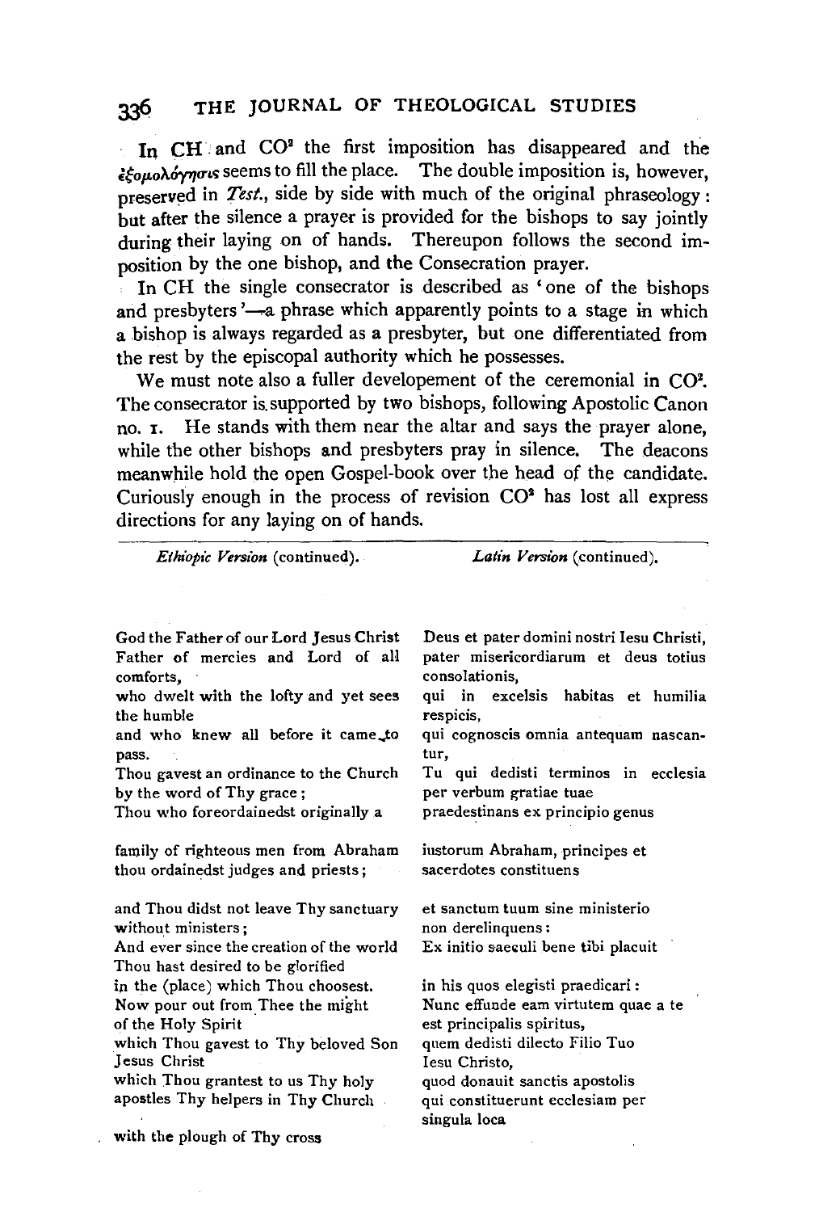In CH and CO² the first imposition has disappeared and the ἐξομολόγησις seems to fill the place. The double imposition is, however, preserved in *Test.*, side by side with much of the original phraseology: but after the silence a prayer is provided for the bishops to say jointly during their laying on of hands. Thereupon follows the second imposition by the one bishop, and the Consecration prayer.

In CH the single consecrator is described as 'one of the bishops and presbyters'—a phrase which apparently points to a stage in which a bishop is always regarded as a presbyter, but one differentiated from the rest by the episcopal authority which he possesses.

We must note also a fuller developement of the ceremonial in CO². The consecrator is supported by two bishops, following Apostolic Canon no. 1. He stands with them near the altar and says the prayer alone, while the other bishops and presbyters pray in silence. The deacons meanwhile hold the open Gospel-book over the head of the candidate. Curiously enough in the process of revision CO² has lost all express directions for any laying on of hands.

| *Ethiopic Version* (continued). | *Latin Version* (continued). |
|---|---|
| God the Father of our Lord Jesus Christ Father of mercies and Lord of all comforts, | Deus et pater domini nostri Iesu Christi, pater misericordiarum et deus totius consolationis, |
| who dwelt with the lofty and yet sees the humble | qui in excelsis habitas et humilia respicis, |
| and who knew all before it came to pass. | qui cognoscis omnia antequam nascantur, |
| Thou gavest an ordinance to the Church by the word of Thy grace; | Tu qui dedisti terminos in ecclesia per verbum gratiae tuae |
| Thou who foreordainedst originally a | praedestinans ex principio genus |
| family of righteous men from Abraham thou ordainedst judges and priests; | iustorum Abraham, principes et sacerdotes constituens |
| and Thou didst not leave Thy sanctuary without ministers; | et sanctum tuum sine ministerio non derelinquens: |
| And ever since the creation of the world Thou hast desired to be glorified | Ex initio saeculi bene tibi placuit |
| in the (place) which Thou choosest. | in his quos elegisti praedicari: |
| Now pour out from Thee the might of the Holy Spirit | Nunc effunde eam virtutem quae a te est principalis spiritus, |
| which Thou gavest to Thy beloved Son Jesus Christ | quem dedisti dilecto Filio Tuo Iesu Christo, |
| which Thou grantest to us Thy holy apostles Thy helpers in Thy Church | quod donauit sanctis apostolis qui constituerunt ecclesiam per singula loca |
| with the plough of Thy cross | |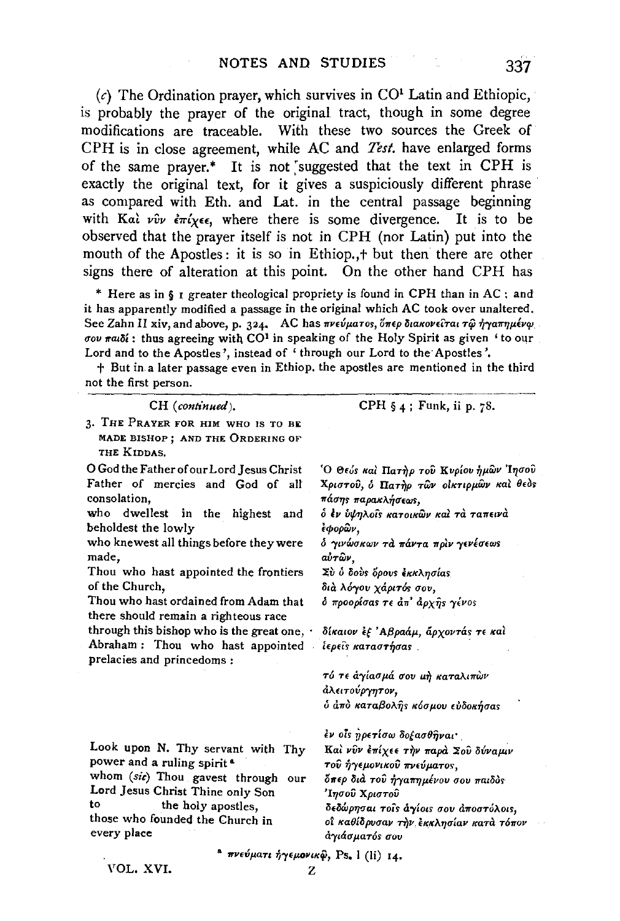(*c*) The Ordination prayer, which survives in CO[1] Latin and Ethiopic, is probably the prayer of the original tract, though in some degree modifications are traceable. With these two sources the Greek of CPH is in close agreement, while AC and *Test.* have enlarged forms of the same prayer.* It is not suggested that the text in CPH is exactly the original text, for it gives a suspiciously different phrase as compared with Eth. and Lat. in the central passage beginning with Καὶ νῦν ἐπίχεε, where there is some divergence. It is to be observed that the prayer itself is not in CPH (nor Latin) put into the mouth of the Apostles: it is so in Ethiop.,† but then there are other signs there of alteration at this point. On the other hand CPH has

\* Here as in § 1 greater theological propriety is found in CPH than in AC; and it has apparently modified a passage in the original which AC took over unaltered. See Zahn II xiv, and above, p. 324. AC has πνεύματος, ὅπερ διακονεῖται τῷ ἠγαπημένῳ σου παιδί: thus agreeing with CO[1] in speaking of the Holy Spirit as given 'to our Lord and to the Apostles', instead of 'through our Lord to the Apostles'.

† But in a later passage even in Ethiop. the apostles are mentioned in the third not the first person.

| CH (*continued*). | CPH § 4; Funk, ii p. 78. |
|---|---|
| 3. The Prayer for him who is to be made Bishop; and the Ordering of the Kiddas. | |
| O God the Father of our Lord Jesus Christ Father of mercies and God of all consolation, | Ὁ Θεὸς καὶ Πατὴρ τοῦ Κυρίου ἡμῶν Ἰησοῦ Χριστοῦ, ὁ Πατὴρ τῶν οἰκτιρμῶν καὶ θεὸς πάσης παρακλήσεως, |
| who dwellest in the highest and beholdest the lowly | ὁ ἐν ὑψηλοῖς κατοικῶν καὶ τὰ ταπεινὰ ἐφορῶν, |
| who knewest all things before they were made, | ὁ γινώσκων τὰ πάντα πρὶν γενέσεως αὐτῶν, |
| Thou who hast appointed the frontiers of the Church, | Σὺ ὁ δοὺς ὅρους ἐκκλησίας διὰ λόγου χάριτός σου, |
| Thou who hast ordained from Adam that there should remain a righteous race | ὁ προορίσας τε ἀπ' ἀρχῆς γένος |
| through this bishop who is the great one, Abraham: Thou who hast appointed prelacies and princedoms: | δίκαιον ἐξ Ἀβραάμ, ἄρχοντάς τε καὶ ἱερεῖς καταστήσας |
| | τό τε ἁγίασμά σου μὴ καταλιπὼν ἀλειτούργητον, ὁ ἀπὸ καταβολῆς κόσμου εὐδοκήσας |
| | ἐν οἷς ᾑρετίσω δοξασθῆναι· |
| Look upon N. Thy servant with Thy power and a ruling spirit[a] | Καὶ νῦν ἐπίχεε τὴν παρὰ Σοῦ δύναμιν τοῦ ἡγεμονικοῦ πνεύματος, |
| whom (*sic*) Thou gavest through our Lord Jesus Christ Thine only Son | ὅπερ διὰ τοῦ ἠγαπημένου σου παιδὸς Ἰησοῦ Χριστοῦ |
| to the holy apostles, | δεδώρησαι τοῖς ἁγίοις σου ἀποστόλοις, |
| those who founded the Church in every place | οἳ καθίδρυσαν τὴν ἐκκλησίαν κατὰ τόπον ἁγιάσματός σου |

[a] πνεύματι ἡγεμονικῷ, Ps. l (li) 14.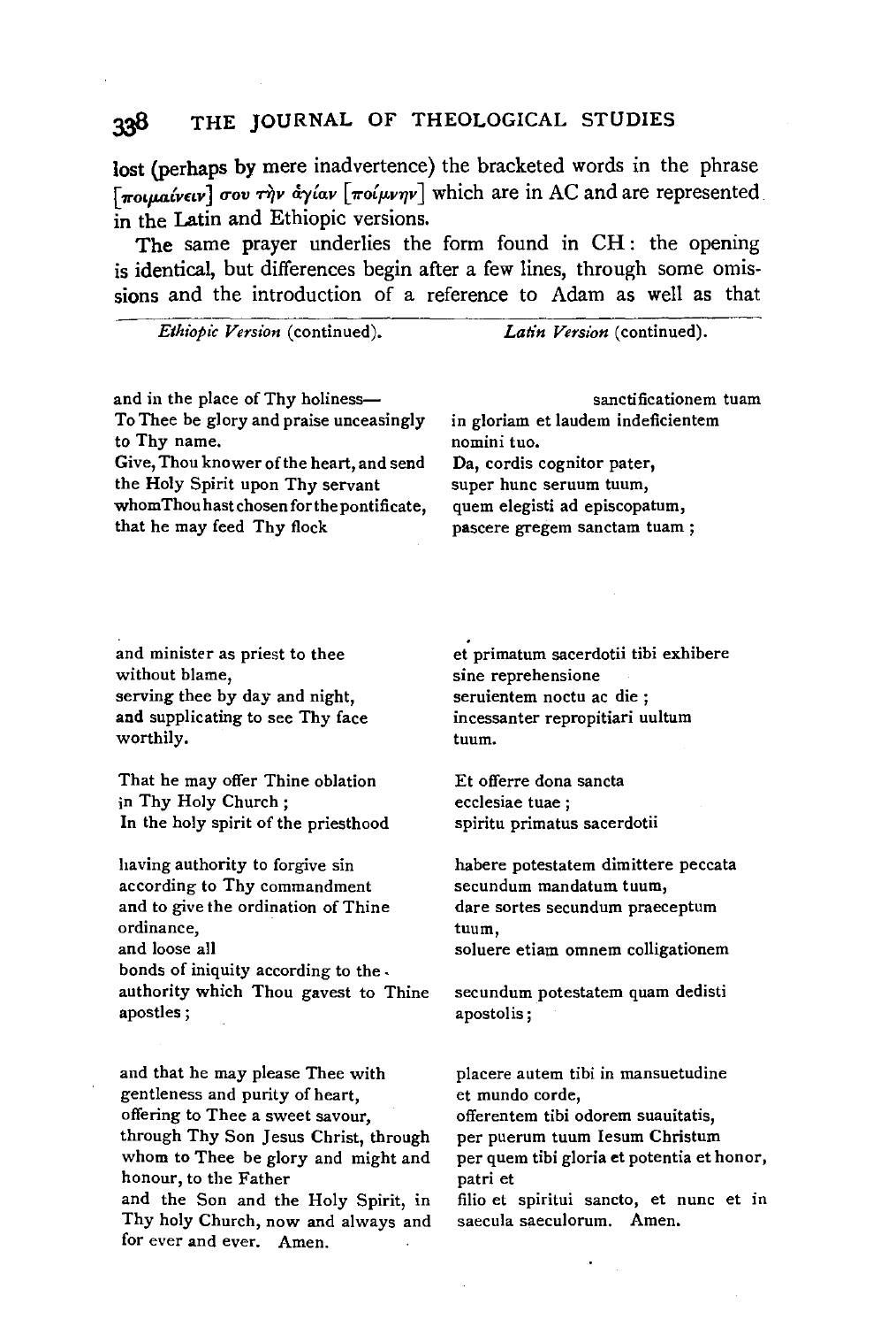lost (perhaps by mere inadvertence) the bracketed words in the phrase [ποιμαίνειν] σου τὴν ἁγίαν [ποίμνην] which are in AC and are represented in the Latin and Ethiopic versions.

The same prayer underlies the form found in CH: the opening is identical, but differences begin after a few lines, through some omissions and the introduction of a reference to Adam as well as that

| *Ethiopic Version* (continued). | *Latin Version* (continued). |
|---|---|
| and in the place of Thy holiness— | sanctificationem tuam |
| To Thee be glory and praise unceasingly to Thy name. | in gloriam et laudem indeficientem nomini tuo. |
| Give, Thou knower of the heart, and send the Holy Spirit upon Thy servant whom Thou hast chosen for the pontificate, that he may feed Thy flock | Da, cordis cognitor pater, super hunc seruum tuum, quem elegisti ad episcopatum, pascere gregem sanctam tuam ; |
| and minister as priest to thee without blame, serving thee by day and night, and supplicating to see Thy face worthily. | et primatum sacerdotii tibi exhibere sine reprehensione seruientem noctu ac die ; incessanter repropitiari uultum tuum. |
| That he may offer Thine oblation in Thy Holy Church ; In the holy spirit of the priesthood | Et offerre dona sancta ecclesiae tuae ; spiritu primatus sacerdotii |
| having authority to forgive sin according to Thy commandment and to give the ordination of Thine ordinance, and loose all bonds of iniquity according to the authority which Thou gavest to Thine apostles ; | habere potestatem dimittere peccata secundum mandatum tuum, dare sortes secundum praeceptum tuum, soluere etiam omnem colligationem secundum potestatem quam dedisti apostolis ; |
| and that he may please Thee with gentleness and purity of heart, offering to Thee a sweet savour, through Thy Son Jesus Christ, through whom to Thee be glory and might and honour, to the Father and the Son and the Holy Spirit, in Thy holy Church, now and always and for ever and ever. Amen. | placere autem tibi in mansuetudine et mundo corde, offerentem tibi odorem suauitatis, per puerum tuum Iesum Christum per quem tibi gloria et potentia et honor, patri et filio et spiritui sancto, et nunc et in saecula saeculorum. Amen. |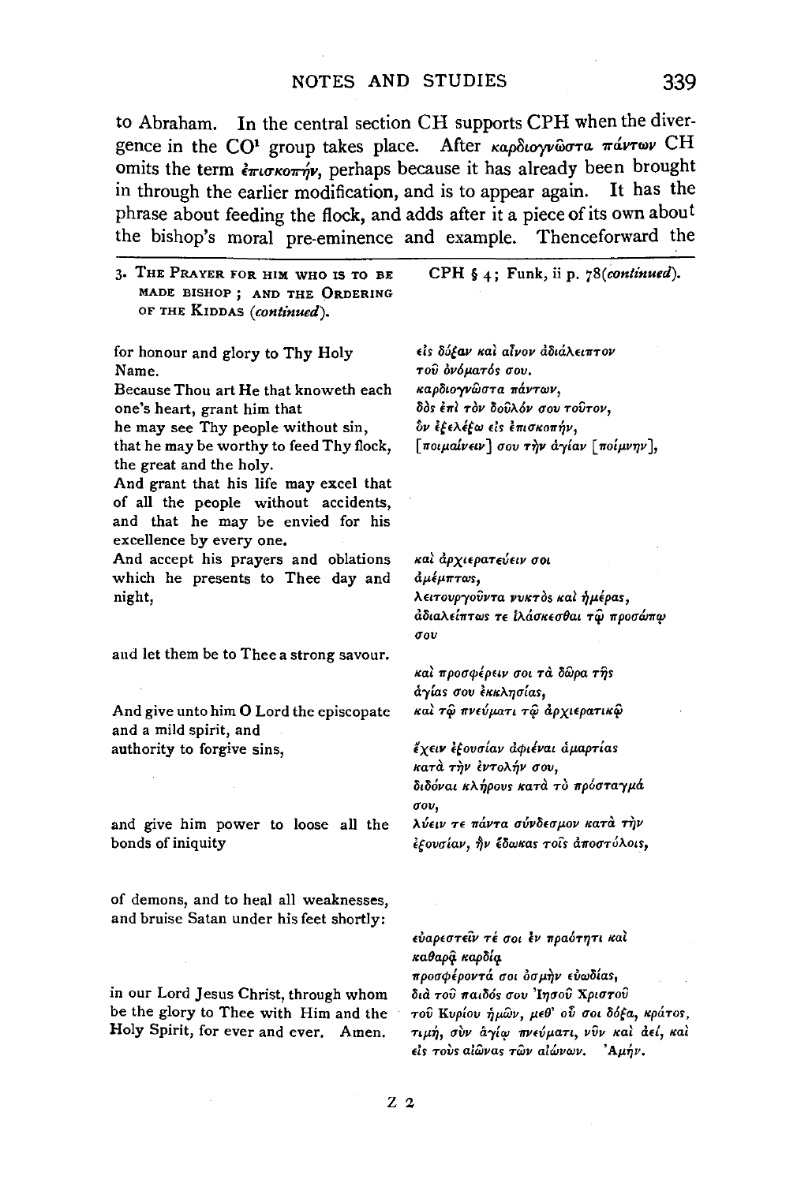to Abraham. In the central section CH supports CPH when the divergence in the CO[1] group takes place. After καρδιογνῶστα πάντων CH omits the term ἐπισκοπήν, perhaps because it has already been brought in through the earlier modification, and is to appear again. It has the phrase about feeding the flock, and adds after it a piece of its own about the bishop's moral pre-eminence and example. Thenceforward the

| 3. The Prayer for him who is to be made bishop; and the Ordering of the Kiddas (*continued*). | CPH § 4; Funk, ii p. 78(*continued*). |
|---|---|
| for honour and glory to Thy Holy Name. | εἰς δόξαν καὶ αἶνον ἀδιάλειπτον τοῦ ὀνόματός σου. |
| Because Thou art He that knoweth each one's heart, grant him that | καρδιογνῶστα πάντων, δὸς ἐπὶ τὸν δοῦλόν σου τοῦτον, |
| he may see Thy people without sin, | ὃν ἐξελέξω εἰς ἐπισκοπήν, |
| that he may be worthy to feed Thy flock, the great and the holy. | [ποιμαίνειν] σου τὴν ἁγίαν [ποίμνην], |
| And grant that his life may excel that of all the people without accidents, and that he may be envied for his excellence by every one. | |
| And accept his prayers and oblations which he presents to Thee day and night, | καὶ ἀρχιερατεύειν σοι ἀμέμπτως, λειτουργοῦντα νυκτὸς καὶ ἡμέρας, ἀδιαλείπτως τε ἱλάσκεσθαι τῷ προσώπῳ σου |
| and let them be to Thee a strong savour. | |
| | καὶ προσφέρειν σοι τὰ δῶρα τῆς ἁγίας σου ἐκκλησίας, |
| And give unto him O Lord the episcopate and a mild spirit, and | καὶ τῷ πνεύματι τῷ ἀρχιερατικῷ |
| authority to forgive sins, | ἔχειν ἐξουσίαν ἀφιέναι ἁμαρτίας κατὰ τὴν ἐντολήν σου, |
| | διδόναι κλήρους κατὰ τὸ πρόσταγμά σου, |
| and give him power to loose all the bonds of iniquity | λύειν τε πάντα σύνδεσμον κατὰ τὴν ἐξουσίαν, ἣν ἔδωκας τοῖς ἀποστόλοις, |
| of demons, and to heal all weaknesses, and bruise Satan under his feet shortly: | |
| | εὐαρεστεῖν τέ σοι ἐν πραότητι καὶ καθαρᾷ καρδίᾳ |
| | προσφέροντά σοι ὀσμὴν εὐωδίας, |
| in our Lord Jesus Christ, through whom be the glory to Thee with Him and the Holy Spirit, for ever and ever. Amen. | διὰ τοῦ παιδός σου Ἰησοῦ Χριστοῦ τοῦ Κυρίου ἡμῶν, μεθ' οὗ σοι δόξα, κράτος, τιμή, σὺν ἁγίῳ πνεύματι, νῦν καὶ ἀεί, καὶ εἰς τοὺς αἰῶνας τῶν αἰώνων. Ἀμήν. |

Z 2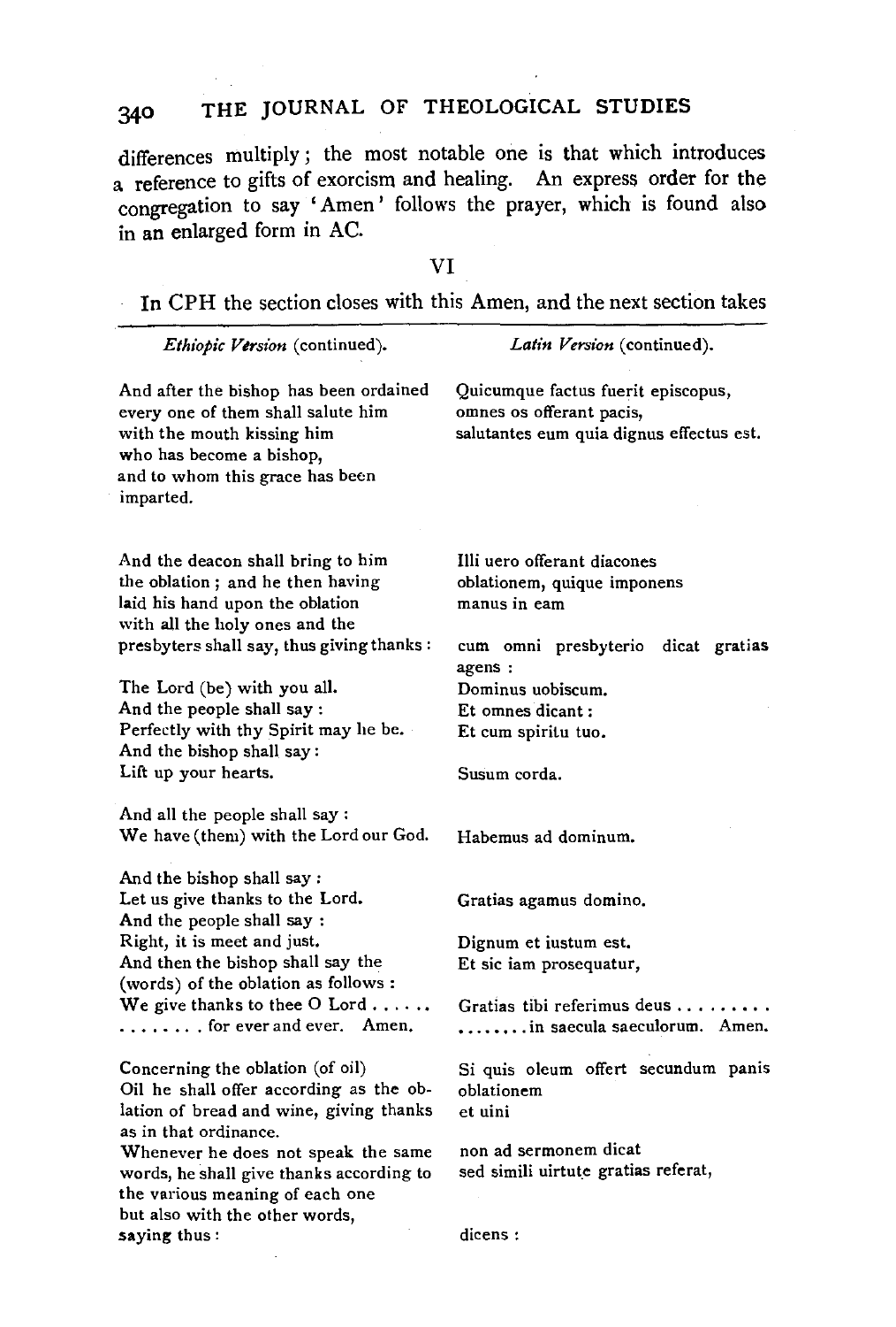differences multiply; the most notable one is that which introduces a reference to gifts of exorcism and healing. An express order for the congregation to say 'Amen' follows the prayer, which is found also in an enlarged form in AC.

## VI

In CPH the section closes with this Amen, and the next section takes

| *Ethiopic Version* (continued). | *Latin Version* (continued). |
|---|---|
| And after the bishop has been ordained every one of them shall salute him with the mouth kissing him who has become a bishop, and to whom this grace has been imparted. | Quicumque factus fuerit episcopus, omnes os offerant pacis, salutantes eum quia dignus effectus est. |
| And the deacon shall bring to him the oblation; and he then having laid his hand upon the oblation with all the holy ones and the presbyters shall say, thus giving thanks: | Illi uero offerant diacones oblationem, quique imponens manus in eam cum omni presbyterio dicat gratias agens: |
| The Lord (be) with you all. | Dominus uobiscum. |
| And the people shall say: | Et omnes dicant: |
| Perfectly with thy Spirit may he be. | Et cum spiritu tuo. |
| And the bishop shall say: | |
| Lift up your hearts. | Susum corda. |
| And all the people shall say: | |
| We have (them) with the Lord our God. | Habemus ad dominum. |
| And the bishop shall say: | |
| Let us give thanks to the Lord. | Gratias agamus domino. |
| And the people shall say: | |
| Right, it is meet and just. | Dignum et iustum est. |
| And then the bishop shall say the (words) of the oblation as follows: | Et sic iam prosequatur, |
| We give thanks to thee O Lord . . . . . . . . . . . . . . for ever and ever. Amen. | Gratias tibi referimus deus . . . . . . . . . . . . . . . . in saecula saeculorum. Amen. |
| Concerning the oblation (of oil) Oil he shall offer according as the oblation of bread and wine, giving thanks as in that ordinance. | Si quis oleum offert secundum panis oblationem et uini |
| Whenever he does not speak the same words, he shall give thanks according to the various meaning of each one but also with the other words, | non ad sermonem dicat sed simili uirtute gratias referat, |
| saying thus: | dicens: |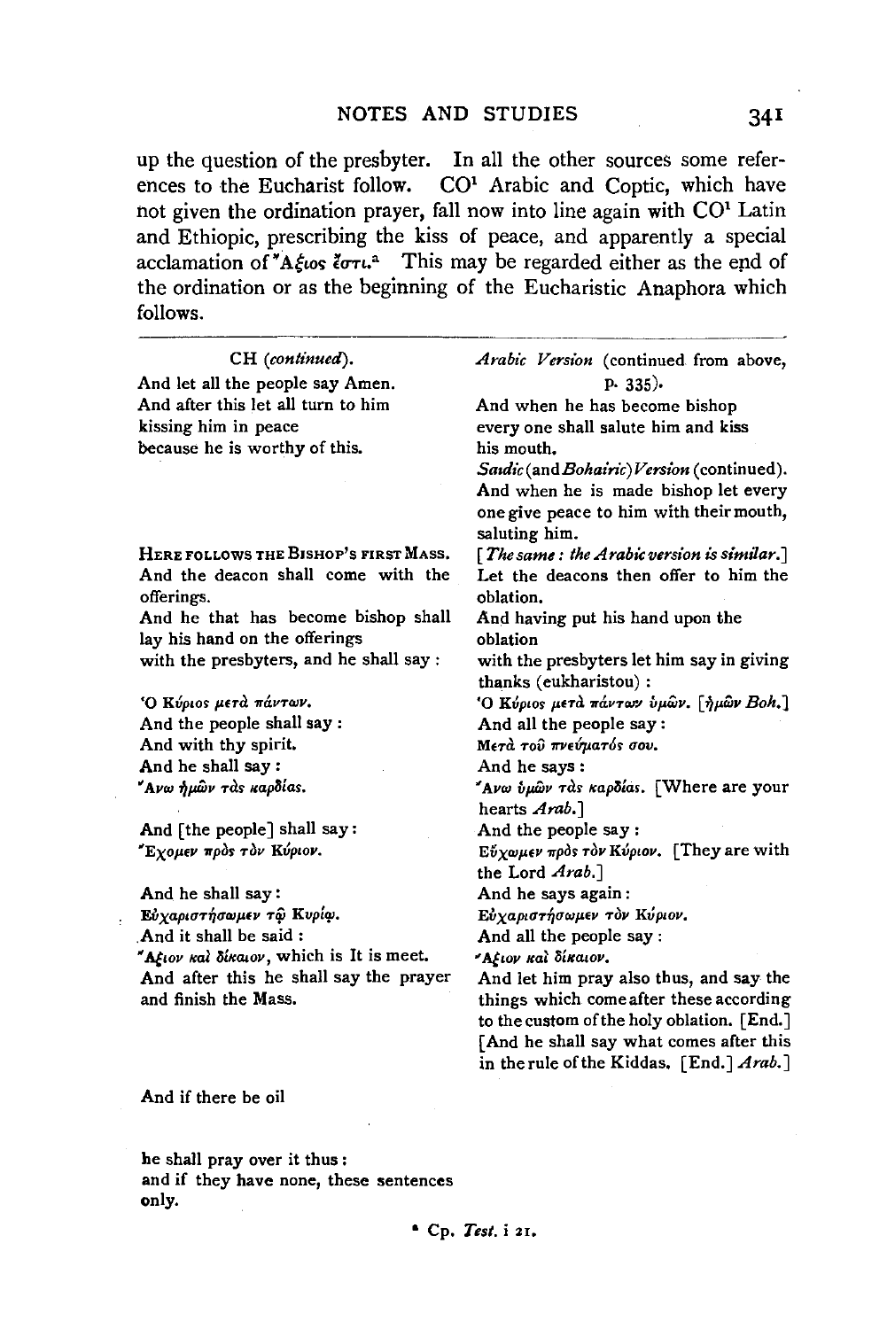up the question of the presbyter. In all the other sources some references to the Eucharist follow. CO[1] Arabic and Coptic, which have not given the ordination prayer, fall now into line again with CO[1] Latin and Ethiopic, prescribing the kiss of peace, and apparently a special acclamation of Ἄξιος ἐστι.[a] This may be regarded either as the end of the ordination or as the beginning of the Eucharistic Anaphora which follows.

---

| CH (*continued*). | *Arabic Version* (continued from above, p. 335). |
|---|---|
| And let all the people say Amen. And after this let all turn to him kissing him in peace because he is worthy of this. | And when he has become bishop every one shall salute him and kiss his mouth. |
| | *Saidic* (and *Bohairic*) *Version* (continued). And when he is made bishop let every one give peace to him with their mouth, saluting him. |
| HERE FOLLOWS THE BISHOP'S FIRST MASS. | [*The same: the Arabic version is similar.*] |
| And the deacon shall come with the offerings. | Let the deacons then offer to him the oblation. |
| And he that has become bishop shall lay his hand on the offerings with the presbyters, and he shall say: | And having put his hand upon the oblation with the presbyters let him say in giving thanks (eukharistou): |
| Ὁ Κύριος μετὰ πάντων. | Ὁ Κύριος μετὰ πάντων ὑμῶν. [ἡμῶν *Boh.*] |
| And the people shall say: | And all the people say: |
| And with thy spirit. | Μετὰ τοῦ πνεύματός σου. |
| And he shall say: | And he says: |
| Ἄνω ἡμῶν τὰς καρδίας. | Ἄνω ὑμῶν τὰς καρδίας. [Where are your hearts *Arab.*] |
| And [the people] shall say: | And the people say: |
| Ἔχομεν πρὸς τὸν Κύριον. | Εὔχωμεν πρὸς τὸν Κύριον. [They are with the Lord *Arab.*] |
| And he shall say: | And he says again: |
| Εὐχαριστήσωμεν τῷ Κυρίῳ. | Εὐχαριστήσωμεν τὸν Κύριον. |
| And it shall be said: | And all the people say: |
| Ἄξιον καὶ δίκαιον, which is It is meet. | Ἄξιον καὶ δίκαιον. |
| And after this he shall say the prayer and finish the Mass. | And let him pray also thus, and say the things which come after these according to the custom of the holy oblation. [End.] [And he shall say what comes after this in the rule of the Kiddas. [End.] *Arab.*] |
| And if there be oil | |
| he shall pray over it thus: and if they have none, these sentences only. | |

[a] Cp. *Test.* i 21.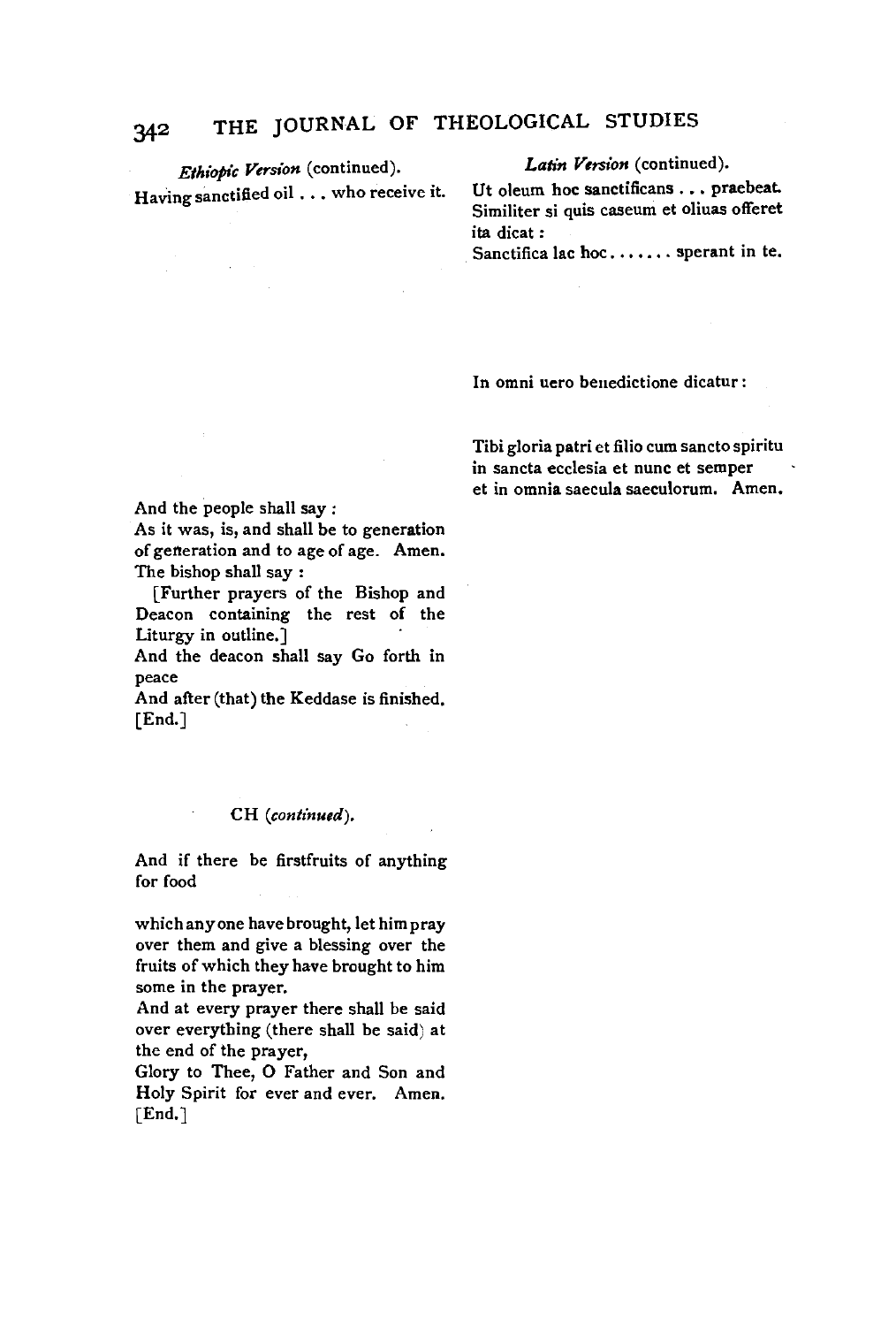*Ethiopic Version* (continued).

Having sanctified oil . . . who receive it.

*Latin Version* (continued).

Ut oleum hoc sanctificans . . . praebeat. Similiter si quis caseum et oliuas offeret ita dicat:

Sanctifica lac hoc . . . . . . . sperant in te.

In omni uero benedictione dicatur:

Tibi gloria patri et filio cum sancto spiritu in sancta ecclesia et nunc et semper et in omnia saecula saeculorum. Amen.

And the people shall say:

As it was, is, and shall be to generation of generation and to age of age. Amen.

The bishop shall say:

[Further prayers of the Bishop and Deacon containing the rest of the Liturgy in outline.]

And the deacon shall say Go forth in peace

And after (that) the Keddase is finished. [End.]

CH (*continued*).

And if there be firstfruits of anything for food

which any one have brought, let him pray over them and give a blessing over the fruits of which they have brought to him some in the prayer.

And at every prayer there shall be said over everything (there shall be said) at the end of the prayer,

Glory to Thee, O Father and Son and Holy Spirit for ever and ever. Amen. [End.]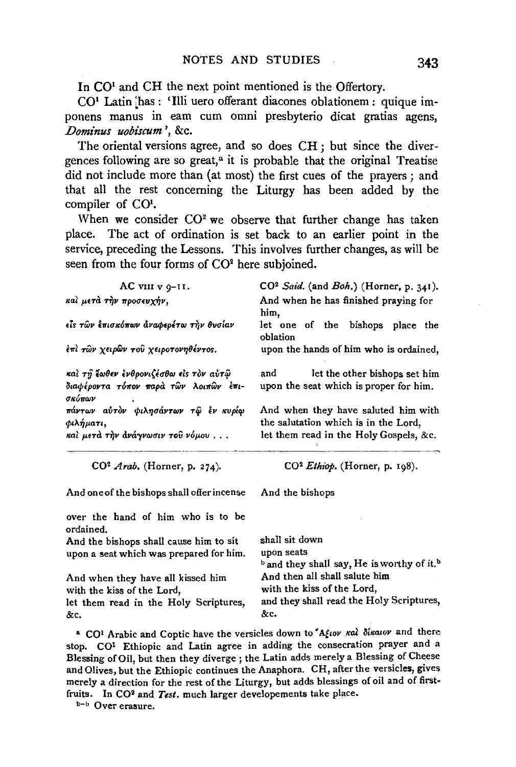In CO[1] and CH the next point mentioned is the Offertory.

CO[1] Latin has: 'Illi uero offerant diacones oblationem: quique imponens manus in eam cum omni presbyterio dicat gratias agens, *Dominus uobiscum*', &c.

The oriental versions agree, and so does CH; but since the divergences following are so great,[a] it is probable that the original Treatise did not include more than (at most) the first cues of the prayers; and that all the rest concerning the Liturgy has been added by the compiler of CO[1].

When we consider CO[2] we observe that further change has taken place. The act of ordination is set back to an earlier point in the service, preceding the Lessons. This involves further changes, as will be seen from the four forms of CO[2] here subjoined.

| AC VIII v 9–11. | CO[2] *Said.* (and *Boh.*) (Horner, p. 341). |
|---|---|
| καὶ μετὰ τὴν προσευχήν, | And when he has finished praying for him, |
| εἷς τῶν ἐπισκόπων ἀναφερέτω τὴν θυσίαν | let one of the bishops place the oblation |
| ἐπὶ τῶν χειρῶν τοῦ χειροτονηθέντος. | upon the hands of him who is ordained, |
| καὶ τῇ ἕωθεν ἐνθρονιζέσθω εἰς τὸν αὐτῷ διαφέροντα τόπον παρὰ τῶν λοιπῶν ἐπισκόπων | and let the other bishops set him upon the seat which is proper for him. |
| πάντων αὐτὸν φιλησάντων τῷ ἐν κυρίῳ φιλήματι, | And when they have saluted him with the salutation which is in the Lord, |
| καὶ μετὰ τὴν ἀνάγνωσιν τοῦ νόμου . . . | let them read in the Holy Gospels, &c. |

| CO[2] *Arab.* (Horner, p. 274). | CO[2] *Ethiop.* (Horner, p. 198). |
|---|---|
| And one of the bishops shall offer incense | And the bishops |
| over the hand of him who is to be ordained. | |
| And the bishops shall cause him to sit upon a seat which was prepared for him. | shall sit down upon seats [b]and they shall say, He is worthy of it.[b] |
| And when they have all kissed him with the kiss of the Lord, | And then all shall salute him with the kiss of the Lord, |
| let them read in the Holy Scriptures, &c. | and they shall read the Holy Scriptures, &c. |

[a] CO[1] Arabic and Coptic have the versicles down to Ἄξιον καὶ δίκαιον and there stop. CO[1] Ethiopic and Latin agree in adding the consecration prayer and a Blessing of Oil, but then they diverge; the Latin adds merely a Blessing of Cheese and Olives, but the Ethiopic continues the Anaphora. CH, after the versicles, gives merely a direction for the rest of the Liturgy, but adds blessings of oil and of first-fruits. In CO[2] and *Test.* much larger developements take place.

[b–b] Over erasure.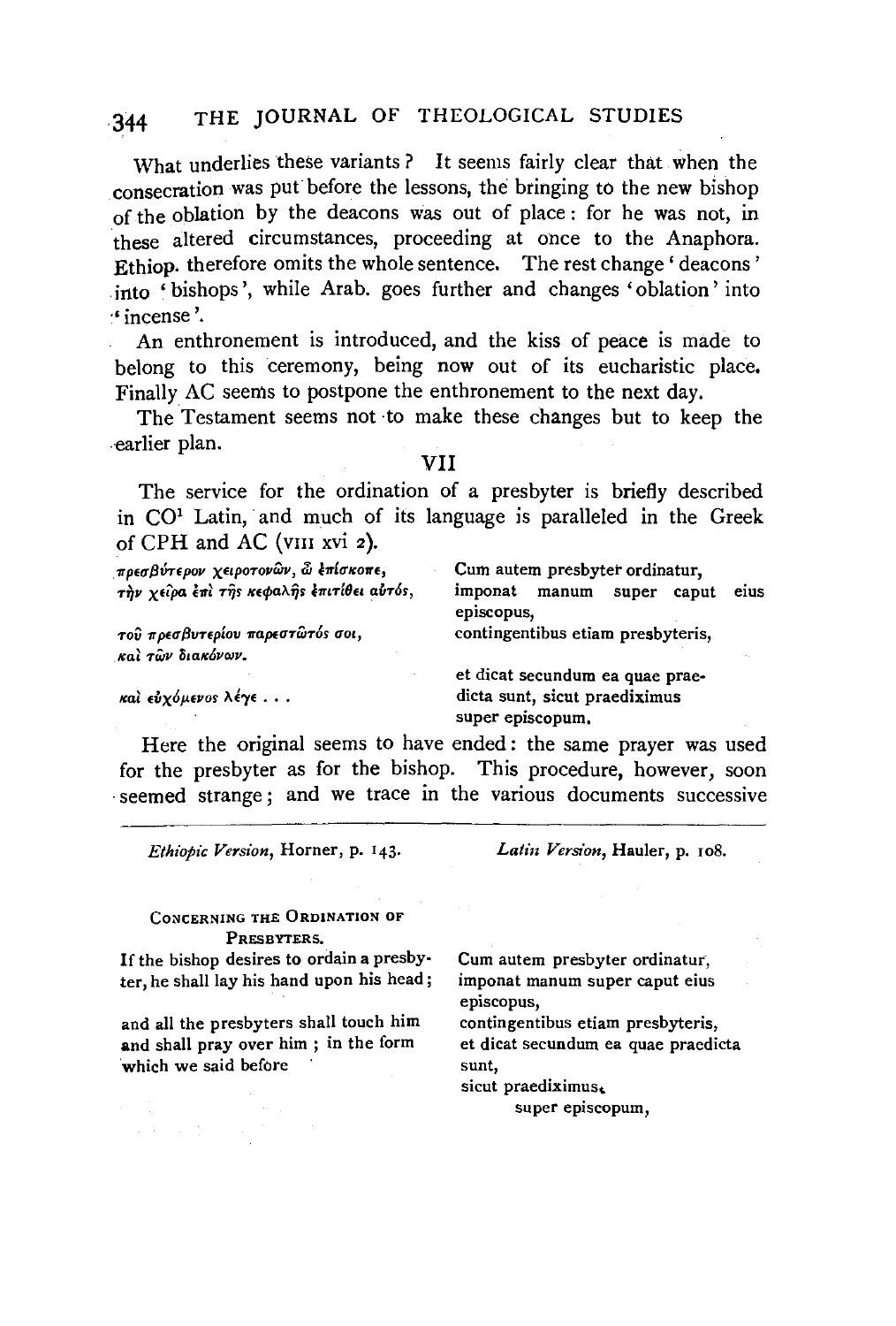What underlies these variants? It seems fairly clear that when the consecration was put before the lessons, the bringing to the new bishop of the oblation by the deacons was out of place: for he was not, in these altered circumstances, proceeding at once to the Anaphora. Ethiop. therefore omits the whole sentence. The rest change 'deacons' into 'bishops', while Arab. goes further and changes 'oblation' into 'incense'.

An enthronement is introduced, and the kiss of peace is made to belong to this ceremony, being now out of its eucharistic place. Finally AC seems to postpone the enthronement to the next day.

The Testament seems not to make these changes but to keep the earlier plan.

## VII

The service for the ordination of a presbyter is briefly described in CO[1] Latin, and much of its language is paralleled in the Greek of CPH and AC (VIII xvi 2).

| | |
|---|---|
| πρεσβύτερον χειροτονῶν, ὦ ἐπίσκοπε, | Cum autem presbyter ordinatur, |
| τὴν χεῖρα ἐπὶ τῆς κεφαλῆς ἐπιτίθει αὐτός, | imponat manum super caput eius episcopus, |
| τοῦ πρεσβυτερίου παρεστῶτός σοι, καὶ τῶν διακόνων. | contingentibus etiam presbyteris, |
| | et dicat secundum ea quae praedicta sunt, sicut praediximus |
| καὶ εὐχόμενος λέγε . . . | super episcopum. |

Here the original seems to have ended: the same prayer was used for the presbyter as for the bishop. This procedure, however, soon seemed strange; and we trace in the various documents successive

| *Ethiopic Version*, Horner, p. 143. | *Latin Version*, Hauler, p. 108. |
|---|---|
| CONCERNING THE ORDINATION OF PRESBYTERS. | |
| If the bishop desires to ordain a presbyter, he shall lay his hand upon his head; | Cum autem presbyter ordinatur, imponat manum super caput eius episcopus, |
| and all the presbyters shall touch him and shall pray over him; in the form which we said before | contingentibus etiam presbyteris, et dicat secundum ea quae praedicta sunt, sicut praediximus super episcopum, |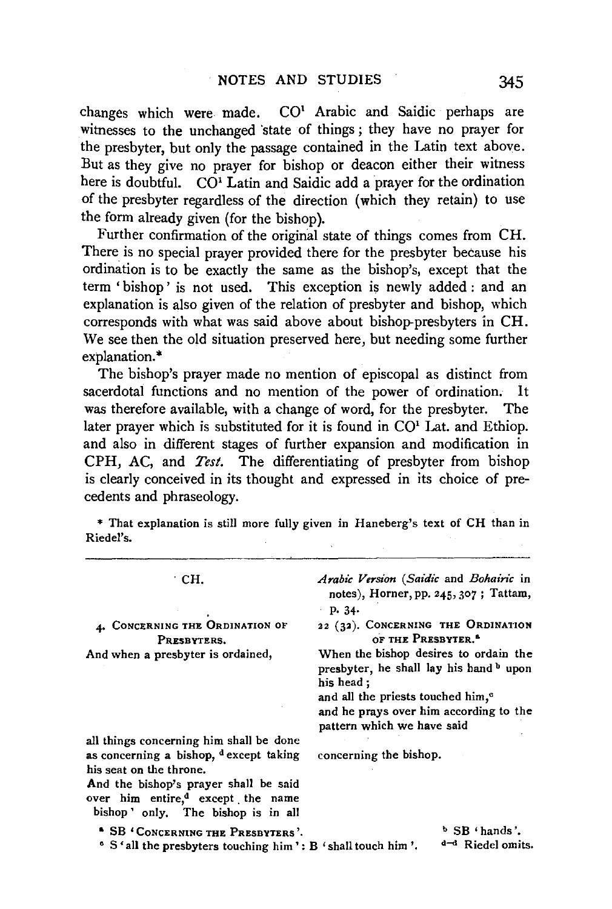changes which were made. CO[1] Arabic and Saidic perhaps are witnesses to the unchanged state of things; they have no prayer for the presbyter, but only the passage contained in the Latin text above. But as they give no prayer for bishop or deacon either their witness here is doubtful. CO[1] Latin and Saidic add a prayer for the ordination of the presbyter regardless of the direction (which they retain) to use the form already given (for the bishop).

Further confirmation of the original state of things comes from CH. There is no special prayer provided there for the presbyter because his ordination is to be exactly the same as the bishop's, except that the term 'bishop' is not used. This exception is newly added: and an explanation is also given of the relation of presbyter and bishop, which corresponds with what was said above about bishop-presbyters in CH. We see then the old situation preserved here, but needing some further explanation.*

The bishop's prayer made no mention of episcopal as distinct from sacerdotal functions and no mention of the power of ordination. It was therefore available, with a change of word, for the presbyter. The later prayer which is substituted for it is found in CO[1] Lat. and Ethiop. and also in different stages of further expansion and modification in CPH, AC, and *Test.* The differentiating of presbyter from bishop is clearly conceived in its thought and expressed in its choice of precedents and phraseology.

\* That explanation is still more fully given in Haneberg's text of CH than in Riedel's.

| CH. | *Arabic Version* (*Saidic* and *Bohairic* in notes), Horner, pp. 245, 307; Tattam, p. 34. |
|---|---|
| 4. CONCERNING THE ORDINATION OF PRESBYTERS. | 22 (32). CONCERNING THE ORDINATION OF THE PRESBYTER.[a] |
| And when a presbyter is ordained, | When the bishop desires to ordain the presbyter, he shall lay his hand[b] upon his head; |
| | and all the priests touched him,[c] |
| | and he prays over him according to the pattern which we have said |
| all things concerning him shall be done as concerning a bishop, [d]except taking his seat on the throne. | concerning the bishop. |
| And the bishop's prayer shall be said over him entire,[d] except the name 'bishop' only. The bishop is in all | |

[a] SB 'CONCERNING THE PRESBYTERS'.
[b] SB 'hands'.
[c] S 'all the presbyters touching him': B 'shall touch him'.
[d–d] Riedel omits.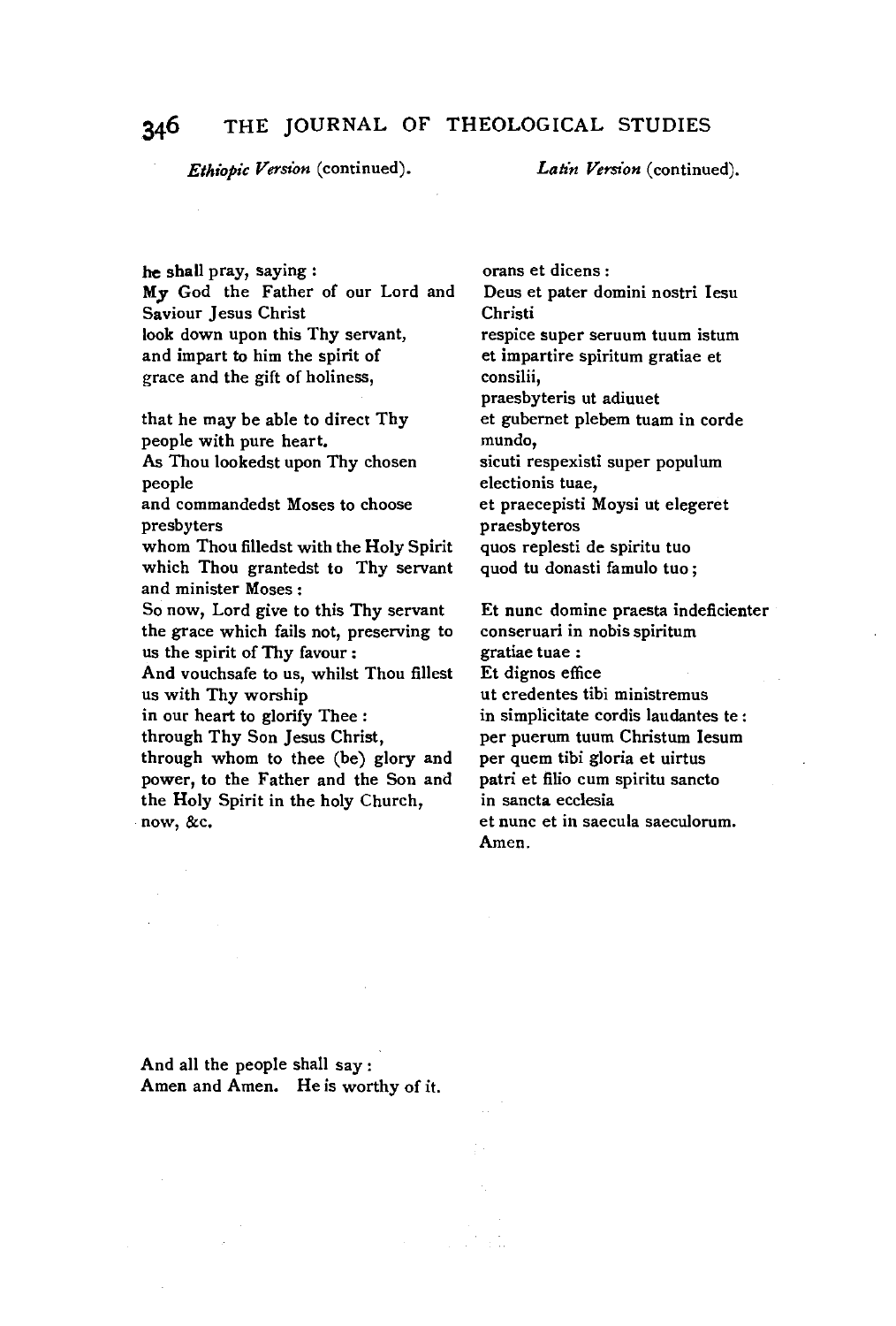| *Ethiopic Version* (continued). | *Latin Version* (continued). |
| --- | --- |
| he shall pray, saying : | orans et dicens : |
| My God the Father of our Lord and Saviour Jesus Christ | Deus et pater domini nostri Iesu Christi |
| look down upon this Thy servant, | respice super seruum tuum istum |
| and impart to him the spirit of grace and the gift of holiness, | et impartire spiritum gratiae et consilii, |
| | praesbyteris ut adiuuet |
| that he may be able to direct Thy people with pure heart. | et gubernet plebem tuam in corde mundo, |
| As Thou lookedst upon Thy chosen people | sicuti respexisti super populum electionis tuae, |
| and commandedst Moses to choose presbyters | et praecepisti Moysi ut elegeret praesbyteros |
| whom Thou filledst with the Holy Spirit | quos replesti de spiritu tuo |
| which Thou grantedst to Thy servant and minister Moses : | quod tu donasti famulo tuo ; |
| So now, Lord give to this Thy servant the grace which fails not, preserving to us the spirit of Thy favour : | Et nunc domine praesta indeficienter conseruari in nobis spiritum gratiae tuae : |
| And vouchsafe to us, whilst Thou fillest us with Thy worship | Et dignos effice ut credentes tibi ministremus |
| in our heart to glorify Thee : | in simplicitate cordis laudantes te : |
| through Thy Son Jesus Christ, | per puerum tuum Christum Iesum |
| through whom to thee (be) glory and power, to the Father and the Son and the Holy Spirit in the holy Church, | per quem tibi gloria et uirtus patri et filio cum spiritu sancto in sancta ecclesia |
| now, &c. | et nunc et in saecula saeculorum. Amen. |
| And all the people shall say : Amen and Amen. He is worthy of it. | |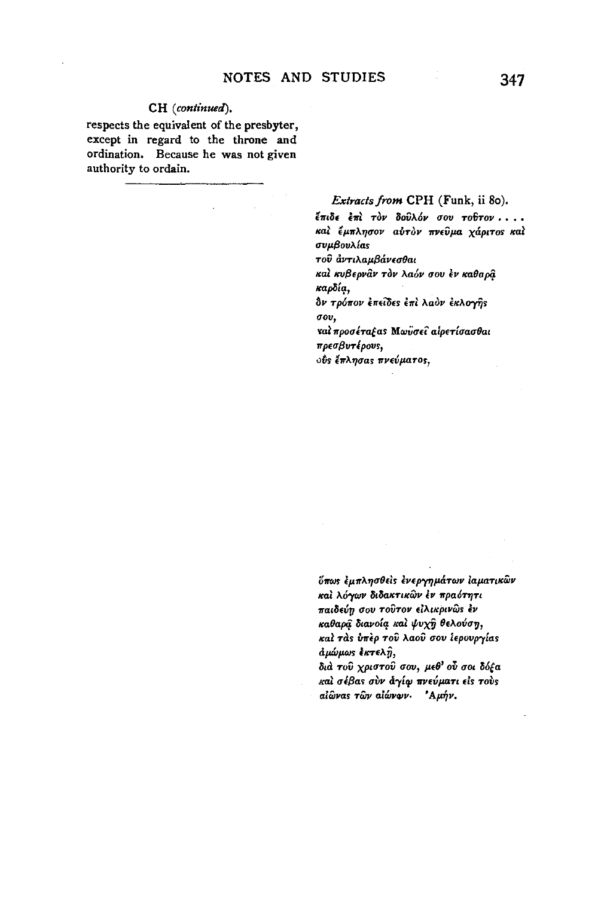CH (*continued*).

respects the equivalent of the presbyter, except in regard to the throne and ordination. Because he was not given authority to ordain.

*Extracts from* CPH (Funk, ii 80).

ἔπιδε ἐπὶ τὸν δοῦλόν σου τοῦτον . . . .
καὶ ἔμπλησον αὐτὸν πνεῦμα χάριτος καὶ συμβουλίας
τοῦ ἀντιλαμβάνεσθαι
καὶ κυβερνᾶν τὸν λαόν σου ἐν καθαρᾷ καρδίᾳ,
ὃν τρόπον ἐπεῖδες ἐπὶ λαὸν ἐκλογῆς σου,
καὶ προσέταξας Μωϋσεῖ αἱρετίσασθαι πρεσβυτέρους,
οὓς ἔπλησας πνεύματος,

ὅπως ἐμπλησθεὶς ἐνεργημάτων ἰαματικῶν
καὶ λόγων διδακτικῶν ἐν πραότητι
παιδεύῃ σου τοῦτον εἰλικρινῶς ἐν
καθαρᾷ διανοίᾳ καὶ ψυχῇ θελούσῃ,
καὶ τὰς ὑπὲρ τοῦ λαοῦ σου ἱερουργίας
ἀμώμως ἐκτελῇ,
διὰ τοῦ χριστοῦ σου, μεθ' οὗ σοι δόξα
καὶ σέβας σὺν ἁγίῳ πνεύματι εἰς τοὺς
αἰῶνας τῶν αἰώνων· Ἀμήν.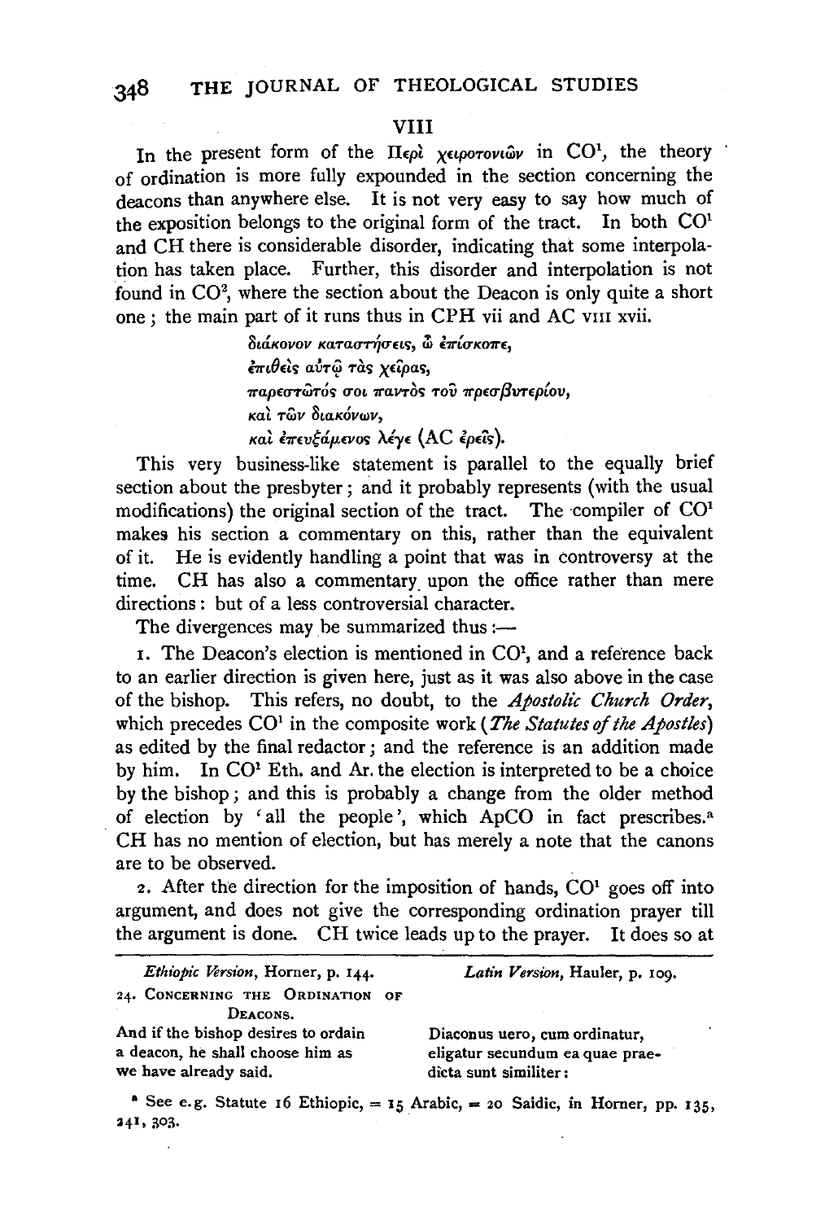## VIII

In the present form of the Περὶ χειροτονιῶν in CO[1], the theory of ordination is more fully expounded in the section concerning the deacons than anywhere else. It is not very easy to say how much of the exposition belongs to the original form of the tract. In both CO[1] and CH there is considerable disorder, indicating that some interpolation has taken place. Further, this disorder and interpolation is not found in CO[2], where the section about the Deacon is only quite a short one; the main part of it runs thus in CPH vii and AC VIII xvii.

> διάκονον καταστήσεις, ὦ ἐπίσκοπε,
> ἐπιθεὶς αὐτῷ τὰς χεῖρας,
> παρεστῶτός σοι παντὸς τοῦ πρεσβυτερίου,
> καὶ τῶν διακόνων,
> καὶ ἐπευξάμενος λέγε (AC ἐρεῖς).

This very business-like statement is parallel to the equally brief section about the presbyter; and it probably represents (with the usual modifications) the original section of the tract. The compiler of CO[1] makes his section a commentary on this, rather than the equivalent of it. He is evidently handling a point that was in controversy at the time. CH has also a commentary upon the office rather than mere directions: but of a less controversial character.

The divergences may be summarized thus:—

1. The Deacon's election is mentioned in CO[1], and a reference back to an earlier direction is given here, just as it was also above in the case of the bishop. This refers, no doubt, to the *Apostolic Church Order*, which precedes CO[1] in the composite work (*The Statutes of the Apostles*) as edited by the final redactor; and the reference is an addition made by him. In CO[1] Eth. and Ar. the election is interpreted to be a choice by the bishop; and this is probably a change from the older method of election by 'all the people', which ApCO in fact prescribes.[a] CH has no mention of election, but has merely a note that the canons are to be observed.

2. After the direction for the imposition of hands, CO[1] goes off into argument, and does not give the corresponding ordination prayer till the argument is done. CH twice leads up to the prayer. It does so at

| *Ethiopic Version*, Horner, p. 144. | *Latin Version*, Hauler, p. 109. |
|---|---|
| 24. CONCERNING THE ORDINATION OF DEACONS. | |
| And if the bishop desires to ordain a deacon, he shall choose him as we have already said. | Diaconus uero, cum ordinatur, eligatur secundum ea quae praedicta sunt similiter: |

[a] See e.g. Statute 16 Ethiopic, = 15 Arabic, = 20 Saidic, in Horner, pp. 135, 241, 303.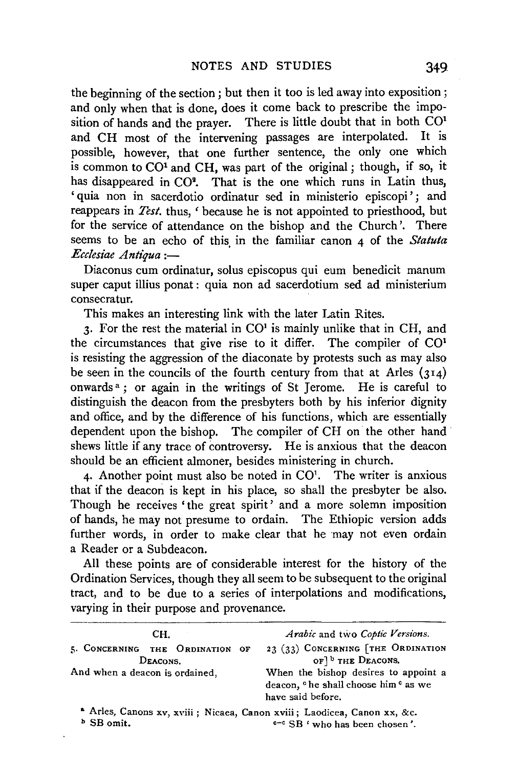the beginning of the section; but then it too is led away into exposition; and only when that is done, does it come back to prescribe the imposition of hands and the prayer. There is little doubt that in both CO[1] and CH most of the intervening passages are interpolated. It is possible, however, that one further sentence, the only one which is common to CO[1] and CH, was part of the original; though, if so, it has disappeared in CO[2]. That is the one which runs in Latin thus, 'quia non in sacerdotio ordinatur sed in ministerio episcopi'; and reappears in *Test.* thus, 'because he is not appointed to priesthood, but for the service of attendance on the bishop and the Church'. There seems to be an echo of this in the familiar canon 4 of the *Statuta Ecclesiae Antiqua*:—

Diaconus cum ordinatur, solus episcopus qui eum benedicit manum super caput illius ponat: quia non ad sacerdotium sed ad ministerium consecratur.

This makes an interesting link with the later Latin Rites.

3. For the rest the material in CO[1] is mainly unlike that in CH, and the circumstances that give rise to it differ. The compiler of CO[1] is resisting the aggression of the diaconate by protests such as may also be seen in the councils of the fourth century from that at Arles (314) onwards[a]; or again in the writings of St Jerome. He is careful to distinguish the deacon from the presbyters both by his inferior dignity and office, and by the difference of his functions, which are essentially dependent upon the bishop. The compiler of CH on the other hand shews little if any trace of controversy. He is anxious that the deacon should be an efficient almoner, besides ministering in church.

4. Another point must also be noted in CO[1]. The writer is anxious that if the deacon is kept in his place, so shall the presbyter be also. Though he receives 'the great spirit' and a more solemn imposition of hands, he may not presume to ordain. The Ethiopic version adds further words, in order to make clear that he may not even ordain a Reader or a Subdeacon.

All these points are of considerable interest for the history of the Ordination Services, though they all seem to be subsequent to the original tract, and to be due to a series of interpolations and modifications, varying in their purpose and provenance.

| CH. | *Arabic* and two *Coptic Versions.* |
|---|---|
| 5. CONCERNING THE ORDINATION OF DEACONS. | 23 (33) CONCERNING [THE ORDINATION OF][b] THE DEACONS. |
| And when a deacon is ordained, | When the bishop desires to appoint a deacon, [c]he shall choose him[c] as we have said before. |

[a] Arles, Canons xv, xviii; Nicaea, Canon xviii; Laodicea, Canon xx, &c.

[b] SB omit.

[c–c] SB 'who has been chosen'.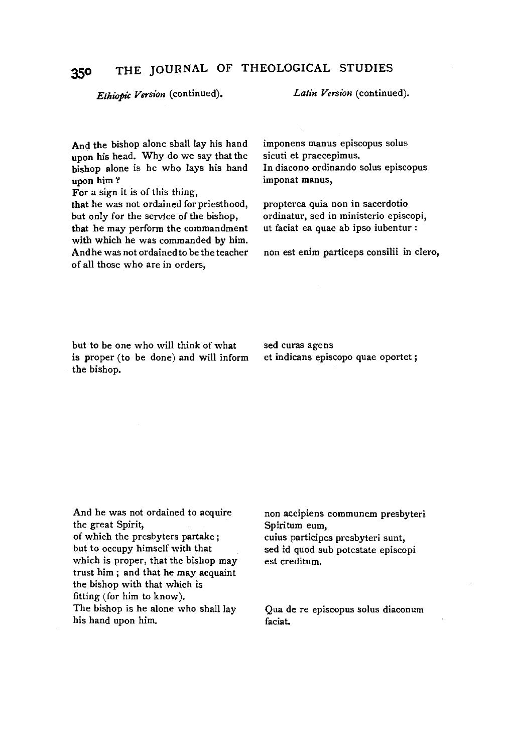| *Ethiopic Version* (continued). | *Latin Version* (continued). |
| --- | --- |
| And the bishop alone shall lay his hand upon his head. Why do we say that the bishop alone is he who lays his hand upon him? | imponens manus episcopus solus sicuti et praecepimus. In diacono ordinando solus episcopus imponat manus, |
| For a sign it is of this thing, that he was not ordained for priesthood, but only for the service of the bishop, that he may perform the commandment with which he was commanded by him. | propterea quia non in sacerdotio ordinatur, sed in ministerio episcopi, ut faciat ea quae ab ipso iubentur: |
| And he was not ordained to be the teacher of all those who are in orders, | non est enim particeps consilii in clero, |
| but to be one who will think of what is proper (to be done) and will inform the bishop. | sed curas agens et indicans episcopo quae oportet; |
| And he was not ordained to acquire the great Spirit, of which the presbyters partake; but to occupy himself with that which is proper, that the bishop may trust him; and that he may acquaint the bishop with that which is fitting (for him to know). | non accipiens communem presbyteri Spiritum eum, cuius participes presbyteri sunt, sed id quod sub potestate episcopi est creditum. |
| The bishop is he alone who shall lay his hand upon him. | Qua de re episcopus solus diaconum faciat. |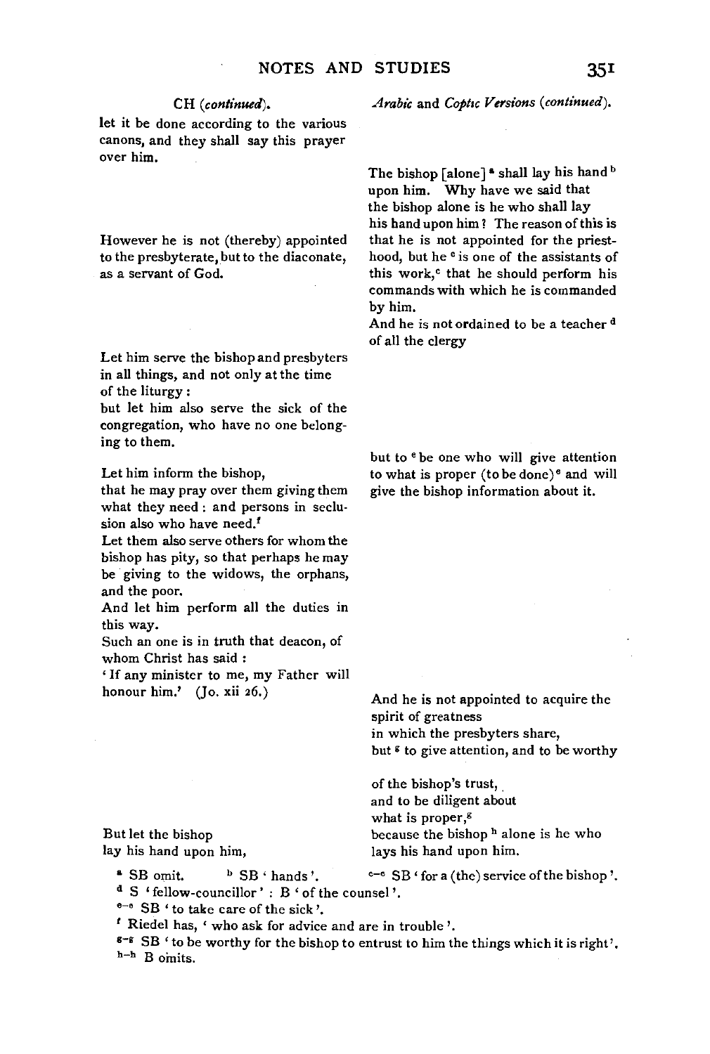| CH (*continued*). | *Arabic* and *Coptic Versions* (*continued*). |
|---|---|
| let it be done according to the various canons, and they shall say this prayer over him. | |
| | The bishop [alone] [a] shall lay his hand [b] upon him. Why have we said that the bishop alone is he who shall lay his hand upon him? The reason of this is |
| However he is not (thereby) appointed to the presbyterate, but to the diaconate, as a servant of God. | that he is not appointed for the priesthood, but he [c] is one of the assistants of this work,[c] that he should perform his commands with which he is commanded by him. |
| | And he is not ordained to be a teacher [d] of all the clergy |
| Let him serve the bishop and presbyters in all things, and not only at the time of the liturgy: | |
| but let him also serve the sick of the congregation, who have no one belonging to them. | |
| Let him inform the bishop, | but to [e] be one who will give attention to what is proper (to be done)[e] and will |
| that he may pray over them giving them what they need: and persons in seclusion also who have need.[f] | give the bishop information about it. |
| Let them also serve others for whom the bishop has pity, so that perhaps he may be giving to the widows, the orphans, and the poor. | |
| And let him perform all the duties in this way. | |
| Such an one is in truth that deacon, of whom Christ has said: | |
| 'If any minister to me, my Father will honour him.' (Jo. xii 26.) | And he is not appointed to acquire the spirit of greatness |
| | in which the presbyters share, |
| | but [g] to give attention, and to be worthy |
| | of the bishop's trust, |
| | and to be diligent about |
| | what is proper,[g] |
| But let the bishop | because the bishop [h] alone is he who |
| lay his hand upon him, | lays his hand upon him. |

[a] SB omit. [b] SB 'hands'. [c–c] SB 'for a (the) service of the bishop'.

[d] S 'fellow-councillor': B 'of the counsel'.

[e–e] SB 'to take care of the sick'.

[f] Riedel has, 'who ask for advice and are in trouble'.

[g–g] SB 'to be worthy for the bishop to entrust to him the things which it is right'.

[h–h] B omits.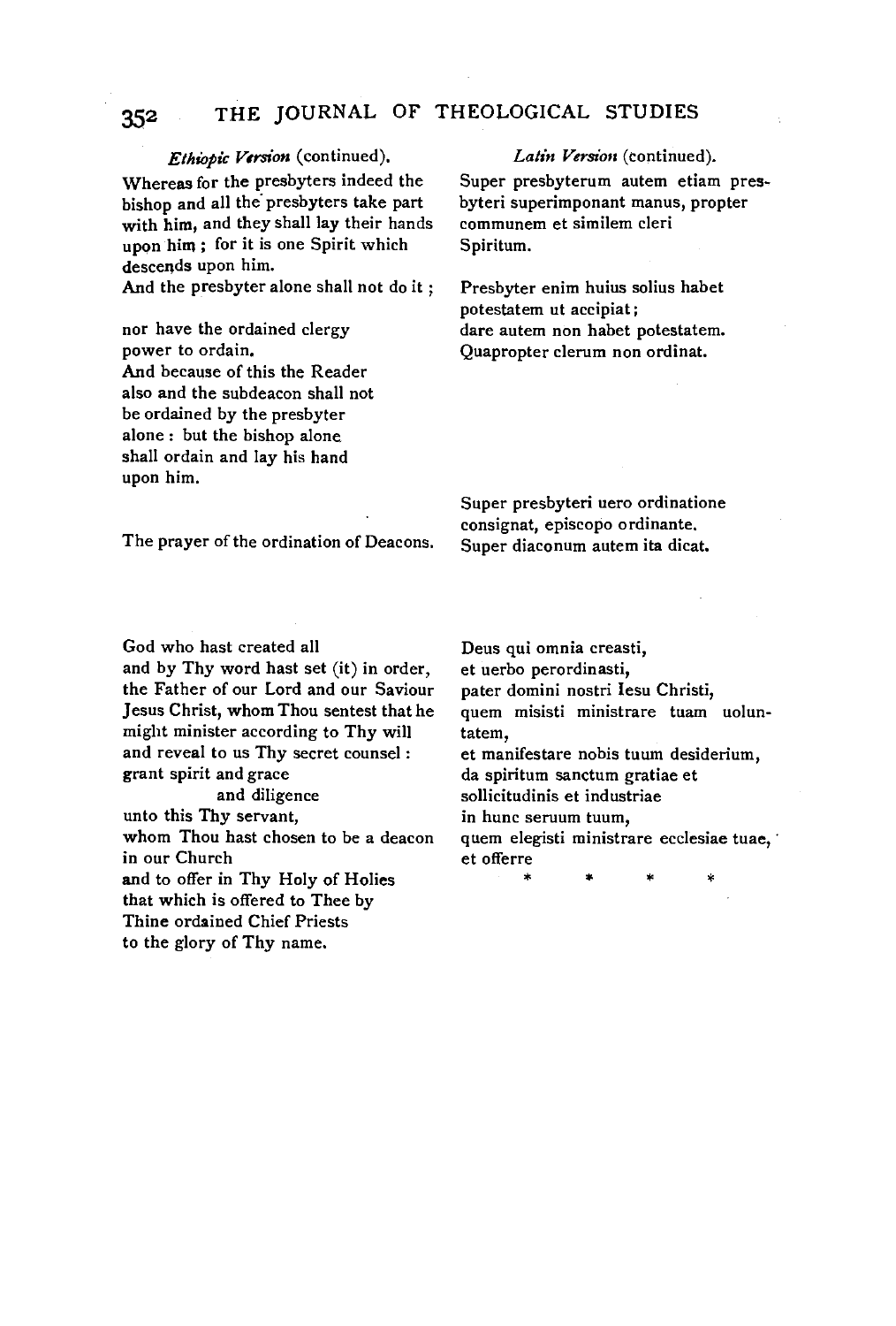| *Ethiopic Version* (continued). | *Latin Version* (continued). |
|---|---|
| Whereas for the presbyters indeed the bishop and all the presbyters take part with him, and they shall lay their hands upon him; for it is one Spirit which descends upon him. | Super presbyterum autem etiam presbyteri superimponant manus, propter communem et similem cleri Spiritum. |
| And the presbyter alone shall not do it; | Presbyter enim huius solius habet potestatem ut accipiat; |
| nor have the ordained clergy power to ordain. | dare autem non habet potestatem. |
| And because of this the Reader also and the subdeacon shall not be ordained by the presbyter alone: but the bishop alone shall ordain and lay his hand upon him. | Quapropter clerum non ordinat. |
| | Super presbyteri uero ordinatione consignat, episcopo ordinante. |
| The prayer of the ordination of Deacons. | Super diaconum autem ita dicat. |
| God who hast created all | Deus qui omnia creasti, |
| and by Thy word hast set (it) in order, | et uerbo perordinasti, |
| the Father of our Lord and our Saviour Jesus Christ, whom Thou sentest that he might minister according to Thy will | pater domini nostri Iesu Christi, quem misisti ministrare tuam uoluntatem, |
| and reveal to us Thy secret counsel: | et manifestare nobis tuum desiderium, |
| grant spirit and grace | da spiritum sanctum gratiae et |
| and diligence | sollicitudinis et industriae |
| unto this Thy servant, | in hunc seruum tuum, |
| whom Thou hast chosen to be a deacon in our Church | quem elegisti ministrare ecclesiae tuae, |
| and to offer in Thy Holy of Holies that which is offered to Thee by Thine ordained Chief Priests to the glory of Thy name. | et offerre<br>* * * * |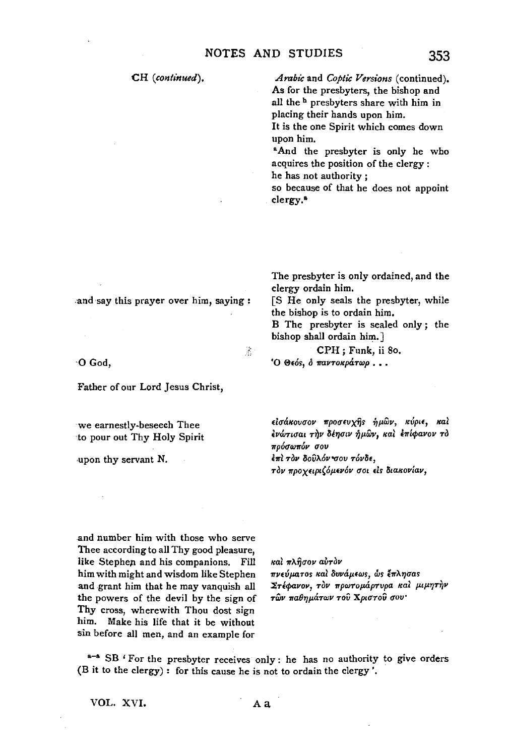| CH (*continued*). | *Arabic* and *Coptic Versions* (continued). |
|---|---|
| | As for the presbyters, the bishop and all the [h] presbyters share with him in placing their hands upon him. |
| | It is the one Spirit which comes down upon him. |
| | [a]And the presbyter is only he who acquires the position of the clergy: he has not authority; so because of that he does not appoint clergy.[a] |
| | The presbyter is only ordained, and the clergy ordain him. |
| and say this prayer over him, saying: | [S He only seals the presbyter, while the bishop is to ordain him. B The presbyter is sealed only; the bishop shall ordain him.] |
| | CPH; Funk, ii 80. |
| O God, | Ὁ Θεός, ὁ παντοκράτωρ . . . |
| Father of our Lord Jesus Christ, | |
| we earnestly-beseech Thee to pour out Thy Holy Spirit | εἰσάκουσον προσευχῆς ἡμῶν, κύριε, καὶ ἐνώτισαι τὴν δέησιν ἡμῶν, καὶ ἐπίφανον τὸ πρόσωπόν σου |
| upon thy servant N. | ἐπὶ τὸν δοῦλόν σου τόνδε, τὸν προχειριζόμενόν σοι εἰς διακονίαν, |
| and number him with those who serve Thee according to all Thy good pleasure, like Stephen and his companions. Fill him with might and wisdom like Stephen and grant him that he may vanquish all the powers of the devil by the sign of Thy cross, wherewith Thou dost sign him. Make his life that it be without sin before all men, and an example for | καὶ πλῆσον αὐτὸν πνεύματος καὶ δυνάμεως, ὡς ἔπλησας Στέφανον, τὸν πρωτομάρτυρα καὶ μιμητὴν τῶν παθημάτων τοῦ Χριστοῦ σου· |

[a–a] SB 'For the presbyter receives only: he has no authority to give orders (B it to the clergy): for this cause he is not to ordain the clergy'.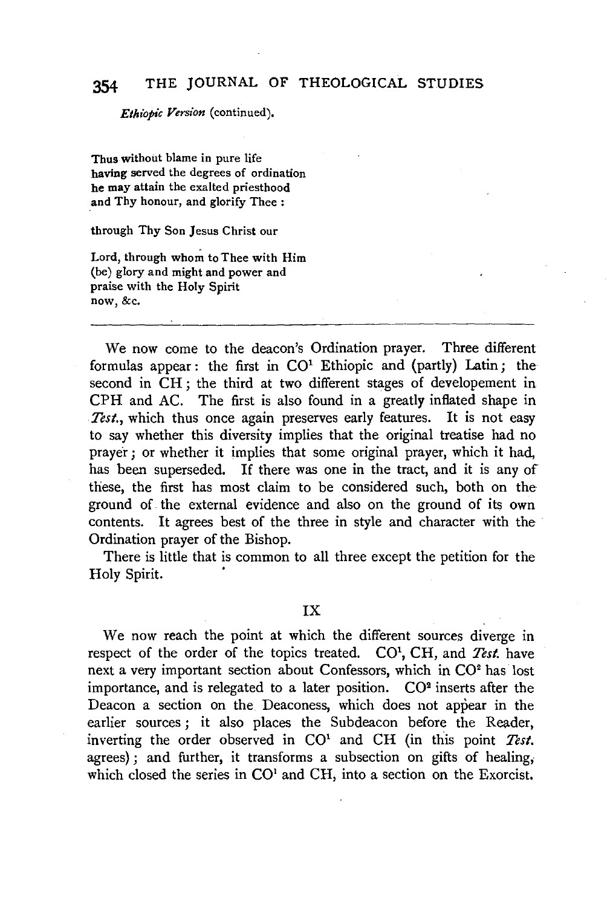*Ethiopic Version* (continued).

Thus without blame in pure life
having served the degrees of ordination
he may attain the exalted priesthood
and Thy honour, and glorify Thee :

through Thy Son Jesus Christ our

Lord, through whom to Thee with Him
(be) glory and might and power and
praise with the Holy Spirit
now, &c.

---

We now come to the deacon's Ordination prayer. Three different formulas appear: the first in CO[1] Ethiopic and (partly) Latin; the second in CH; the third at two different stages of developement in CPH and AC. The first is also found in a greatly inflated shape in *Test.*, which thus once again preserves early features. It is not easy to say whether this diversity implies that the original treatise had no prayer; or whether it implies that some original prayer, which it had, has been superseded. If there was one in the tract, and it is any of these, the first has most claim to be considered such, both on the ground of the external evidence and also on the ground of its own contents. It agrees best of the three in style and character with the Ordination prayer of the Bishop.

There is little that is common to all three except the petition for the Holy Spirit.

## IX

We now reach the point at which the different sources diverge in respect of the order of the topics treated. CO[1], CH, and *Test.* have next a very important section about Confessors, which in CO[2] has lost importance, and is relegated to a later position. CO[2] inserts after the Deacon a section on the Deaconess, which does not appear in the earlier sources; it also places the Subdeacon before the Reader, inverting the order observed in CO[1] and CH (in this point *Test.* agrees); and further, it transforms a subsection on gifts of healing, which closed the series in CO[1] and CH, into a section on the Exorcist.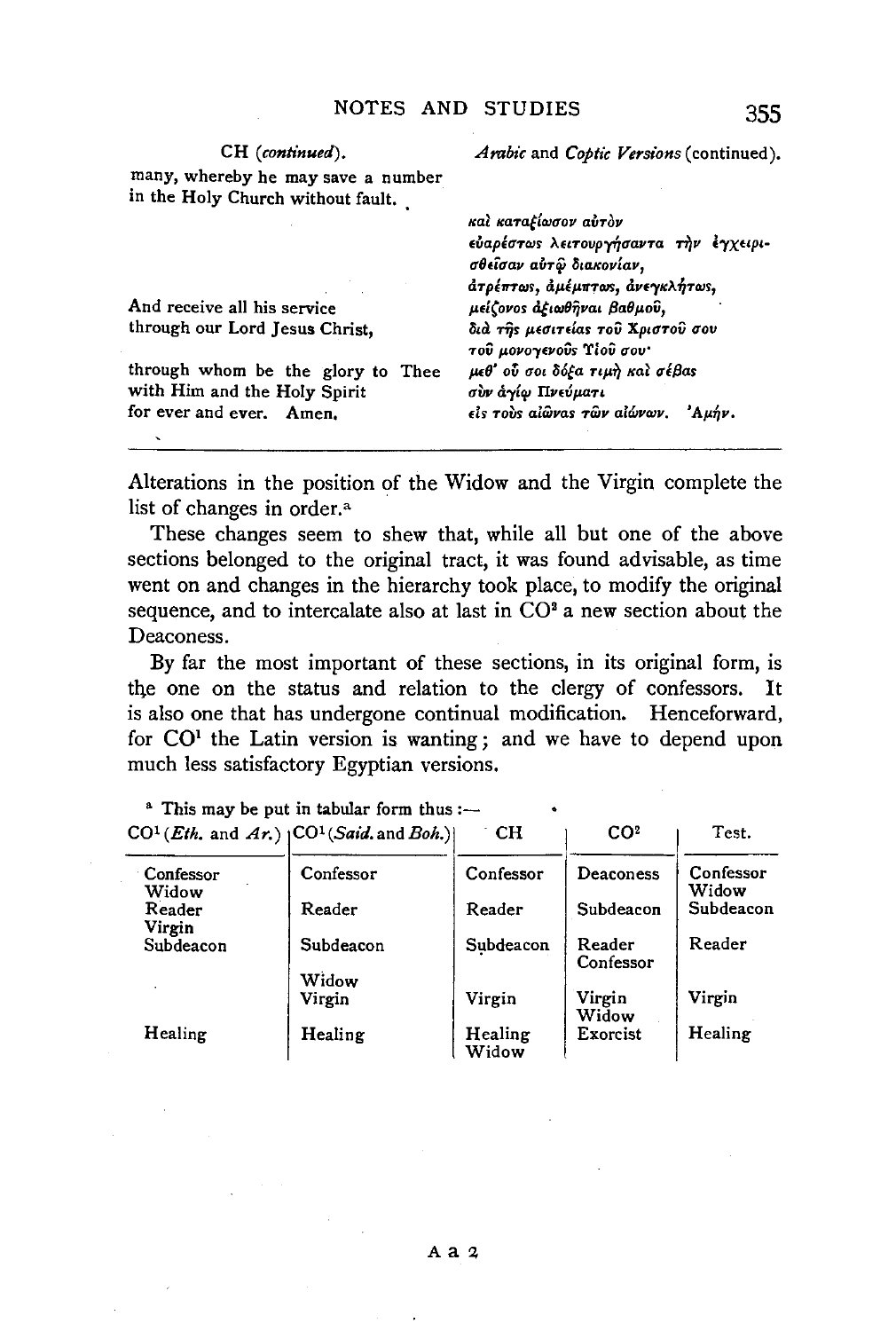| CH (*continued*). | *Arabic* and *Coptic Versions* (continued). |
|---|---|
| many, whereby he may save a number in the Holy Church without fault. | |
| | καὶ καταξίωσον αὐτὸν εὐαρέστως λειτουργήσαντα τὴν ἐγχειρισθεῖσαν αὐτῷ διακονίαν, ἀτρέπτως, ἀμέμπτως, ἀνεγκλήτως, |
| And receive all his service | μείζονος ἀξιωθῆναι βαθμοῦ, |
| through our Lord Jesus Christ, | διὰ τῆς μεσιτείας τοῦ Χριστοῦ σου τοῦ μονογενοῦς Υἱοῦ σου· |
| through whom be the glory to Thee with Him and the Holy Spirit for ever and ever. Amen. | μεθ' οὗ σοι δόξα τιμὴ καὶ σέβας σὺν ἁγίῳ Πνεύματι εἰς τοὺς αἰῶνας τῶν αἰώνων. Ἀμήν. |

Alterations in the position of the Widow and the Virgin complete the list of changes in order.[a]

These changes seem to shew that, while all but one of the above sections belonged to the original tract, it was found advisable, as time went on and changes in the hierarchy took place, to modify the original sequence, and to intercalate also at last in CO[2] a new section about the Deaconess.

By far the most important of these sections, in its original form, is the one on the status and relation to the clergy of confessors. It is also one that has undergone continual modification. Henceforward, for CO[1] the Latin version is wanting; and we have to depend upon much less satisfactory Egyptian versions.

[a] This may be put in tabular form thus:—

| CO[1] (*Eth.* and *Ar.*) | CO[1] (*Said.* and *Boh.*) | CH | CO[2] | Test. |
|---|---|---|---|---|
| Confessor | Confessor | Confessor | Deaconess | Confessor |
| Widow | | | | Widow |
| Reader | Reader | Reader | Subdeacon | Subdeacon |
| Virgin | | | | |
| Subdeacon | Subdeacon | Subdeacon | Reader | Reader |
| | | | Confessor | |
| | Widow | | | |
| | Virgin | Virgin | Virgin | Virgin |
| | | | Widow | |
| Healing | Healing | Healing | Exorcist | Healing |
| | | Widow | | |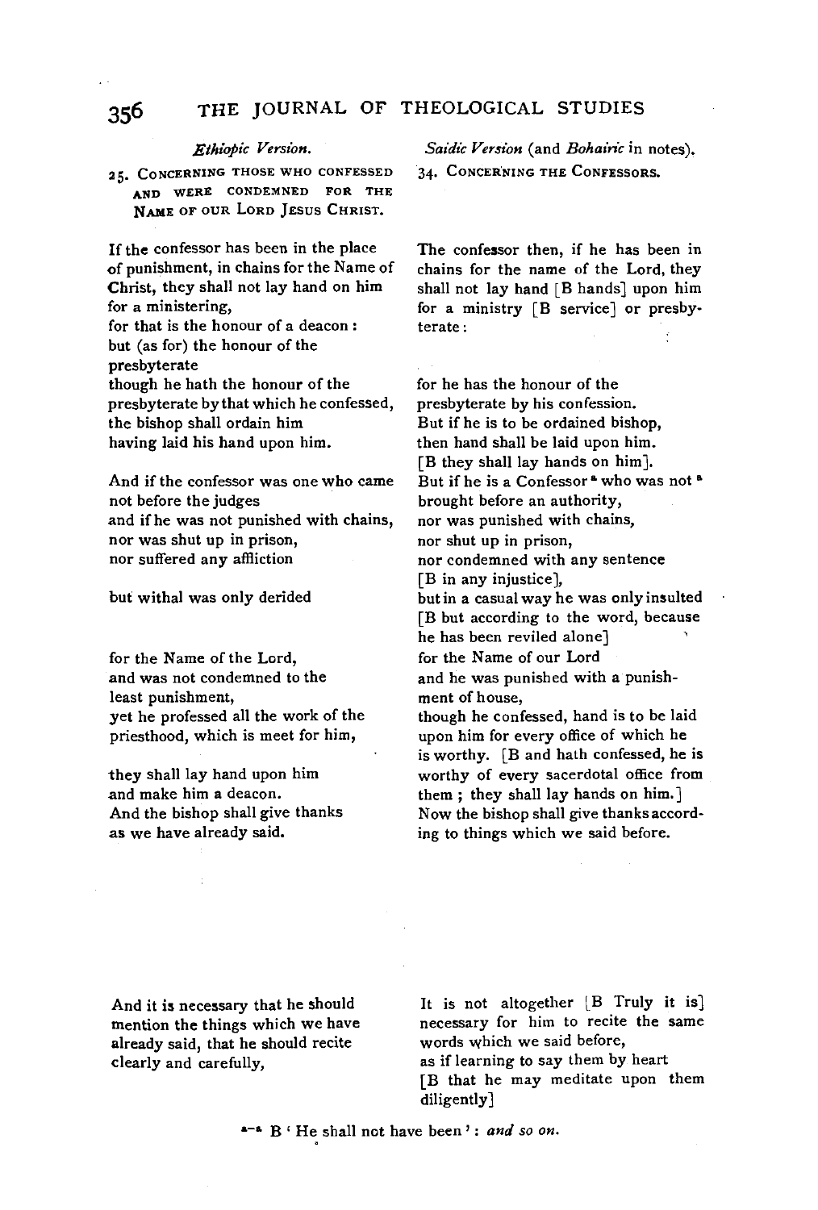| *Ethiopic Version.* | *Saidic Version* (and *Bohairic* in notes). |
|---|---|
| 25. CONCERNING THOSE WHO CONFESSED AND WERE CONDEMNED FOR THE NAME OF OUR LORD JESUS CHRIST. | 34. CONCERNING THE CONFESSORS. |
| If the confessor has been in the place of punishment, in chains for the Name of Christ, they shall not lay hand on him for a ministering, for that is the honour of a deacon: but (as for) the honour of the presbyterate | The confessor then, if he has been in chains for the name of the Lord, they shall not lay hand [B hands] upon him for a ministry [B service] or presbyterate: |
| though he hath the honour of the presbyterate by that which he confessed, the bishop shall ordain him having laid his hand upon him. | for he has the honour of the presbyterate by his confession. But if he is to be ordained bishop, then hand shall be laid upon him. [B they shall lay hands on him]. |
| And if the confessor was one who came not before the judges and if he was not punished with chains, nor was shut up in prison, nor suffered any affliction | But if he is a Confessor [a] who was not [a] brought before an authority, nor was punished with chains, nor shut up in prison, nor condemned with any sentence [B in any injustice], |
| but withal was only derided | but in a casual way he was only insulted [B but according to the word, because he has been reviled alone] |
| for the Name of the Lord, and was not condemned to the least punishment, yet he professed all the work of the priesthood, which is meet for him, | for the Name of our Lord and he was punished with a punishment of house, though he confessed, hand is to be laid upon him for every office of which he is worthy. |
| they shall lay hand upon him and make him a deacon. And the bishop shall give thanks as we have already said. | [B and hath confessed, he is worthy of every sacerdotal office from them; they shall lay hands on him.] Now the bishop shall give thanks according to things which we said before. |
| And it is necessary that he should mention the things which we have already said, that he should recite clearly and carefully, | It is not altogether [B Truly it is] necessary for him to recite the same words which we said before, as if learning to say them by heart [B that he may meditate upon them diligently] |

a–a B 'He shall not have been': *and so on*.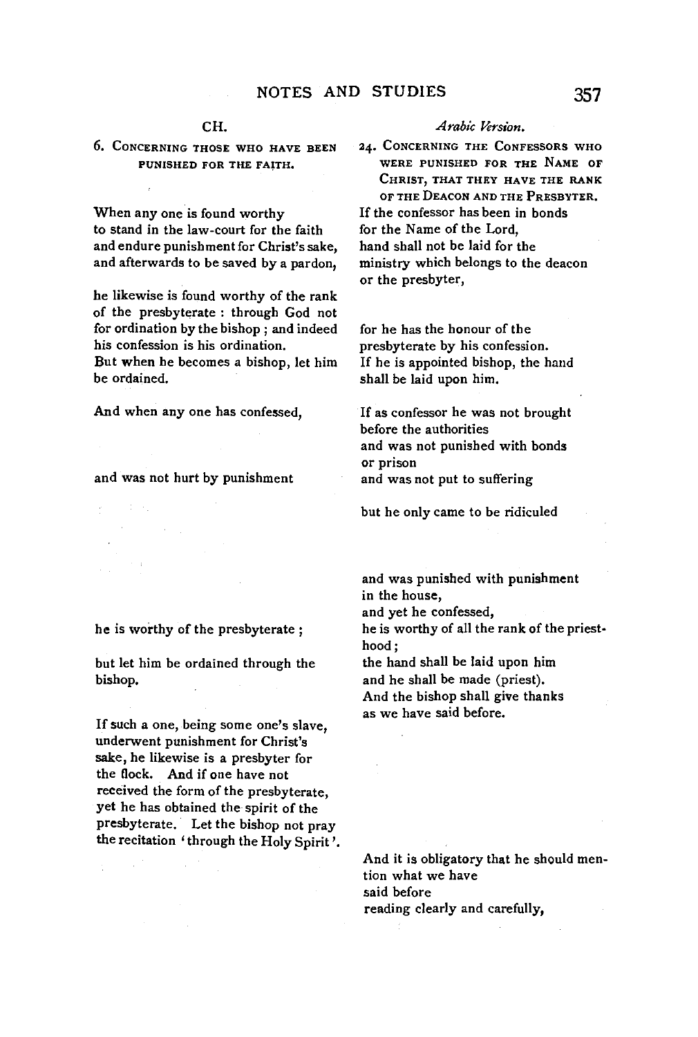| CH. | *Arabic Version.* |
|---|---|
| 6. CONCERNING THOSE WHO HAVE BEEN PUNISHED FOR THE FAITH. | 24. CONCERNING THE CONFESSORS WHO WERE PUNISHED FOR THE NAME OF CHRIST, THAT THEY HAVE THE RANK OF THE DEACON AND THE PRESBYTER. |
| When any one is found worthy to stand in the law-court for the faith and endure punishment for Christ's sake, and afterwards to be saved by a pardon, | If the confessor has been in bonds for the Name of the Lord, hand shall not be laid for the ministry which belongs to the deacon or the presbyter, |
| he likewise is found worthy of the rank of the presbyterate : through God not for ordination by the bishop ; and indeed his confession is his ordination. | for he has the honour of the presbyterate by his confession. |
| But when he becomes a bishop, let him be ordained. | If he is appointed bishop, the hand shall be laid upon him. |
| And when any one has confessed, | If as confessor he was not brought before the authorities and was not punished with bonds or prison |
| and was not hurt by punishment | and was not put to suffering |
| | but he only came to be ridiculed |
| | and was punished with punishment in the house, and yet he confessed, |
| he is worthy of the presbyterate ; | he is worthy of all the rank of the priesthood ; |
| but let him be ordained through the bishop. | the hand shall be laid upon him and he shall be made (priest). And the bishop shall give thanks as we have said before. |
| If such a one, being some one's slave, underwent punishment for Christ's sake, he likewise is a presbyter for the flock. And if one have not received the form of the presbyterate, yet he has obtained the spirit of the presbyterate. Let the bishop not pray the recitation 'through the Holy Spirit'. | |
| | And it is obligatory that he should mention what we have said before reading clearly and carefully, |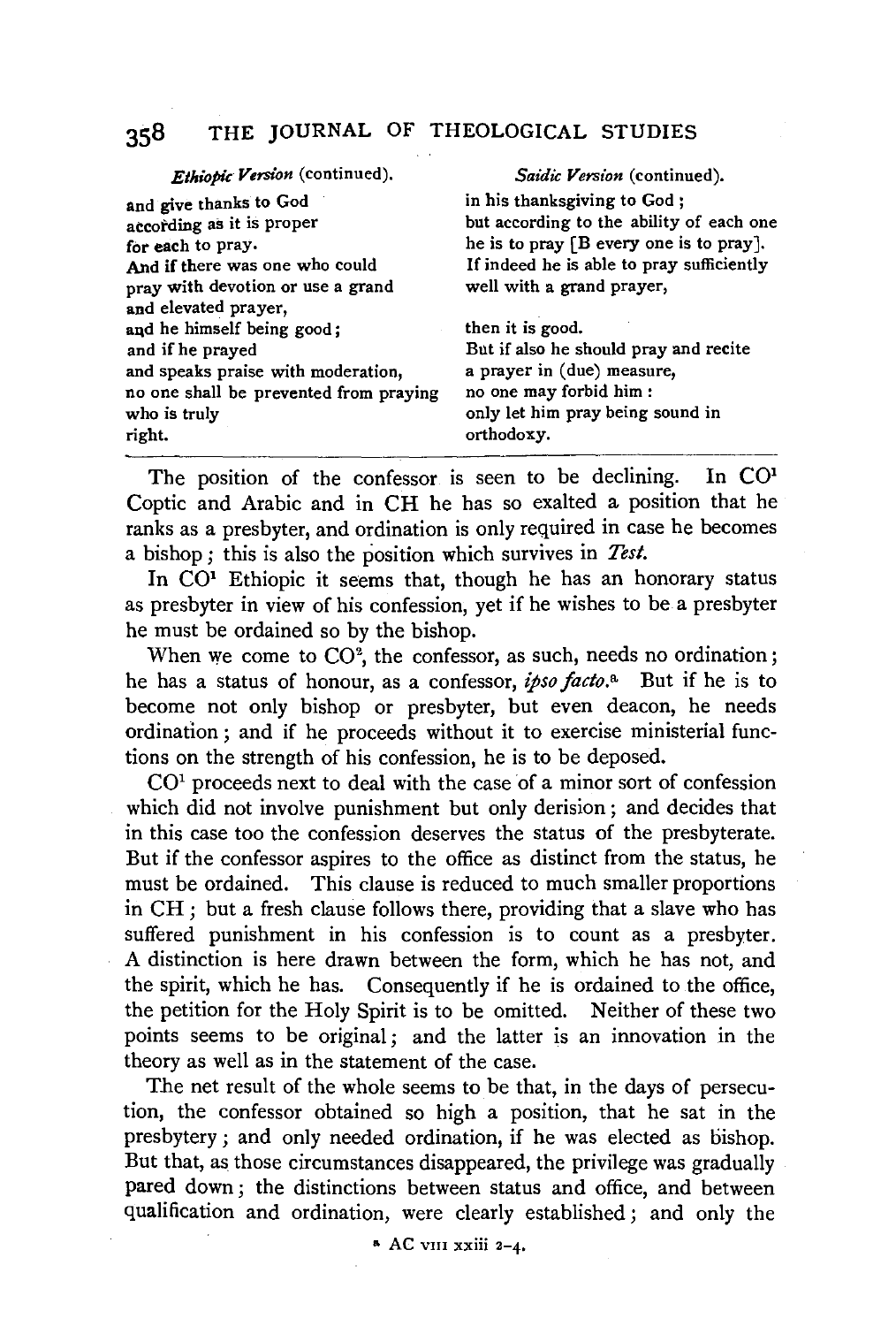| *Ethiopic Version* (continued). | *Saidic Version* (continued). |
|---|---|
| and give thanks to God | in his thanksgiving to God ; |
| according as it is proper | but according to the ability of each one |
| for each to pray. | he is to pray [B every one is to pray]. |
| And if there was one who could | If indeed he is able to pray sufficiently |
| pray with devotion or use a grand | well with a grand prayer, |
| and elevated prayer, | |
| and he himself being good ; | then it is good. |
| and if he prayed | But if also he should pray and recite |
| and speaks praise with moderation, | a prayer in (due) measure, |
| no one shall be prevented from praying | no one may forbid him : |
| who is truly | only let him pray being sound in |
| right. | orthodoxy. |

The position of the confessor is seen to be declining. In CO[1] Coptic and Arabic and in CH he has so exalted a position that he ranks as a presbyter, and ordination is only required in case he becomes a bishop ; this is also the position which survives in *Test.*

In CO[1] Ethiopic it seems that, though he has an honorary status as presbyter in view of his confession, yet if he wishes to be a presbyter he must be ordained so by the bishop.

When we come to CO[2], the confessor, as such, needs no ordination ; he has a status of honour, as a confessor, *ipso facto*.[a] But if he is to become not only bishop or presbyter, but even deacon, he needs ordination ; and if he proceeds without it to exercise ministerial functions on the strength of his confession, he is to be deposed.

CO[1] proceeds next to deal with the case of a minor sort of confession which did not involve punishment but only derision ; and decides that in this case too the confession deserves the status of the presbyterate. But if the confessor aspires to the office as distinct from the status, he must be ordained. This clause is reduced to much smaller proportions in CH ; but a fresh clause follows there, providing that a slave who has suffered punishment in his confession is to count as a presbyter. A distinction is here drawn between the form, which he has not, and the spirit, which he has. Consequently if he is ordained to the office, the petition for the Holy Spirit is to be omitted. Neither of these two points seems to be original ; and the latter is an innovation in the theory as well as in the statement of the case.

The net result of the whole seems to be that, in the days of persecution, the confessor obtained so high a position, that he sat in the presbytery ; and only needed ordination, if he was elected as bishop. But that, as those circumstances disappeared, the privilege was gradually pared down ; the distinctions between status and office, and between qualification and ordination, were clearly established ; and only the

[a] AC VIII xxiii 2–4.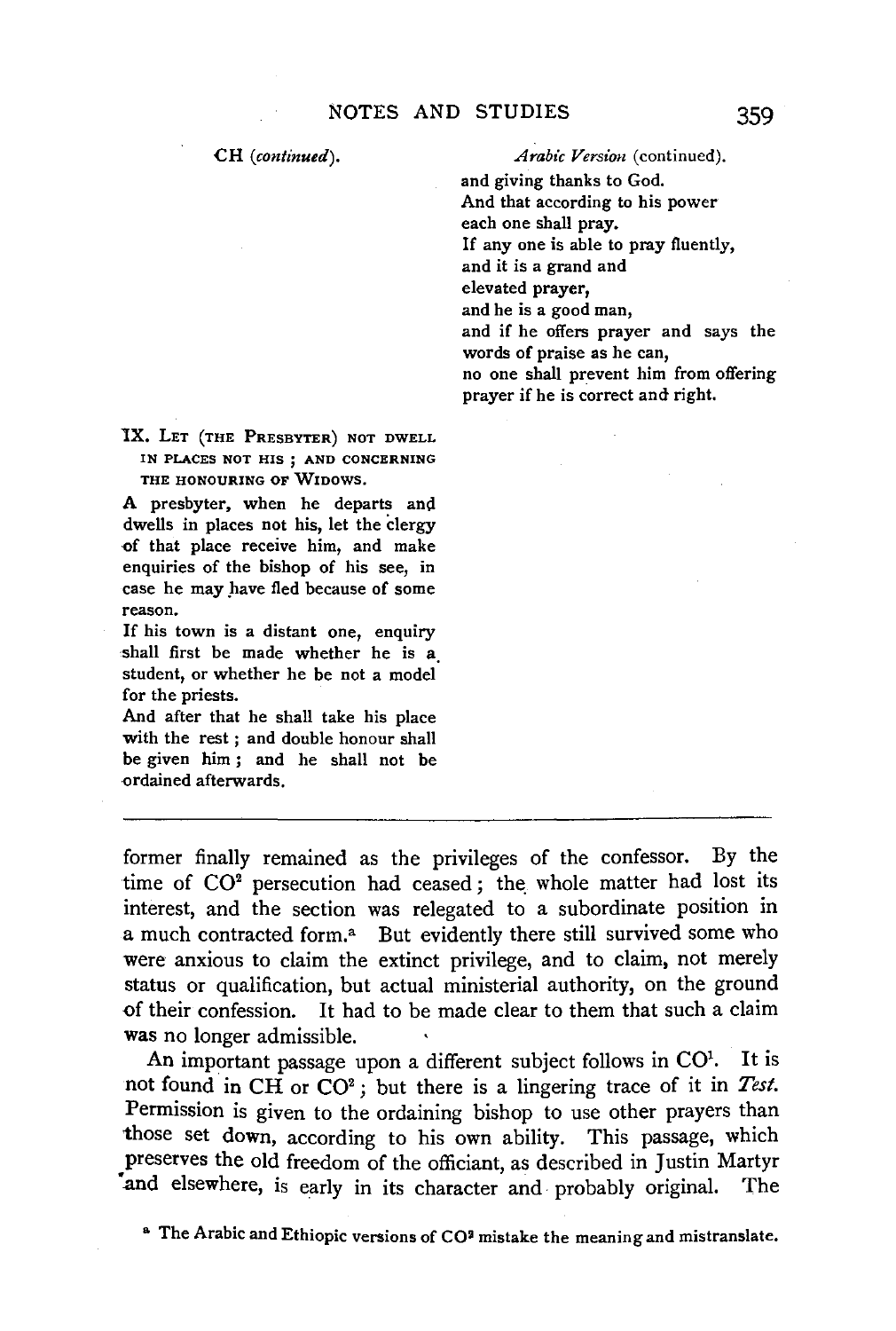| CH (*continued*). | *Arabic Version* (continued). |
| --- | --- |
| | and giving thanks to God.<br>And that according to his power<br>each one shall pray.<br>If any one is able to pray fluently,<br>and it is a grand and<br>elevated prayer,<br>and he is a good man,<br>and if he offers prayer and says the words of praise as he can,<br>no one shall prevent him from offering prayer if he is correct and right. |
| IX. LET (THE PRESBYTER) NOT DWELL IN PLACES NOT HIS; AND CONCERNING THE HONOURING OF WIDOWS.<br>A presbyter, when he departs and dwells in places not his, let the clergy of that place receive him, and make enquiries of the bishop of his see, in case he may have fled because of some reason.<br>If his town is a distant one, enquiry shall first be made whether he is a student, or whether he be not a model for the priests.<br>And after that he shall take his place with the rest; and double honour shall be given him; and he shall not be ordained afterwards. | |

former finally remained as the privileges of the confessor. By the time of CO[2] persecution had ceased; the whole matter had lost its interest, and the section was relegated to a subordinate position in a much contracted form.[a] But evidently there still survived some who were anxious to claim the extinct privilege, and to claim, not merely status or qualification, but actual ministerial authority, on the ground of their confession. It had to be made clear to them that such a claim was no longer admissible.

An important passage upon a different subject follows in CO[1]. It is not found in CH or CO[2]; but there is a lingering trace of it in *Test.* Permission is given to the ordaining bishop to use other prayers than those set down, according to his own ability. This passage, which preserves the old freedom of the officiant, as described in Justin Martyr and elsewhere, is early in its character and probably original. The

[a] The Arabic and Ethiopic versions of CO[2] mistake the meaning and mistranslate.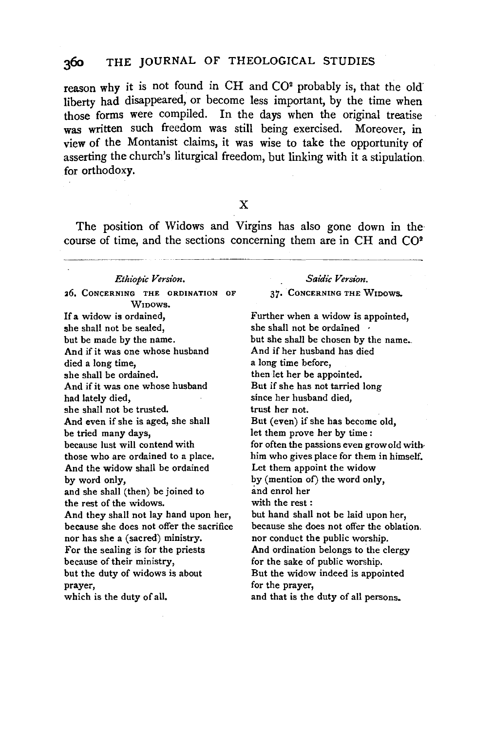reason why it is not found in CH and CO[2] probably is, that the old liberty had disappeared, or become less important, by the time when those forms were compiled. In the days when the original treatise was written such freedom was still being exercised. Moreover, in view of the Montanist claims, it was wise to take the opportunity of asserting the church's liturgical freedom, but linking with it a stipulation for orthodoxy.

## X

The position of Widows and Virgins has also gone down in the course of time, and the sections concerning them are in CH and CO[2]

| *Ethiopic Version.* | *Saidic Version.* |
|---|---|
| 26. CONCERNING THE ORDINATION OF WIDOWS. | 37. CONCERNING THE WIDOWS. |
| If a widow is ordained, | Further when a widow is appointed, |
| she shall not be sealed, | she shall not be ordained |
| but be made by the name. | but she shall be chosen by the name. |
| And if it was one whose husband | And if her husband has died |
| died a long time, | a long time before, |
| she shall be ordained. | then let her be appointed. |
| And if it was one whose husband | But if she has not tarried long |
| had lately died, | since her husband died, |
| she shall not be trusted. | trust her not. |
| And even if she is aged, she shall | But (even) if she has become old, |
| be tried many days, | let them prove her by time: |
| because lust will contend with | for often the passions even grow old with |
| those who are ordained to a place. | him who gives place for them in himself. |
| And the widow shall be ordained | Let them appoint the widow |
| by word only, | by (mention of) the word only, |
| and she shall (then) be joined to | and enrol her |
| the rest of the widows. | with the rest: |
| And they shall not lay hand upon her, | but hand shall not be laid upon her, |
| because she does not offer the sacrifice | because she does not offer the oblation. |
| nor has she a (sacred) ministry. | nor conduct the public worship. |
| For the sealing is for the priests | And ordination belongs to the clergy |
| because of their ministry, | for the sake of public worship. |
| but the duty of widows is about | But the widow indeed is appointed |
| prayer, | for the prayer, |
| which is the duty of all. | and that is the duty of all persons. |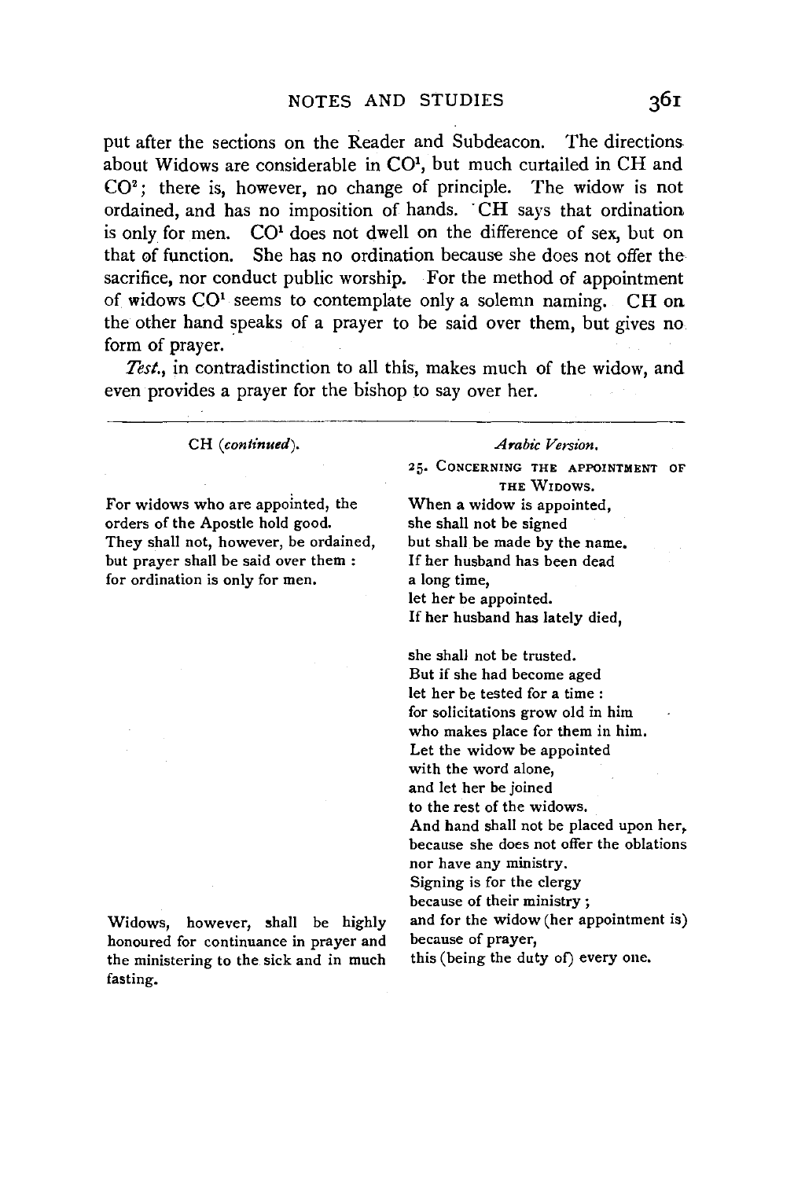put after the sections on the Reader and Subdeacon. The directions about Widows are considerable in CO[1], but much curtailed in CH and CO[2]; there is, however, no change of principle. The widow is not ordained, and has no imposition of hands. CH says that ordination is only for men. CO[1] does not dwell on the difference of sex, but on that of function. She has no ordination because she does not offer the sacrifice, nor conduct public worship. For the method of appointment of widows CO[1] seems to contemplate only a solemn naming. CH on the other hand speaks of a prayer to be said over them, but gives no form of prayer.

*Test.*, in contradistinction to all this, makes much of the widow, and even provides a prayer for the bishop to say over her.

---

| CH (*continued*). | *Arabic Version.* |
|---|---|
| | 25. CONCERNING THE APPOINTMENT OF THE WIDOWS. |
| For widows who are appointed, the orders of the Apostle hold good. They shall not, however, be ordained, but prayer shall be said over them : for ordination is only for men. | When a widow is appointed, she shall not be signed but shall be made by the name. If her husband has been dead a long time, let her be appointed. If her husband has lately died, |
| | she shall not be trusted. But if she had become aged let her be tested for a time : for solicitations grow old in him who makes place for them in him. Let the widow be appointed with the word alone, and let her be joined to the rest of the widows. And hand shall not be placed upon her, because she does not offer the oblations nor have any ministry. Signing is for the clergy because of their ministry ; |
| Widows, however, shall be highly honoured for continuance in prayer and the ministering to the sick and in much fasting. | and for the widow (her appointment is) because of prayer, this (being the duty of) every one. |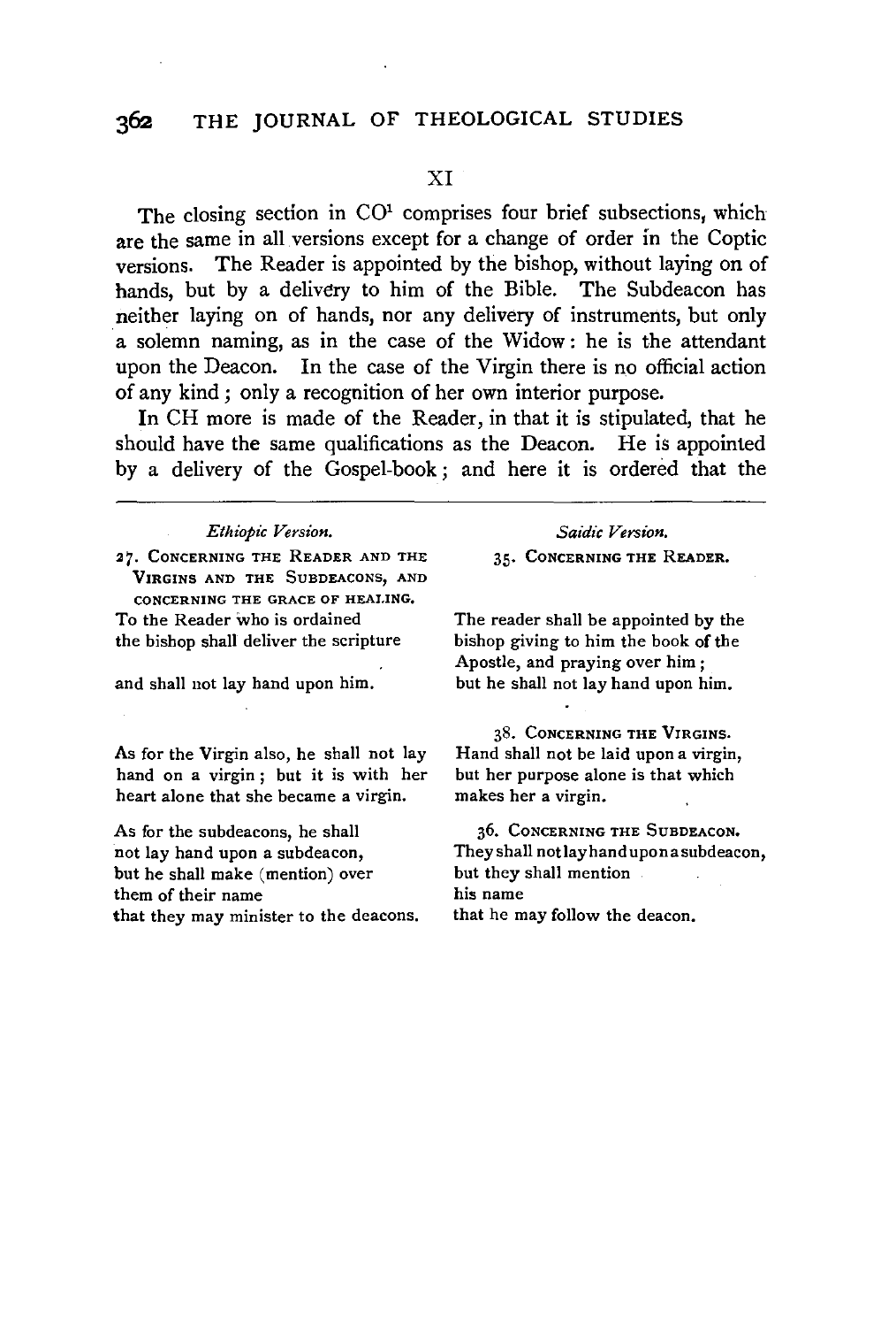## XI

The closing section in CO[1] comprises four brief subsections, which are the same in all versions except for a change of order in the Coptic versions. The Reader is appointed by the bishop, without laying on of hands, but by a delivery to him of the Bible. The Subdeacon has neither laying on of hands, nor any delivery of instruments, but only a solemn naming, as in the case of the Widow: he is the attendant upon the Deacon. In the case of the Virgin there is no official action of any kind; only a recognition of her own interior purpose.

In CH more is made of the Reader, in that it is stipulated, that he should have the same qualifications as the Deacon. He is appointed by a delivery of the Gospel-book; and here it is ordered that the

| *Ethiopic Version.* | *Saidic Version.* |
|---|---|
| 27. CONCERNING THE READER AND THE VIRGINS AND THE SUBDEACONS, AND CONCERNING THE GRACE OF HEALING. | 35. CONCERNING THE READER. |
| To the Reader who is ordained<br>the bishop shall deliver the scripture<br><br>and shall not lay hand upon him. | The reader shall be appointed by the bishop giving to him the book of the Apostle, and praying over him;<br>but he shall not lay hand upon him. |
| | 38. CONCERNING THE VIRGINS. |
| As for the Virgin also, he shall not lay hand on a virgin; but it is with her heart alone that she became a virgin. | Hand shall not be laid upon a virgin, but her purpose alone is that which makes her a virgin. |
| | 36. CONCERNING THE SUBDEACON. |
| As for the subdeacons, he shall<br>not lay hand upon a subdeacon,<br>but he shall make (mention) over<br>them of their name<br>that they may minister to the deacons. | They shall not lay hand upon a subdeacon,<br>but they shall mention<br><br>his name<br>that he may follow the deacon. |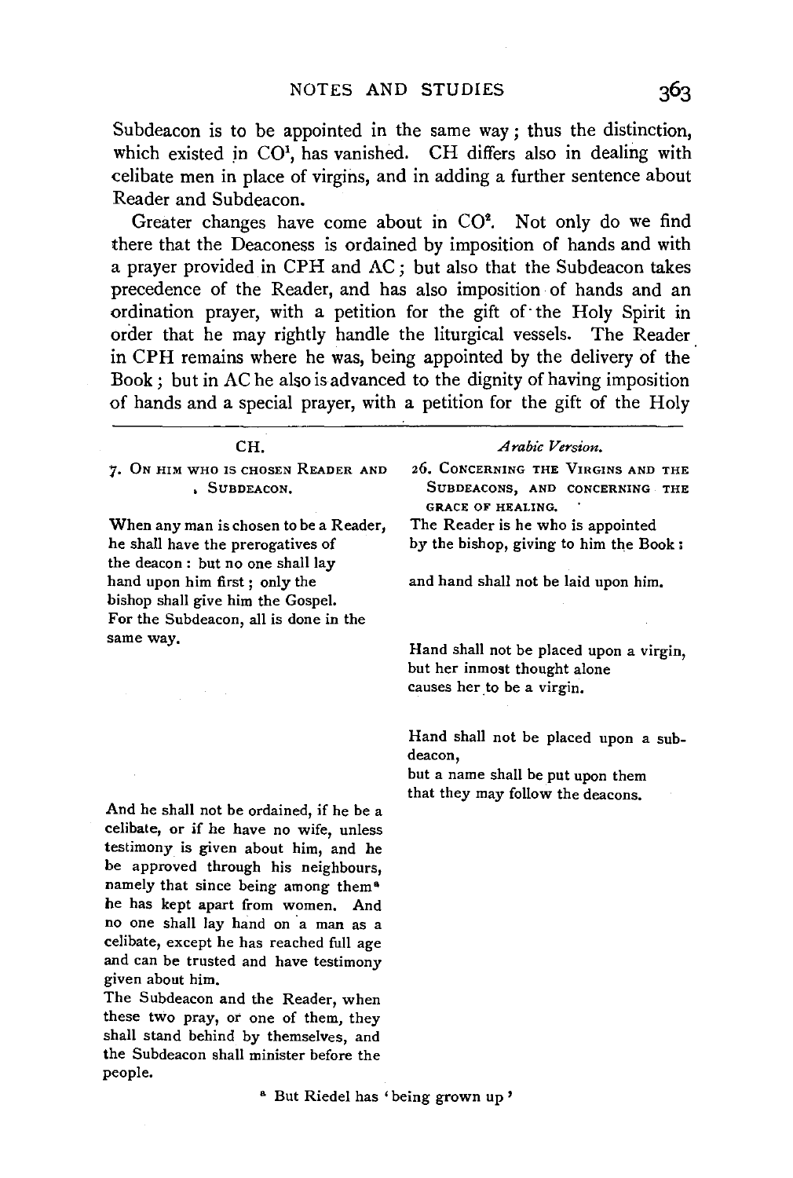Subdeacon is to be appointed in the same way; thus the distinction, which existed in CO[1], has vanished. CH differs also in dealing with celibate men in place of virgins, and in adding a further sentence about Reader and Subdeacon.

Greater changes have come about in CO[2]. Not only do we find there that the Deaconess is ordained by imposition of hands and with a prayer provided in CPH and AC; but also that the Subdeacon takes precedence of the Reader, and has also imposition of hands and an ordination prayer, with a petition for the gift of the Holy Spirit in order that he may rightly handle the liturgical vessels. The Reader in CPH remains where he was, being appointed by the delivery of the Book; but in AC he also is advanced to the dignity of having imposition of hands and a special prayer, with a petition for the gift of the Holy

| CH. | *Arabic Version.* |
|---|---|
| 7. ON HIM WHO IS CHOSEN READER AND SUBDEACON. | 26. CONCERNING THE VIRGINS AND THE SUBDEACONS, AND CONCERNING THE GRACE OF HEALING. |
| When any man is chosen to be a Reader, he shall have the prerogatives of the deacon: but no one shall lay hand upon him first; only the bishop shall give him the Gospel. | The Reader is he who is appointed by the bishop, giving to him the Book: and hand shall not be laid upon him. |
| For the Subdeacon, all is done in the same way. | |
| | Hand shall not be placed upon a virgin, but her inmost thought alone causes her to be a virgin. |
| | Hand shall not be placed upon a subdeacon, but a name shall be put upon them that they may follow the deacons. |
| And he shall not be ordained, if he be a celibate, or if he have no wife, unless testimony is given about him, and he be approved through his neighbours, namely that since being among them[a] he has kept apart from women. And no one shall lay hand on a man as a celibate, except he has reached full age and can be trusted and have testimony given about him. | |
| The Subdeacon and the Reader, when these two pray, or one of them, they shall stand behind by themselves, and the Subdeacon shall minister before the people. | |

[a] But Riedel has 'being grown up'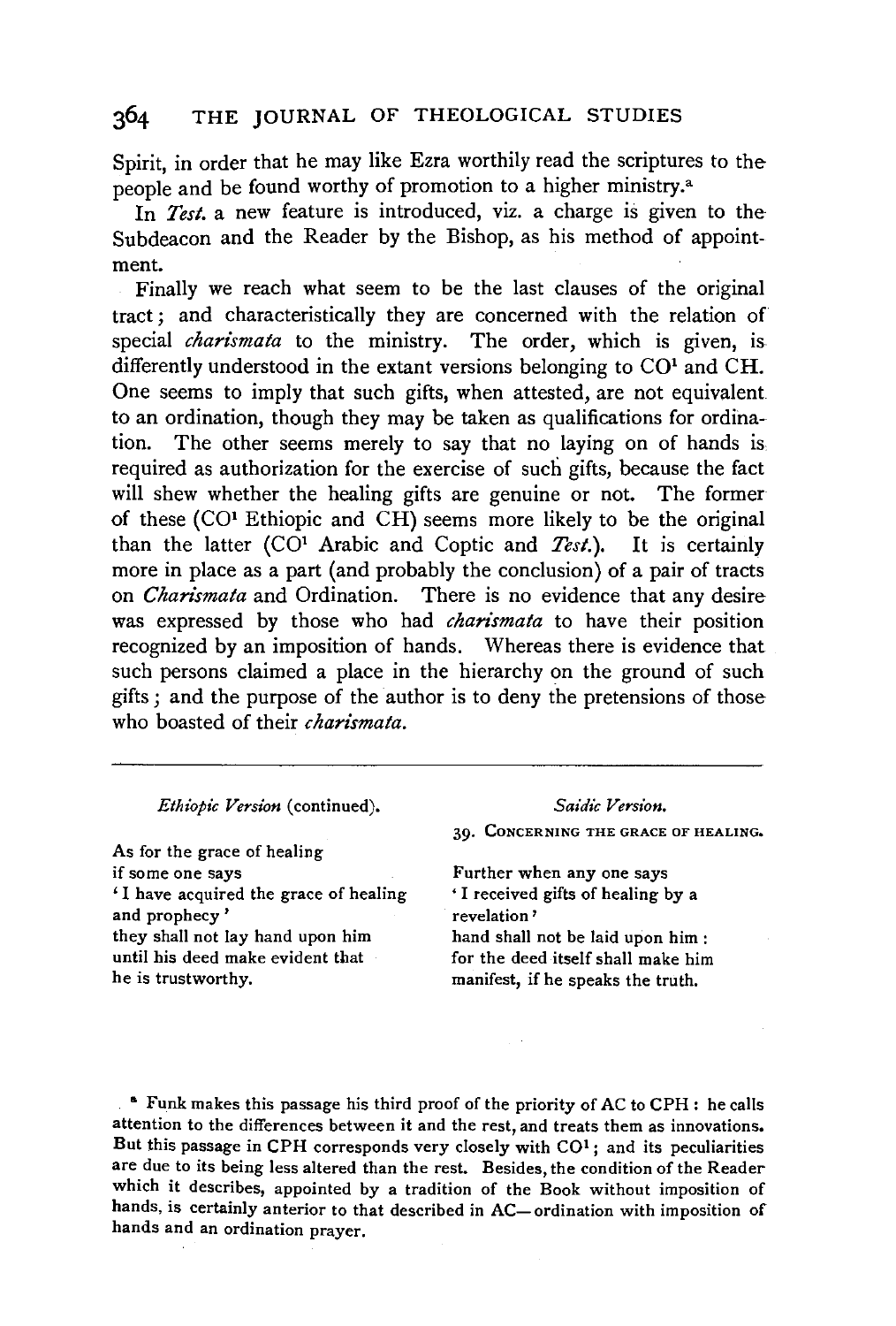Spirit, in order that he may like Ezra worthily read the scriptures to the people and be found worthy of promotion to a higher ministry.[a]

In *Test.* a new feature is introduced, viz. a charge is given to the Subdeacon and the Reader by the Bishop, as his method of appointment.

Finally we reach what seem to be the last clauses of the original tract; and characteristically they are concerned with the relation of special *charismata* to the ministry. The order, which is given, is differently understood in the extant versions belonging to CO[1] and CH. One seems to imply that such gifts, when attested, are not equivalent to an ordination, though they may be taken as qualifications for ordination. The other seems merely to say that no laying on of hands is required as authorization for the exercise of such gifts, because the fact will shew whether the healing gifts are genuine or not. The former of these (CO[1] Ethiopic and CH) seems more likely to be the original than the latter (CO[1] Arabic and Coptic and *Test.*). It is certainly more in place as a part (and probably the conclusion) of a pair of tracts on *Charismata* and Ordination. There is no evidence that any desire was expressed by those who had *charismata* to have their position recognized by an imposition of hands. Whereas there is evidence that such persons claimed a place in the hierarchy on the ground of such gifts; and the purpose of the author is to deny the pretensions of those who boasted of their *charismata*.

---

| *Ethiopic Version* (continued). | *Saidic Version.* |
|---|---|
| | 39. CONCERNING THE GRACE OF HEALING. |
| As for the grace of healing<br>if some one says<br>'I have acquired the grace of healing and prophecy'<br>they shall not lay hand upon him<br>until his deed make evident that<br>he is trustworthy. | Further when any one says<br>'I received gifts of healing by a revelation'<br>hand shall not be laid upon him:<br>for the deed itself shall make him<br>manifest, if he speaks the truth. |

---

[a] Funk makes this passage his third proof of the priority of AC to CPH: he calls attention to the differences between it and the rest, and treats them as innovations. But this passage in CPH corresponds very closely with CO[1]; and its peculiarities are due to its being less altered than the rest. Besides, the condition of the Reader which it describes, appointed by a tradition of the Book without imposition of hands, is certainly anterior to that described in AC—ordination with imposition of hands and an ordination prayer.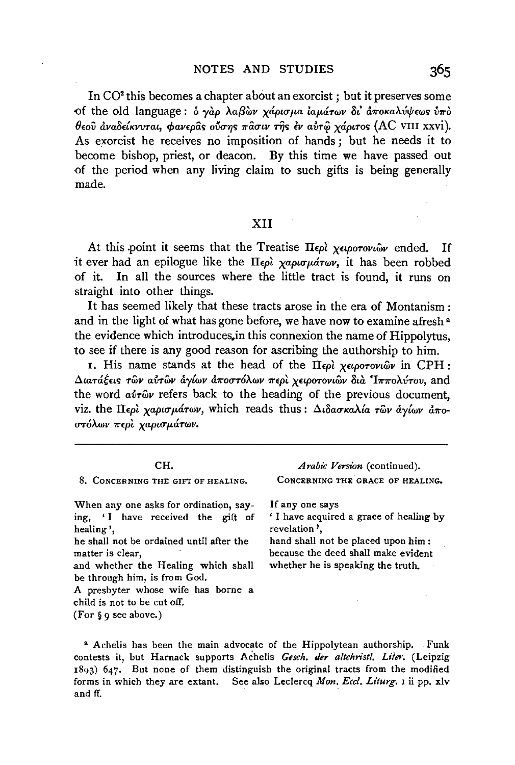In $CO^2$ this becomes a chapter about an exorcist; but it preserves some of the old language: ὁ γὰρ λαβὼν χάρισμα ἰαμάτων δι' ἀποκαλύψεως ὑπὸ θεοῦ ἀναδείκνυται, φανερᾶς οὔσης πᾶσιν τῆς ἐν αὐτῷ χάριτος (AC VIII xxvi). As exorcist he receives no imposition of hands; but he needs it to become bishop, priest, or deacon. By this time we have passed out of the period when any living claim to such gifts is being generally made.

## XII

At this point it seems that the Treatise Περὶ χειροτονιῶν ended. If it ever had an epilogue like the Περὶ χαρισμάτων, it has been robbed of it. In all the sources where the little tract is found, it runs on straight into other things.

It has seemed likely that these tracts arose in the era of Montanism: and in the light of what has gone before, we have now to examine afresh[a] the evidence which introduces in this connexion the name of Hippolytus, to see if there is any good reason for ascribing the authorship to him.

1. His name stands at the head of the Περὶ χειροτονιῶν in CPH: Διατάξεις τῶν αὐτῶν ἁγίων ἀποστόλων περὶ χειροτονιῶν διὰ Ἱππολύτου, and the word αὐτῶν refers back to the heading of the previous document, viz. the Περὶ χαρισμάτων, which reads thus: Διδασκαλία τῶν ἁγίων ἀποστόλων περὶ χαρισμάτων.

| CH. | *Arabic Version* (continued). |
|---|---|
| 8. CONCERNING THE GIFT OF HEALING. | CONCERNING THE GRACE OF HEALING. |
| When any one asks for ordination, saying, 'I have received the gift of healing', | If any one says 'I have acquired a grace of healing by revelation', |
| he shall not be ordained until after the matter is clear, | hand shall not be placed upon him: |
| and whether the Healing which shall be through him, is from God. | because the deed shall make evident whether he is speaking the truth. |
| A presbyter whose wife has borne a child is not to be cut off. | |
| (For § 9 see above.) | |

[a] Achelis has been the main advocate of the Hippolytean authorship. Funk contests it, but Harnack supports Achelis *Gesch. der altchristl. Liter.* (Leipzig 1893) 647. But none of them distinguish the original tracts from the modified forms in which they are extant. See also Leclercq *Mon. Eccl. Liturg.* 1 ii pp. xlv and ff.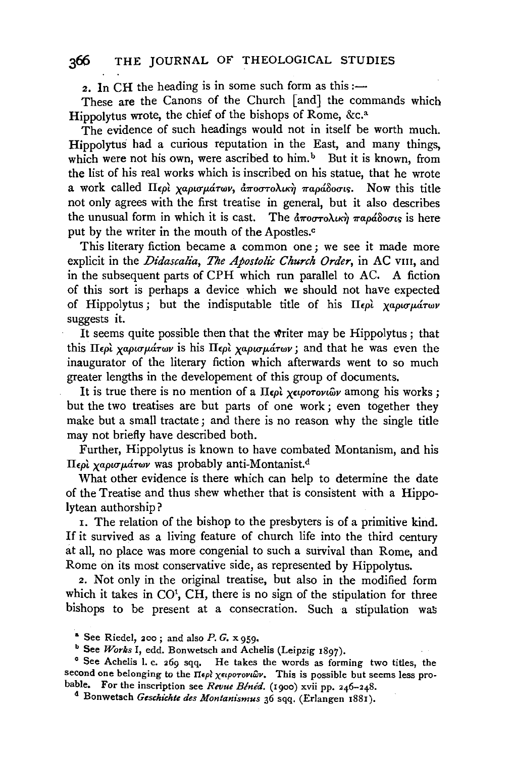2. In CH the heading is in some such form as this :—

These are the Canons of the Church [and] the commands which Hippolytus wrote, the chief of the bishops of Rome, &c.[a]

The evidence of such headings would not in itself be worth much. Hippolytus had a curious reputation in the East, and many things, which were not his own, were ascribed to him.[b] But it is known, from the list of his real works which is inscribed on his statue, that he wrote a work called Περὶ χαρισμάτων, ἀποστολικὴ παράδοσις. Now this title not only agrees with the first treatise in general, but it also describes the unusual form in which it is cast. The ἀποστολικὴ παράδοσις is here put by the writer in the mouth of the Apostles.[c]

This literary fiction became a common one; we see it made more explicit in the *Didascalia*, *The Apostolic Church Order*, in AC VIII, and in the subsequent parts of CPH which run parallel to AC. A fiction of this sort is perhaps a device which we should not have expected of Hippolytus; but the indisputable title of his Περὶ χαρισμάτων suggests it.

It seems quite possible then that the writer may be Hippolytus; that this Περὶ χαρισμάτων is his Περὶ χαρισμάτων; and that he was even the inaugurator of the literary fiction which afterwards went to so much greater lengths in the developement of this group of documents.

It is true there is no mention of a Περὶ χειροτονιῶν among his works; but the two treatises are but parts of one work; even together they make but a small tractate; and there is no reason why the single title may not briefly have described both.

Further, Hippolytus is known to have combated Montanism, and his Περὶ χαρισμάτων was probably anti-Montanist.[d]

What other evidence is there which can help to determine the date of the Treatise and thus shew whether that is consistent with a Hippolytean authorship?

1. The relation of the bishop to the presbyters is of a primitive kind. If it survived as a living feature of church life into the third century at all, no place was more congenial to such a survival than Rome, and Rome on its most conservative side, as represented by Hippolytus.

2. Not only in the original treatise, but also in the modified form which it takes in CO[1], CH, there is no sign of the stipulation for three bishops to be present at a consecration. Such a stipulation was

[a] See Riedel, 200; and also *P. G.* x 959.

[b] See *Works* I, edd. Bonwetsch and Achelis (Leipzig 1897).

[c] See Achelis l. c. 269 sqq. He takes the words as forming two titles, the second one belonging to the Περὶ χειροτονιῶν. This is possible but seems less probable. For the inscription see *Revue Bénéd.* (1900) xvii pp. 246–248.

[d] Bonwetsch *Geschichte des Montanismus* 36 sqq. (Erlangen 1881).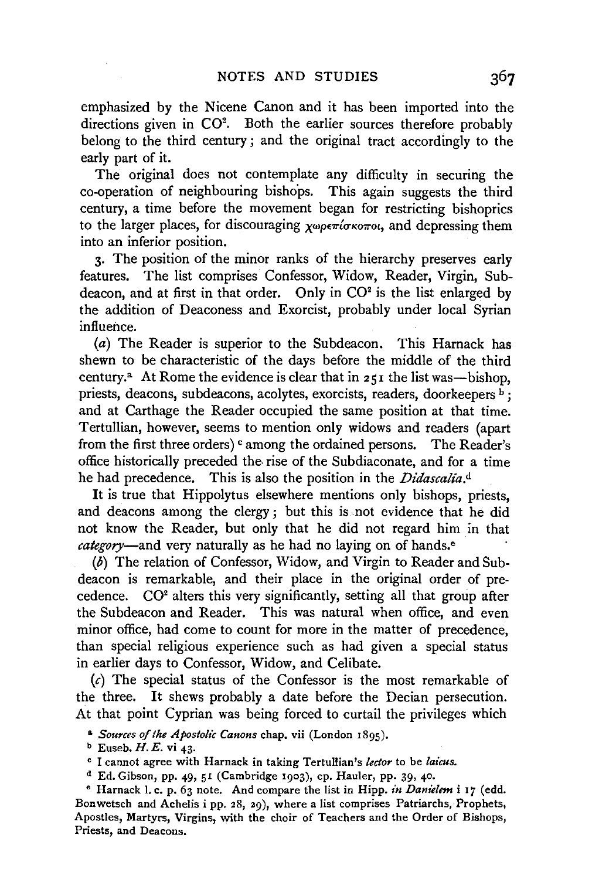emphasized by the Nicene Canon and it has been imported into the directions given in CO[2]. Both the earlier sources therefore probably belong to the third century; and the original tract accordingly to the early part of it.

The original does not contemplate any difficulty in securing the co-operation of neighbouring bishops. This again suggests the third century, a time before the movement began for restricting bishoprics to the larger places, for discouraging χωρεπίσκοποι, and depressing them into an inferior position.

3. The position of the minor ranks of the hierarchy preserves early features. The list comprises Confessor, Widow, Reader, Virgin, Subdeacon, and at first in that order. Only in CO[2] is the list enlarged by the addition of Deaconess and Exorcist, probably under local Syrian influence.

(*a*) The Reader is superior to the Subdeacon. This Harnack has shewn to be characteristic of the days before the middle of the third century.[a] At Rome the evidence is clear that in 251 the list was—bishop, priests, deacons, subdeacons, acolytes, exorcists, readers, doorkeepers [b]; and at Carthage the Reader occupied the same position at that time. Tertullian, however, seems to mention only widows and readers (apart from the first three orders) [c] among the ordained persons. The Reader's office historically preceded the rise of the Subdiaconate, and for a time he had precedence. This is also the position in the *Didascalia*.[d]

It is true that Hippolytus elsewhere mentions only bishops, priests, and deacons among the clergy; but this is not evidence that he did not know the Reader, but only that he did not regard him in that *category*—and very naturally as he had no laying on of hands.[e]

(*b*) The relation of Confessor, Widow, and Virgin to Reader and Subdeacon is remarkable, and their place in the original order of precedence. CO[2] alters this very significantly, setting all that group after the Subdeacon and Reader. This was natural when office, and even minor office, had come to count for more in the matter of precedence, than special religious experience such as had given a special status in earlier days to Confessor, Widow, and Celibate.

(*c*) The special status of the Confessor is the most remarkable of the three. It shews probably a date before the Decian persecution. At that point Cyprian was being forced to curtail the privileges which

[a] *Sources of the Apostolic Canons* chap. vii (London 1895).

[b] Euseb. *H. E.* vi 43.

[c] I cannot agree with Harnack in taking Tertullian's *lector* to be *laicus*.

[d] Ed. Gibson, pp. 49, 51 (Cambridge 1903), cp. Hauler, pp. 39, 40.

[e] Harnack l. c. p. 63 note. And compare the list in Hipp. *in Danielem* i 17 (edd. Bonwetsch and Achelis i pp. 28, 29), where a list comprises Patriarchs, Prophets, Apostles, Martyrs, Virgins, with the choir of Teachers and the Order of Bishops, Priests, and Deacons.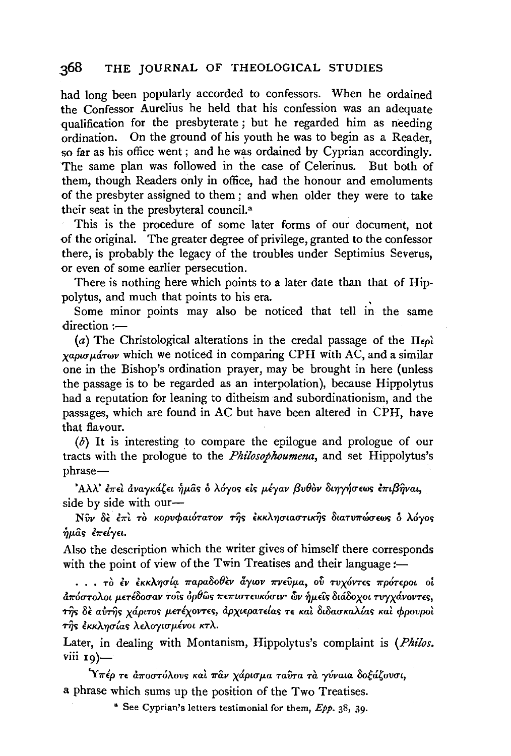had long been popularly accorded to confessors. When he ordained the Confessor Aurelius he held that his confession was an adequate qualification for the presbyterate; but he regarded him as needing ordination. On the ground of his youth he was to begin as a Reader, so far as his office went; and he was ordained by Cyprian accordingly. The same plan was followed in the case of Celerinus. But both of them, though Readers only in office, had the honour and emoluments of the presbyter assigned to them; and when older they were to take their seat in the presbyteral council.[a]

This is the procedure of some later forms of our document, not of the original. The greater degree of privilege, granted to the confessor there, is probably the legacy of the troubles under Septimius Severus, or even of some earlier persecution.

There is nothing here which points to a later date than that of Hippolytus, and much that points to his era.

Some minor points may also be noticed that tell in the same direction:—

(*a*) The Christological alterations in the credal passage of the Περὶ χαρισμάτων which we noticed in comparing CPH with AC, and a similar one in the Bishop's ordination prayer, may be brought in here (unless the passage is to be regarded as an interpolation), because Hippolytus had a reputation for leaning to ditheism and subordinationism, and the passages, which are found in AC but have been altered in CPH, have that flavour.

(*b*) It is interesting to compare the epilogue and prologue of our tracts with the prologue to the *Philosophoumena*, and set Hippolytus's phrase—

Ἀλλ' ἐπεὶ ἀναγκάζει ἡμᾶς ὁ λόγος εἰς μέγαν βυθὸν διηγήσεως ἐπιβῆναι,

side by side with our—

Νῦν δὲ ἐπὶ τὸ κορυφαιότατον τῆς ἐκκλησιαστικῆς διατυπώσεως ὁ λόγος ἡμᾶς ἐπείγει.

Also the description which the writer gives of himself there corresponds with the point of view of the Twin Treatises and their language:—

. . . τὸ ἐν ἐκκλησίᾳ παραδοθὲν ἅγιον πνεῦμα, οὗ τυχόντες πρότεροι οἱ ἀπόστολοι μετέδοσαν τοῖς ὀρθῶς πεπιστευκόσιν· ὧν ἡμεῖς διάδοχοι τυγχάνοντες, τῆς δὲ αὐτῆς χάριτος μετέχοντες, ἀρχιερατείας τε καὶ διδασκαλίας καὶ φρουροὶ τῆς ἐκκλησίας λελογισμένοι κτλ.

Later, in dealing with Montanism, Hippolytus's complaint is (*Philos.* viii 19)—

Ὑπέρ τε ἀποστόλους καὶ πᾶν χάρισμα ταῦτα τὰ γύναια δοξάζουσι,

a phrase which sums up the position of the Two Treatises.

[a] See Cyprian's letters testimonial for them, *Epp.* 38, 39.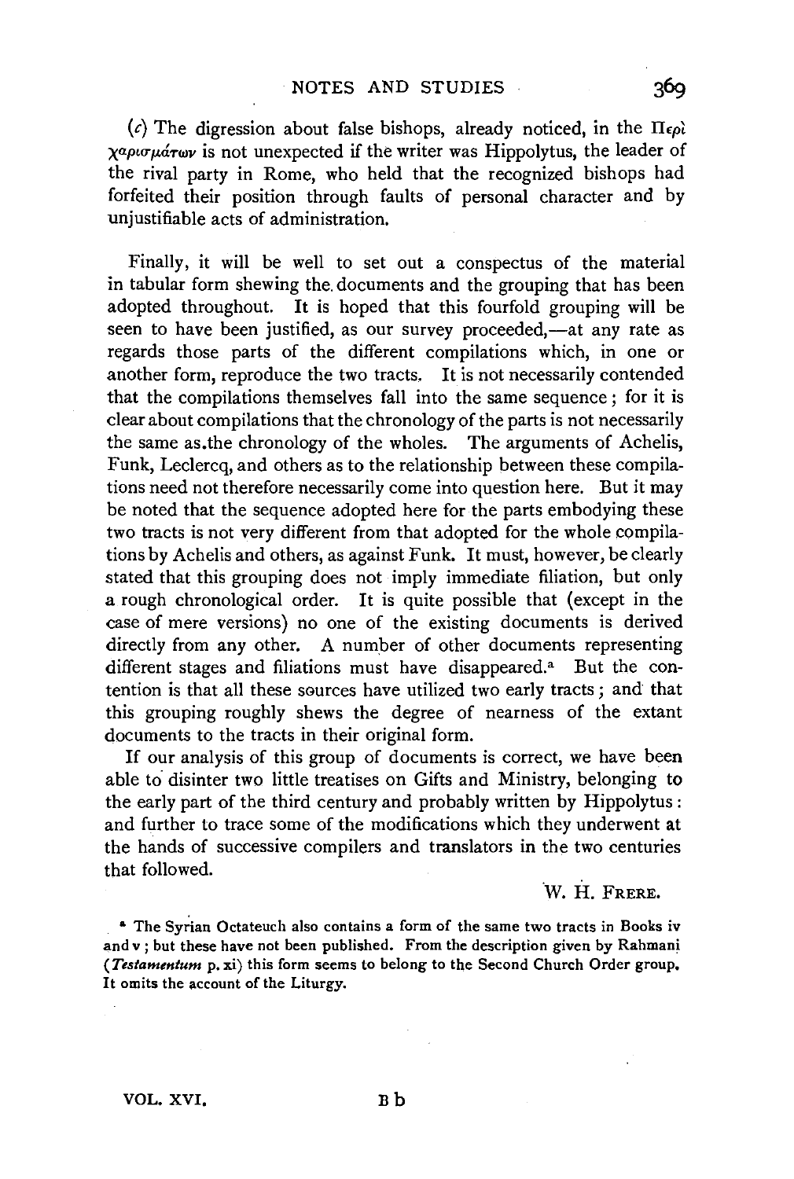(*c*) The digression about false bishops, already noticed, in the Περὶ χαρισμάτων is not unexpected if the writer was Hippolytus, the leader of the rival party in Rome, who held that the recognized bishops had forfeited their position through faults of personal character and by unjustifiable acts of administration.

Finally, it will be well to set out a conspectus of the material in tabular form shewing the documents and the grouping that has been adopted throughout. It is hoped that this fourfold grouping will be seen to have been justified, as our survey proceeded,—at any rate as regards those parts of the different compilations which, in one or another form, reproduce the two tracts. It is not necessarily contended that the compilations themselves fall into the same sequence; for it is clear about compilations that the chronology of the parts is not necessarily the same as the chronology of the wholes. The arguments of Achelis, Funk, Leclercq, and others as to the relationship between these compilations need not therefore necessarily come into question here. But it may be noted that the sequence adopted here for the parts embodying these two tracts is not very different from that adopted for the whole compilations by Achelis and others, as against Funk. It must, however, be clearly stated that this grouping does not imply immediate filiation, but only a rough chronological order. It is quite possible that (except in the case of mere versions) no one of the existing documents is derived directly from any other. A number of other documents representing different stages and filiations must have disappeared.[a] But the contention is that all these sources have utilized two early tracts; and that this grouping roughly shews the degree of nearness of the extant documents to the tracts in their original form.

If our analysis of this group of documents is correct, we have been able to disinter two little treatises on Gifts and Ministry, belonging to the early part of the third century and probably written by Hippolytus: and further to trace some of the modifications which they underwent at the hands of successive compilers and translators in the two centuries that followed.

W. H. FRERE.

[a] The Syrian Octateuch also contains a form of the same two tracts in Books iv and v; but these have not been published. From the description given by Rahmani (*Testamentum* p. xi) this form seems to belong to the Second Church Order group. It omits the account of the Liturgy.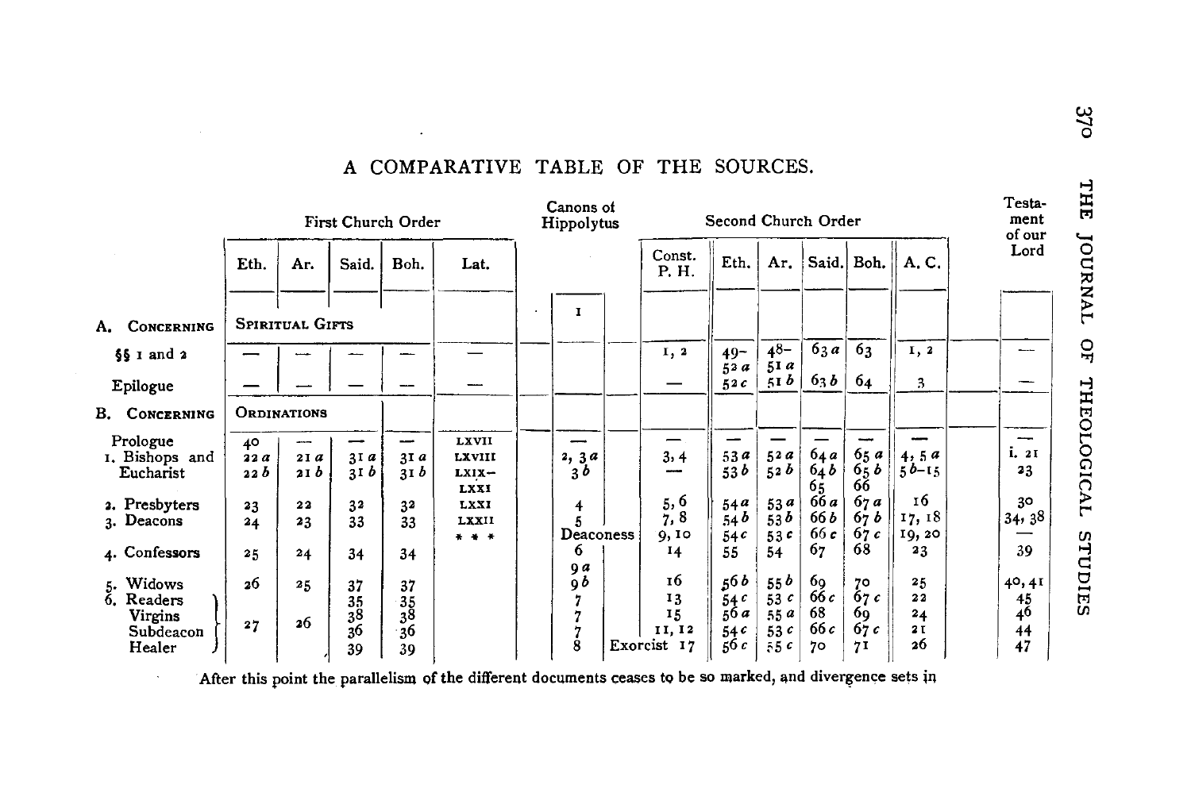## A COMPARATIVE TABLE OF THE SOURCES.

| | First Church Order | | | | | Canons of Hippolytus | Second Church Order | | | | | | Testament of our Lord |
|---|---|---|---|---|---|---|---|---|---|---|---|---|---|
| | Eth. | Ar. | Said. | Boh. | Lat. | | Const. P. H. | Eth. | Ar. | Said. | Boh. | A. C. | |
| A. CONCERNING SPIRITUAL GIFTS | | | | | | 1 | | | | | | | |
| §§ 1 and 2 | — | — | — | — | — | | 1, 2 | 49–52 a | 48–51 a | 63 a | 63 | 1, 2 | — |
| Epilogue | — | — | — | — | — | | — | 52 c | 51 b | 63 b | 64 | 3 | — |
| B. CONCERNING ORDINATIONS | | | | | | | | | | | | | |
| Prologue | 40 | — | — | — | LXVII | — | — | — | — | — | — | — | — |
| 1. Bishops and | 22 a | 21 a | 31 a | 31 a | LXVIII | 2, 3 a | 3, 4 | 53 a | 52 a | 64 a | 65 a | 4, 5 a | i. 21 |
| Eucharist | 22 b | 21 b | 31 b | 31 b | LXIX–LXXI | 3 b | — | 53 b | 52 b | 64 b 65 | 65 b 66 | 5 b–15 | 23 |
| 2. Presbyters | 23 | 22 | 32 | 32 | LXXI | 4 | 5, 6 | 54 a | 53 a | 66 a | 67 a | 16 | 30 |
| 3. Deacons | 24 | 23 | 33 | 33 | LXXII | 5 | 7, 8 | 54 b | 53 b | 66 b | 67 b | 17, 18 | 34, 38 |
| | | | | | * * * | Deaconess | 9, 10 | 54 c | 53 c | 66 c | 67 c | 19, 20 | — |
| 4. Confessors | 25 | 24 | 34 | 34 | | 6 | 14 | 55 | 54 | 67 | 68 | 23 | 39 |
| 5. Widows | 26 | 25 | 37 | 37 | | 9 a, 9 b | 16 | 56 b | 55 b | 69 | 70 | 25 | 40, 41 |
| 6. Readers | | | 35 | 35 | | 7 | 13 | 54 c | 53 c | 66 c | 67 c | 22 | 45 |
| Virgins | 27 | 26 | 38 | 38 | | 7 | 15 | 56 a | 55 a | 68 | 69 | 24 | 46 |
| Subdeacon | | | 36 | 36 | | 7 | 11, 12 | 54 c | 53 c | 66 c | 67 c | 21 | 44 |
| Healer | | | 39 | 39 | | 8 | Exorcist 17 | 56 c | 55 c | 70 | 71 | 26 | 47 |

After this point the parallelism of the different documents ceases to be so marked, and divergence sets in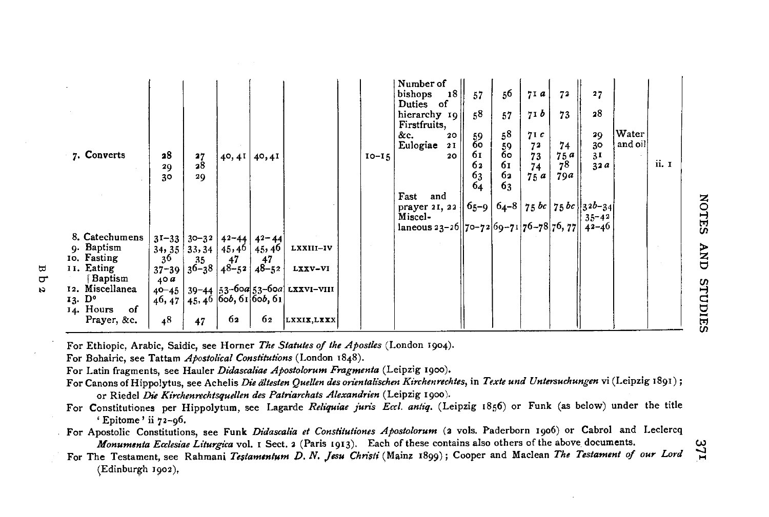| | | | | | | | | | | | | | | | |
|---|---|---|---|---|---|---|---|---|---|---|---|---|---|---|---|
| 7. Converts | 28 29 30 | 27 28 29 | 40, 41 | 40, 41 | | | 10–15 | Number of bishops 18 | 57 | 56 | 71 a | 72 | 27 | | |
| | | | | | | | | Duties of hierarchy 19 | 58 | 57 | 71 b | 73 | 28 | | |
| | | | | | | | | Firstfruits, &c. 20 | 59 | 58 | 71 c | | 29 | Water and oil | ii. 1 |
| | | | | | | | | Eulogiae 21 | 60 | 59 | 72 | 74 | 30 | | |
| | | | | | | | | 20 | 61 62 63 64 | 60 61 62 63 | 73 74 75 a | 75 a 78 79a | 31 32 a | | |
| | | | | | | | | Fast and prayer 21, 22 | 65–9 | 64–8 | 75 bc | 75 bc | 32b–34 35–42 | | |
| | | | | | | | | Miscellaneous 23–26 | 70–72 | 69–71 | 76–78 | 76, 77 | 42–46 | | |
| 8. Catechumens | 31–33 | 30–32 | 42–44 | 42–44 | | | | | | | | | | | |
| 9. Baptism | 34, 35 | 33, 34 | 45, 46 | 45, 46 | LXXIII–IV | | | | | | | | | | |
| 10. Fasting | 36 | 35 | 47 | 47 | | | | | | | | | | | |
| 11. Eating | 37–39 | 36–38 | 48–52 | 48–52 | LXXV–VI | | | | | | | | | | |
| [Baptism | 40 a | | | | | | | | | | | | | | |
| 12. Miscellanea | 40–45 | 39–44 | 53–60a | 53–60a | LXXVI–VIII | | | | | | | | | | |
| 13. D° | 46, 47 | 45, 46 | 60b, 61 | 60b, 61 | | | | | | | | | | | |
| 14. Hours of Prayer, &c. | 48 | 47 | 62 | 62 | LXXIX, LXXX | | | | | | | | | | |

For Ethiopic, Arabic, Saidic, see Horner *The Statutes of the Apostles* (London 1904).

For Bohairic, see Tattam *Apostolical Constitutions* (London 1848).

For Latin fragments, see Hauler *Didascaliae Apostolorum Fragmenta* (Leipzig 1900).

For Canons of Hippolytus, see Achelis *Die ältesten Quellen des orientalischen Kirchenrechtes*, in *Texte und Untersuchungen* vi (Leipzig 1891); or Riedel *Die Kirchenrechtsquellen des Patriarchats Alexandrien* (Leipzig 1900).

For Constitutiones per Hippolytum, see Lagarde *Reliquiae juris Eccl. antiq.* (Leipzig 1856) or Funk (as below) under the title 'Epitome' ii 72–96.

For Apostolic Constitutions, see Funk *Didascalia et Constitutiones Apostolorum* (2 vols. Paderborn 1906) or Cabrol and Leclercq *Monumenta Ecclesiae Liturgica* vol. 1 Sect. 2 (Paris 1913). Each of these contains also others of the above documents.

For The Testament, see Rahmani *Testamentum D. N. Jesu Christi* (Mainz 1899); Cooper and Maclean *The Testament of our Lord* (Edinburgh 1902).